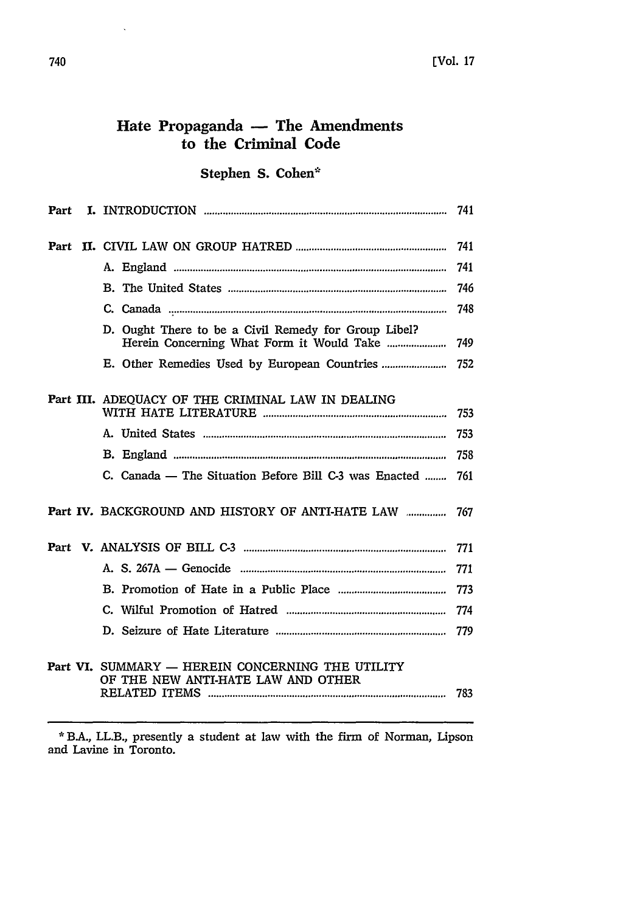# Hate Propaganda — The Amendments to the Criminal Code

**Stephen S. Cohen***

| | | |
|---|---|---|
| Part I. | INTRODUCTION | 741 |
| Part II. | CIVIL LAW ON GROUP HATRED | 741 |
| | A. England | 741 |
| | B. The United States | 746 |
| | C. Canada | 748 |
| | D. Ought There to be a Civil Remedy for Group Libel? Herein Concerning What Form it Would Take | 749 |
| | E. Other Remedies Used by European Countries | 752 |
| Part III. | ADEQUACY OF THE CRIMINAL LAW IN DEALING WITH HATE LITERATURE | 753 |
| | A. United States | 753 |
| | B. England | 758 |
| | C. Canada — The Situation Before Bill C-3 was Enacted | 761 |
| Part IV. | BACKGROUND AND HISTORY OF ANTI-HATE LAW | 767 |
| Part V. | ANALYSIS OF BILL C-3 | 771 |
| | A. S. 267A — Genocide | 771 |
| | B. Promotion of Hate in a Public Place | 773 |
| | C. Wilful Promotion of Hatred | 774 |
| | D. Seizure of Hate Literature | 779 |
| Part VI. | SUMMARY — HEREIN CONCERNING THE UTILITY OF THE NEW ANTI-HATE LAW AND OTHER RELATED ITEMS | 783 |

---

* B.A., LL.B., presently a student at law with the firm of Norman, Lipson and Lavine in Toronto.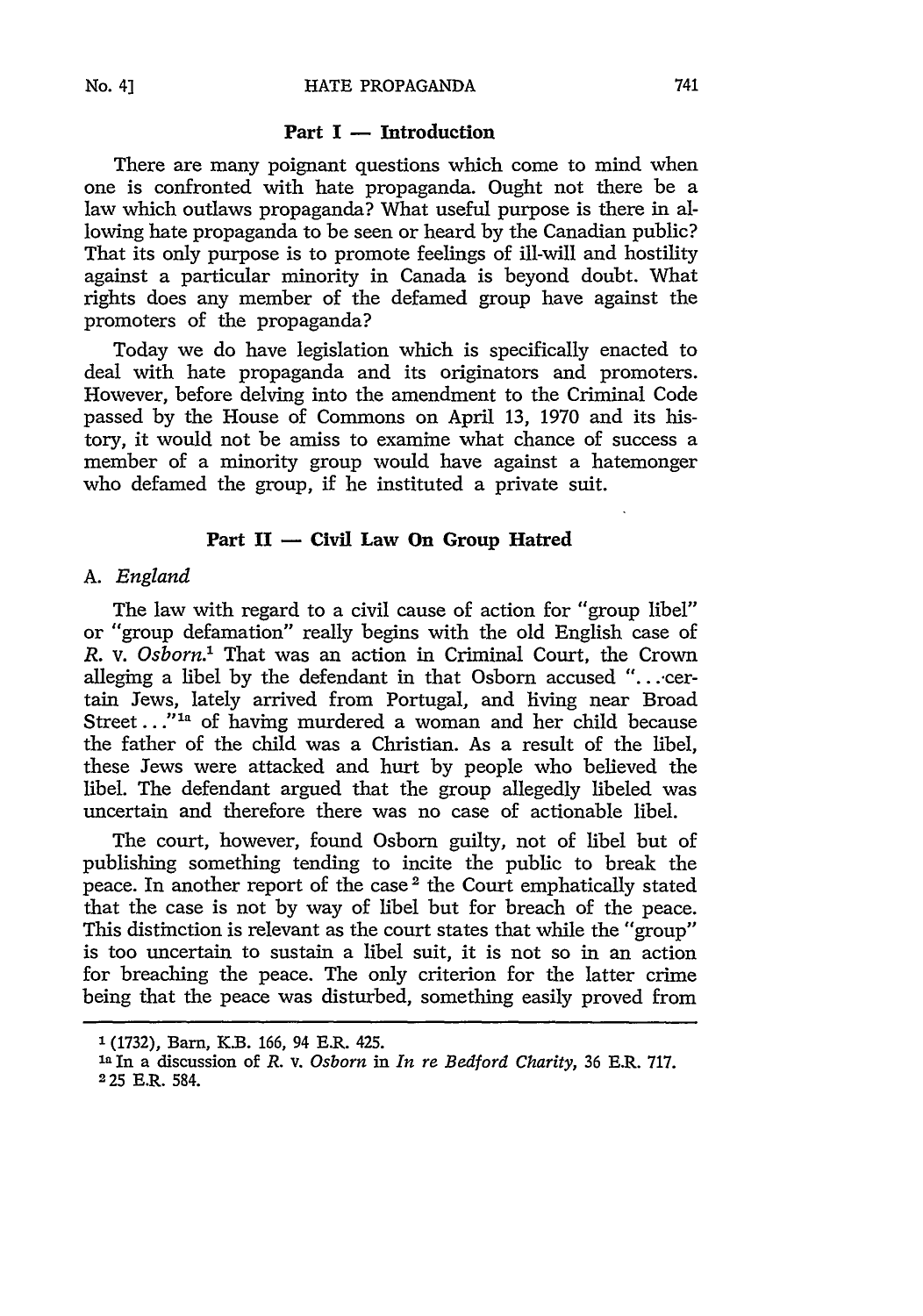## Part I — Introduction

There are many poignant questions which come to mind when one is confronted with hate propaganda. Ought not there be a law which outlaws propaganda? What useful purpose is there in allowing hate propaganda to be seen or heard by the Canadian public? That its only purpose is to promote feelings of ill-will and hostility against a particular minority in Canada is beyond doubt. What rights does any member of the defamed group have against the promoters of the propaganda?

Today we do have legislation which is specifically enacted to deal with hate propaganda and its originators and promoters. However, before delving into the amendment to the Criminal Code passed by the House of Commons on April 13, 1970 and its history, it would not be amiss to examine what chance of success a member of a minority group would have against a hatemonger who defamed the group, if he instituted a private suit.

## Part II — Civil Law On Group Hatred

### A. *England*

The law with regard to a civil cause of action for "group libel" or "group defamation" really begins with the old English case of *R.* v. *Osborn.*[1] That was an action in Criminal Court, the Crown alleging a libel by the defendant in that Osborn accused "...certain Jews, lately arrived from Portugal, and living near Broad Street..."[1a] of having murdered a woman and her child because the father of the child was a Christian. As a result of the libel, these Jews were attacked and hurt by people who believed the libel. The defendant argued that the group allegedly libeled was uncertain and therefore there was no case of actionable libel.

The court, however, found Osborn guilty, not of libel but of publishing something tending to incite the public to break the peace. In another report of the case[2] the Court emphatically stated that the case is not by way of libel but for breach of the peace. This distinction is relevant as the court states that while the "group" is too uncertain to sustain a libel suit, it is not so in an action for breaching the peace. The only criterion for the latter crime being that the peace was disturbed, something easily proved from

[1] (1732), Barn, K.B. 166, 94 E.R. 425.

[1a] In a discussion of *R.* v. *Osborn* in *In re Bedford Charity*, 36 E.R. 717.

[2] 25 E.R. 584.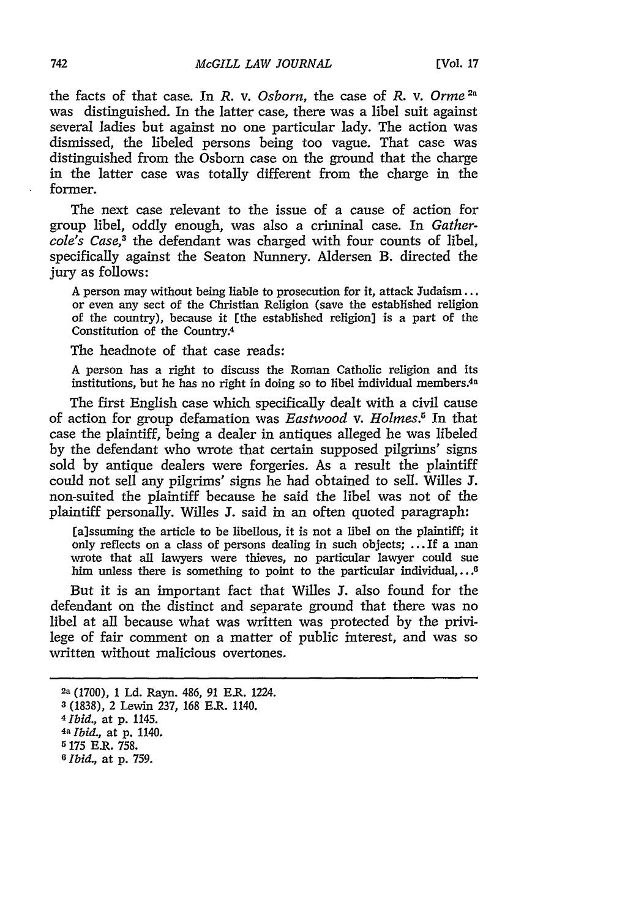the facts of that case. In *R.* v. *Osborn*, the case of *R.* v. *Orme* [2a] was distinguished. In the latter case, there was a libel suit against several ladies but against no one particular lady. The action was dismissed, the libeled persons being too vague. That case was distinguished from the Osborn case on the ground that the charge in the latter case was totally different from the charge in the former.

The next case relevant to the issue of a cause of action for group libel, oddly enough, was also a criminal case. In *Gathercole's Case*,[3] the defendant was charged with four counts of libel, specifically against the Seaton Nunnery. Aldersen B. directed the jury as follows:

> A person may without being liable to prosecution for it, attack Judaism... or even any sect of the Christian Religion (save the established religion of the country), because it [the established religion] is a part of the Constitution of the Country.[4]

The headnote of that case reads:

> A person has a right to discuss the Roman Catholic religion and its institutions, but he has no right in doing so to libel individual members.[4a]

The first English case which specifically dealt with a civil cause of action for group defamation was *Eastwood* v. *Holmes*.[5] In that case the plaintiff, being a dealer in antiques alleged he was libeled by the defendant who wrote that certain supposed pilgrims' signs sold by antique dealers were forgeries. As a result the plaintiff could not sell any pilgrims' signs he had obtained to sell. Willes J. non-suited the plaintiff because he said the libel was not of the plaintiff personally. Willes J. said in an often quoted paragraph:

> [a]ssuming the article to be libellous, it is not a libel on the plaintiff; it only reflects on a class of persons dealing in such objects; ... If a man wrote that all lawyers were thieves, no particular lawyer could sue him unless there is something to point to the particular individual,...[6]

But it is an important fact that Willes J. also found for the defendant on the distinct and separate ground that there was no libel at all because what was written was protected by the privilege of fair comment on a matter of public interest, and was so written without malicious overtones.

---

[2a] (1700), 1 Ld. Raym. 486, 91 E.R. 1224.

[3] (1838), 2 Lewin 237, 168 E.R. 1140.

[4] *Ibid.*, at p. 1145.

[4a] *Ibid.*, at p. 1140.

[5] 175 E.R. 758.

[6] *Ibid.*, at p. 759.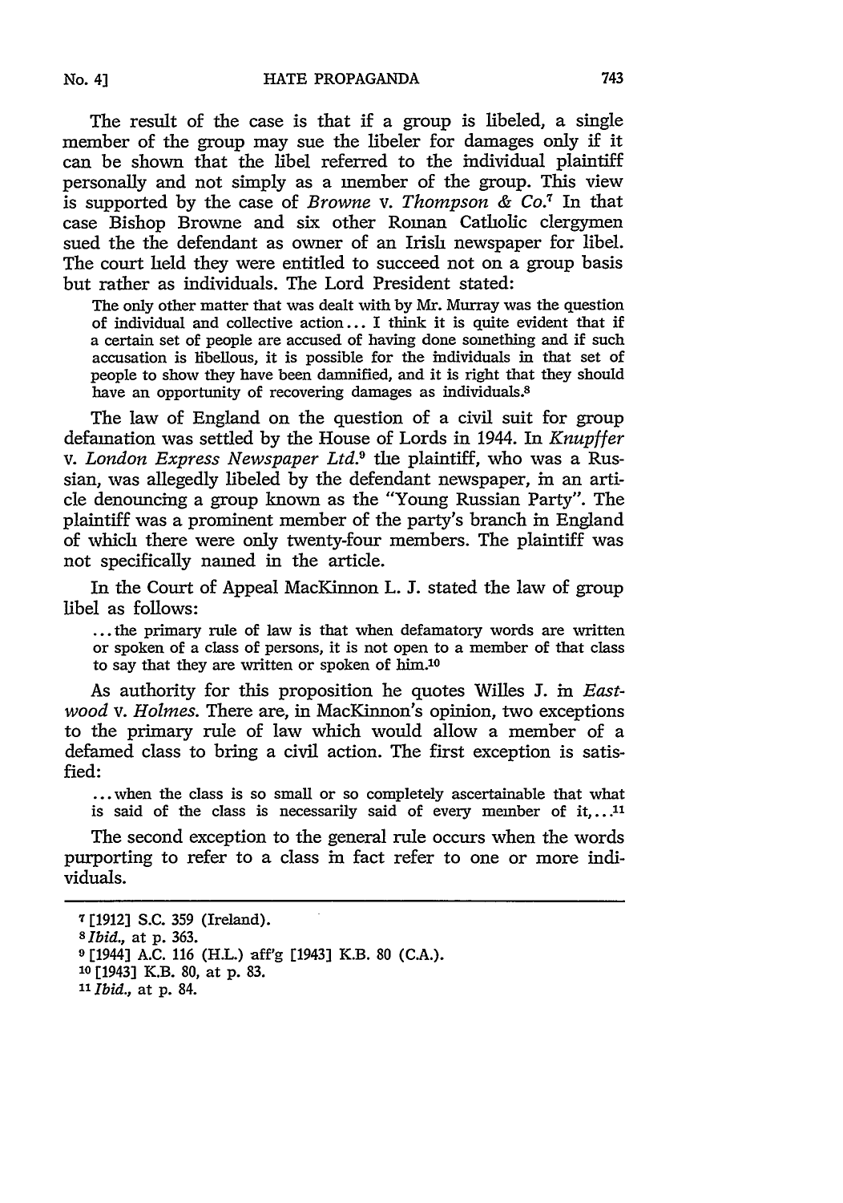The result of the case is that if a group is libeled, a single member of the group may sue the libeler for damages only if it can be shown that the libel referred to the individual plaintiff personally and not simply as a member of the group. This view is supported by the case of *Browne* v. *Thompson & Co.*[7] In that case Bishop Browne and six other Roman Catholic clergymen sued the the defendant as owner of an Irish newspaper for libel. The court held they were entitled to succeed not on a group basis but rather as individuals. The Lord President stated:

> The only other matter that was dealt with by Mr. Murray was the question of individual and collective action... I think it is quite evident that if a certain set of people are accused of having done something and if such accusation is libellous, it is possible for the individuals in that set of people to show they have been damnified, and it is right that they should have an opportunity of recovering damages as individuals.[8]

The law of England on the question of a civil suit for group defamation was settled by the House of Lords in 1944. In *Knupffer* v. *London Express Newspaper Ltd.*[9] the plaintiff, who was a Russian, was allegedly libeled by the defendant newspaper, in an article denouncing a group known as the "Young Russian Party". The plaintiff was a prominent member of the party's branch in England of which there were only twenty-four members. The plaintiff was not specifically named in the article.

In the Court of Appeal MacKinnon L. J. stated the law of group libel as follows:

> ...the primary rule of law is that when defamatory words are written or spoken of a class of persons, it is not open to a member of that class to say that they are written or spoken of him.[10]

As authority for this proposition he quotes Willes J. in *Eastwood* v. *Holmes.* There are, in MacKinnon's opinion, two exceptions to the primary rule of law which would allow a member of a defamed class to bring a civil action. The first exception is satisfied:

> ...when the class is so small or so completely ascertainable that what is said of the class is necessarily said of every member of it,...[11]

The second exception to the general rule occurs when the words purporting to refer to a class in fact refer to one or more individuals.

---

[7] [1912] S.C. 359 (Ireland).

[8] *Ibid.,* at p. 363.

[9] [1944] A.C. 116 (H.L.) aff'g [1943] K.B. 80 (C.A.).

[10] [1943] K.B. 80, at p. 83.

[11] *Ibid.,* at p. 84.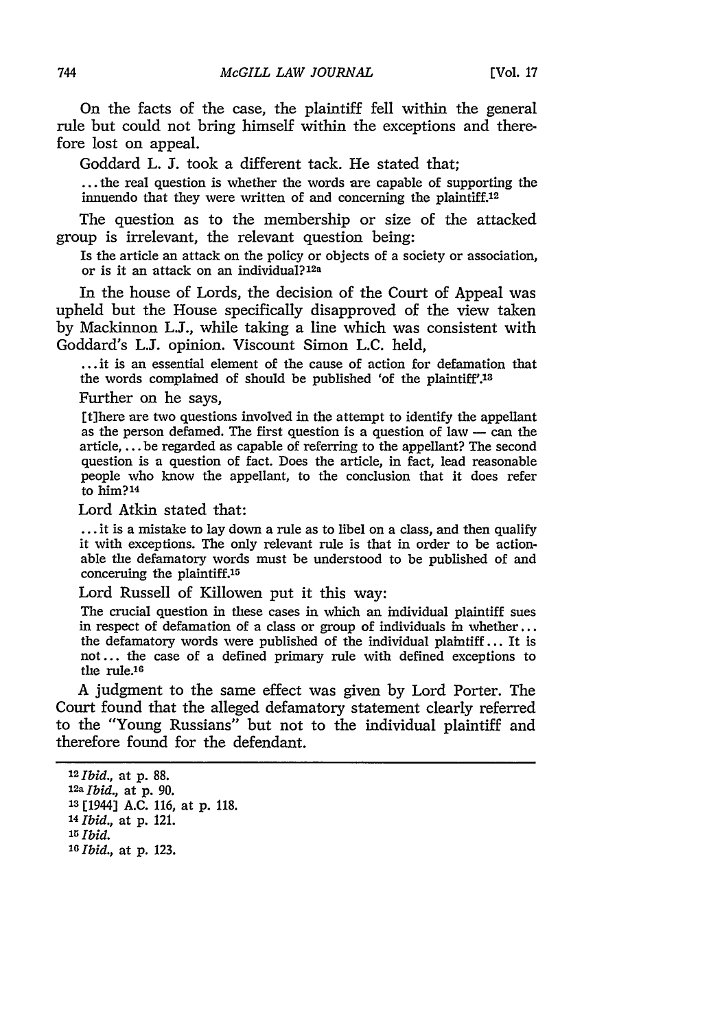On the facts of the case, the plaintiff fell within the general rule but could not bring himself within the exceptions and therefore lost on appeal.

Goddard L. J. took a different tack. He stated that;

> ... the real question is whether the words are capable of supporting the innuendo that they were written of and concerning the plaintiff.[12]

The question as to the membership or size of the attacked group is irrelevant, the relevant question being:

> Is the article an attack on the policy or objects of a society or association, or is it an attack on an individual?[12a]

In the house of Lords, the decision of the Court of Appeal was upheld but the House specifically disapproved of the view taken by Mackinnon L.J., while taking a line which was consistent with Goddard's L.J. opinion. Viscount Simon L.C. held,

> ... it is an essential element of the cause of action for defamation that the words complained of should be published 'of the plaintiff'.[13]

Further on he says,

> [t]here are two questions involved in the attempt to identify the appellant as the person defamed. The first question is a question of law — can the article, ... be regarded as capable of referring to the appellant? The second question is a question of fact. Does the article, in fact, lead reasonable people who know the appellant, to the conclusion that it does refer to him?[14]

Lord Atkin stated that:

> ... it is a mistake to lay down a rule as to libel on a class, and then qualify it with exceptions. The only relevant rule is that in order to be actionable the defamatory words must be understood to be published of and concerning the plaintiff.[15]

Lord Russell of Killowen put it this way:

> The crucial question in these cases in which an individual plaintiff sues in respect of defamation of a class or group of individuals in whether... the defamatory words were published of the individual plaintiff... It is not... the case of a defined primary rule with defined exceptions to the rule.[16]

A judgment to the same effect was given by Lord Porter. The Court found that the alleged defamatory statement clearly referred to the "Young Russians" but not to the individual plaintiff and therefore found for the defendant.

---

[12] *Ibid.*, at p. 88.

[12a] *Ibid.*, at p. 90.

[13] [1944] A.C. 116, at p. 118.

[14] *Ibid.*, at p. 121.

[15] *Ibid.*

[16] *Ibid.*, at p. 123.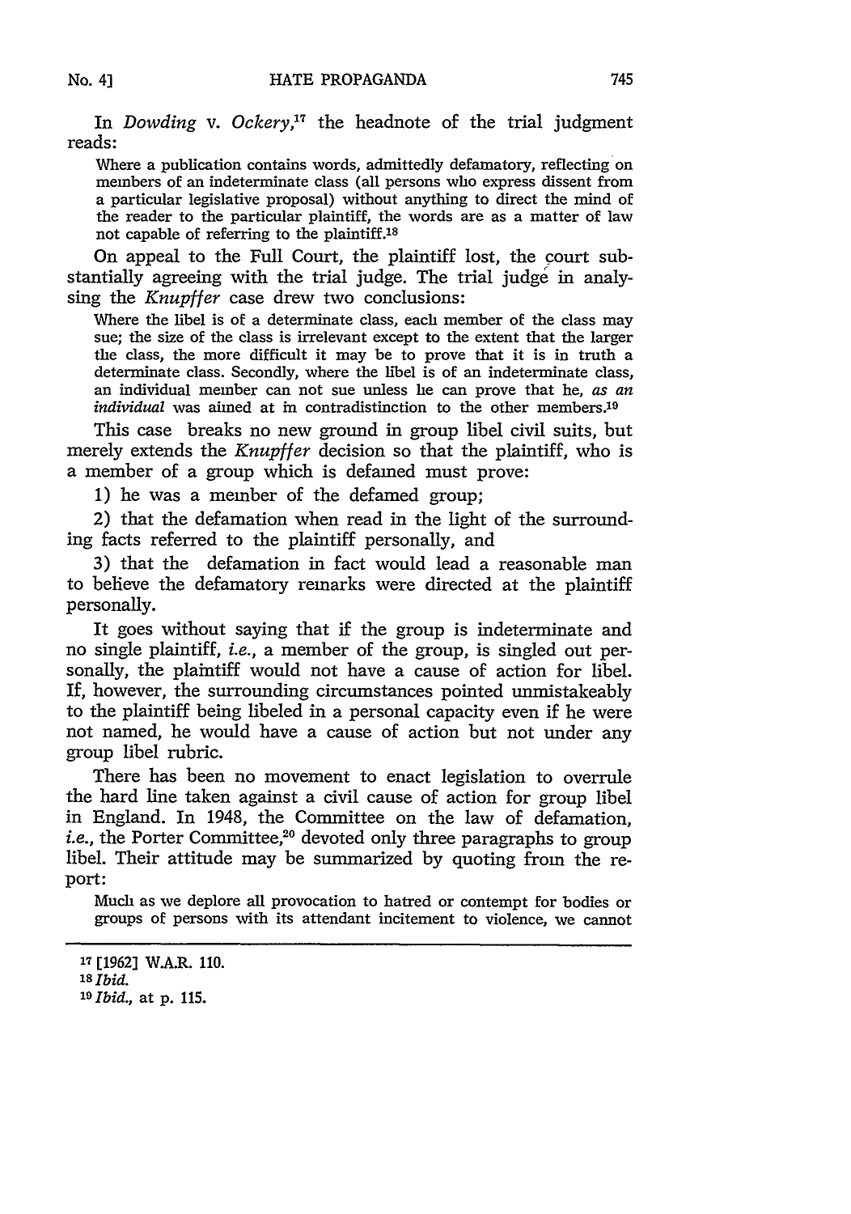In *Dowding* v. *Ockery*,[17] the headnote of the trial judgment reads:

> Where a publication contains words, admittedly defamatory, reflecting on members of an indeterminate class (all persons who express dissent from a particular legislative proposal) without anything to direct the mind of the reader to the particular plaintiff, the words are as a matter of law not capable of referring to the plaintiff.[18]

On appeal to the Full Court, the plaintiff lost, the court substantially agreeing with the trial judge. The trial judge in analysing the *Knupffer* case drew two conclusions:

> Where the libel is of a determinate class, each member of the class may sue; the size of the class is irrelevant except to the extent that the larger the class, the more difficult it may be to prove that it is in truth a determinate class. Secondly, where the libel is of an indeterminate class, an individual member can not sue unless he can prove that he, *as an individual* was aimed at in contradistinction to the other members.[19]

This case breaks no new ground in group libel civil suits, but merely extends the *Knupffer* decision so that the plaintiff, who is a member of a group which is defamed must prove:

1) he was a member of the defamed group;

2) that the defamation when read in the light of the surrounding facts referred to the plaintiff personally, and

3) that the defamation in fact would lead a reasonable man to believe the defamatory remarks were directed at the plaintiff personally.

It goes without saying that if the group is indeterminate and no single plaintiff, *i.e.*, a member of the group, is singled out personally, the plaintiff would not have a cause of action for libel. If, however, the surrounding circumstances pointed unmistakeably to the plaintiff being libeled in a personal capacity even if he were not named, he would have a cause of action but not under any group libel rubric.

There has been no movement to enact legislation to overrule the hard line taken against a civil cause of action for group libel in England. In 1948, the Committee on the law of defamation, *i.e.*, the Porter Committee,[20] devoted only three paragraphs to group libel. Their attitude may be summarized by quoting from the report:

> Much as we deplore all provocation to hatred or contempt for bodies or groups of persons with its attendant incitement to violence, we cannot

---

[17] [1962] W.A.R. 110.

[18] *Ibid.*

[19] *Ibid.*, at p. 115.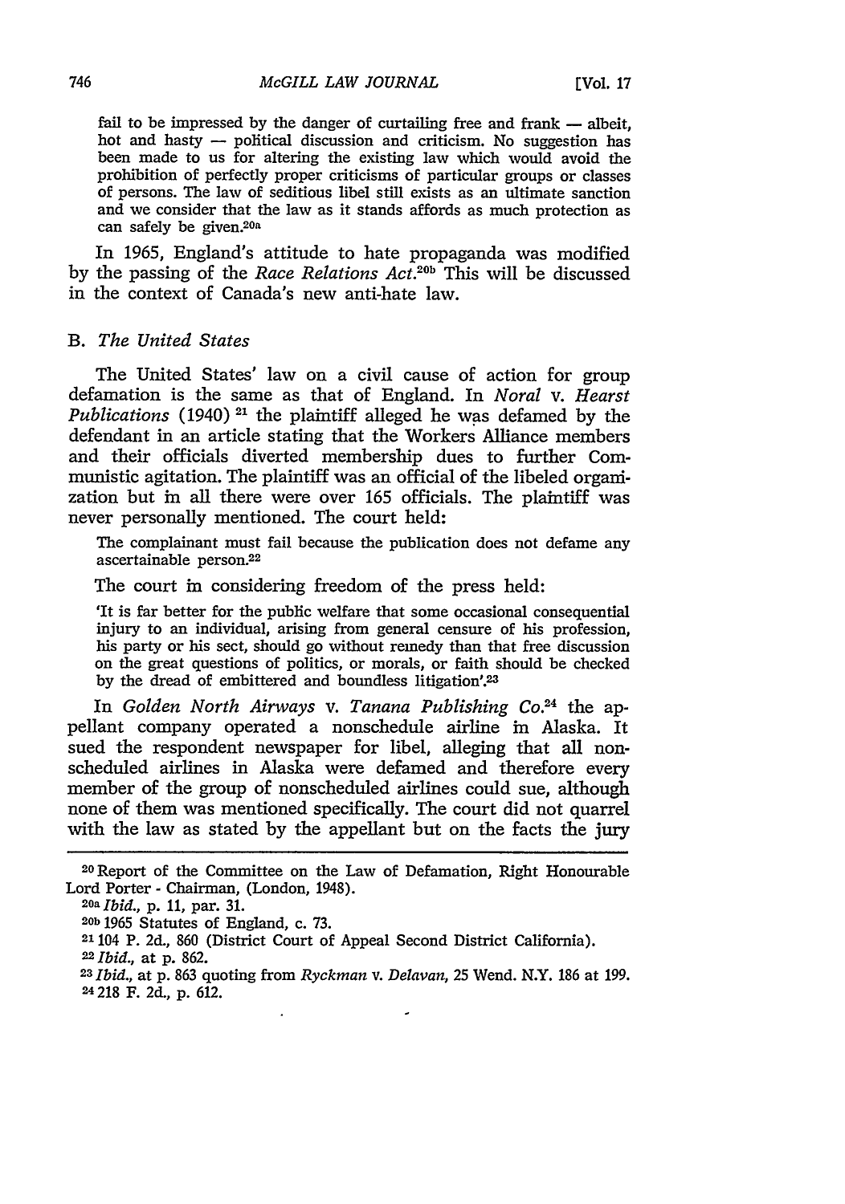fail to be impressed by the danger of curtailing free and frank — albeit, hot and hasty — political discussion and criticism. No suggestion has been made to us for altering the existing law which would avoid the prohibition of perfectly proper criticisms of particular groups or classes of persons. The law of seditious libel still exists as an ultimate sanction and we consider that the law as it stands affords as much protection as can safely be given.[20a]

In 1965, England's attitude to hate propaganda was modified by the passing of the *Race Relations Act*.[20b] This will be discussed in the context of Canada's new anti-hate law.

### B. *The United States*

The United States' law on a civil cause of action for group defamation is the same as that of England. In *Noral* v. *Hearst Publications* (1940) [21] the plaintiff alleged he was defamed by the defendant in an article stating that the Workers Alliance members and their officials diverted membership dues to further Communistic agitation. The plaintiff was an official of the libeled organization but in all there were over 165 officials. The plaintiff was never personally mentioned. The court held:

> The complainant must fail because the publication does not defame any ascertainable person.[22]

The court in considering freedom of the press held:

> 'It is far better for the public welfare that some occasional consequential injury to an individual, arising from general censure of his profession, his party or his sect, should go without remedy than that free discussion on the great questions of politics, or morals, or faith should be checked by the dread of embittered and boundless litigation'.[23]

In *Golden North Airways* v. *Tanana Publishing Co.*[24] the appellant company operated a nonschedule airline in Alaska. It sued the respondent newspaper for libel, alleging that all nonscheduled airlines in Alaska were defamed and therefore every member of the group of nonscheduled airlines could sue, although none of them was mentioned specifically. The court did not quarrel with the law as stated by the appellant but on the facts the jury

---

[20] Report of the Committee on the Law of Defamation, Right Honourable Lord Porter - Chairman, (London, 1948).

[20a] *Ibid.*, p. 11, par. 31.

[20b] 1965 Statutes of England, c. 73.

[21] 104 P. 2d., 860 (District Court of Appeal Second District California).

[22] *Ibid.*, at p. 862.

[23] *Ibid.*, at p. 863 quoting from *Ryckman* v. *Delavan*, 25 Wend. N.Y. 186 at 199.

[24] 218 F. 2d., p. 612.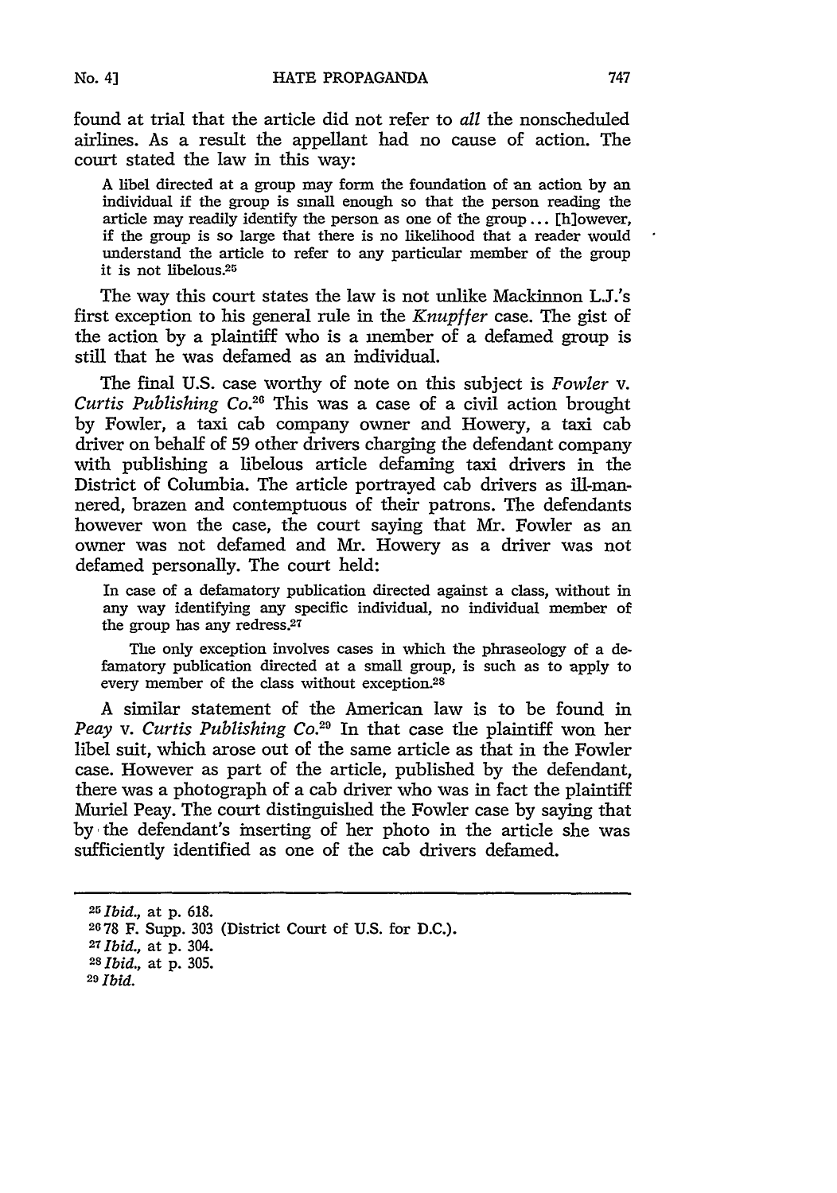found at trial that the article did not refer to *all* the nonscheduled airlines. As a result the appellant had no cause of action. The court stated the law in this way:

> A libel directed at a group may form the foundation of an action by an individual if the group is small enough so that the person reading the article may readily identify the person as one of the group ... [h]owever, if the group is so large that there is no likelihood that a reader would understand the article to refer to any particular member of the group it is not libelous.[25]

The way this court states the law is not unlike Mackinnon L.J.'s first exception to his general rule in the *Knupffer* case. The gist of the action by a plaintiff who is a member of a defamed group is still that he was defamed as an individual.

The final U.S. case worthy of note on this subject is *Fowler* v. *Curtis Publishing Co.*[26] This was a case of a civil action brought by Fowler, a taxi cab company owner and Howery, a taxi cab driver on behalf of 59 other drivers charging the defendant company with publishing a libelous article defaming taxi drivers in the District of Columbia. The article portrayed cab drivers as ill-mannered, brazen and contemptuous of their patrons. The defendants however won the case, the court saying that Mr. Fowler as an owner was not defamed and Mr. Howery as a driver was not defamed personally. The court held:

> In case of a defamatory publication directed against a class, without in any way identifying any specific individual, no individual member of the group has any redress.[27]
>
> The only exception involves cases in which the phraseology of a defamatory publication directed at a small group, is such as to apply to every member of the class without exception.[28]

A similar statement of the American law is to be found in *Peay* v. *Curtis Publishing Co.*[29] In that case the plaintiff won her libel suit, which arose out of the same article as that in the Fowler case. However as part of the article, published by the defendant, there was a photograph of a cab driver who was in fact the plaintiff Muriel Peay. The court distinguished the Fowler case by saying that by the defendant's inserting of her photo in the article she was sufficiently identified as one of the cab drivers defamed.

---

[25] *Ibid.*, at p. 618.

[26] 78 F. Supp. 303 (District Court of U.S. for D.C.).

[27] *Ibid.*, at p. 304.

[28] *Ibid.*, at p. 305.

[29] *Ibid.*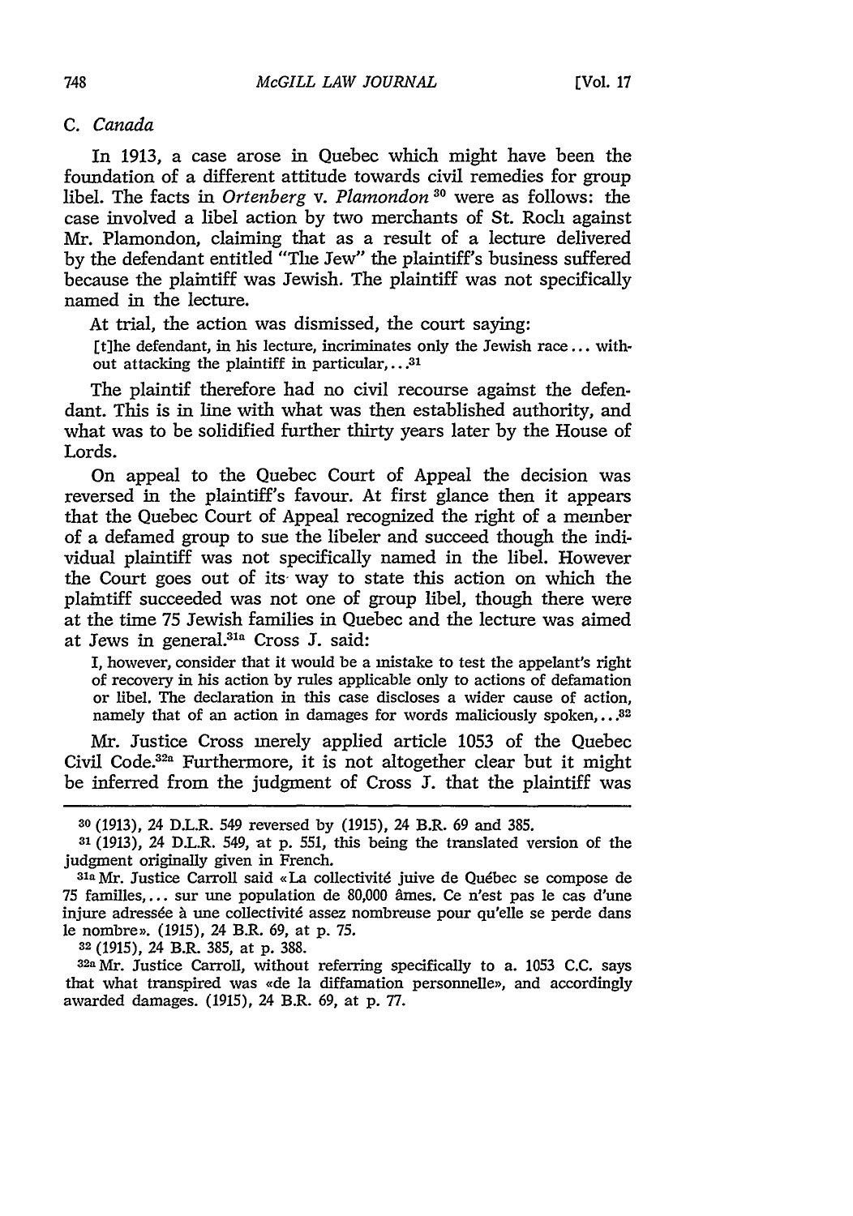### C. *Canada*

In 1913, a case arose in Quebec which might have been the foundation of a different attitude towards civil remedies for group libel. The facts in *Ortenberg* v. *Plamondon* [30] were as follows: the case involved a libel action by two merchants of St. Roch against Mr. Plamondon, claiming that as a result of a lecture delivered by the defendant entitled "The Jew" the plaintiff's business suffered because the plaintiff was Jewish. The plaintiff was not specifically named in the lecture.

At trial, the action was dismissed, the court saying:

> [t]he defendant, in his lecture, incriminates only the Jewish race ... without attacking the plaintiff in particular,...[31]

The plaintif therefore had no civil recourse against the defendant. This is in line with what was then established authority, and what was to be solidified further thirty years later by the House of Lords.

On appeal to the Quebec Court of Appeal the decision was reversed in the plaintiff's favour. At first glance then it appears that the Quebec Court of Appeal recognized the right of a member of a defamed group to sue the libeler and succeed though the individual plaintiff was not specifically named in the libel. However the Court goes out of its way to state this action on which the plaintiff succeeded was not one of group libel, though there were at the time 75 Jewish families in Quebec and the lecture was aimed at Jews in general.[31a] Cross J. said:

> I, however, consider that it would be a mistake to test the appelant's right of recovery in his action by rules applicable only to actions of defamation or libel. The declaration in this case discloses a wider cause of action, namely that of an action in damages for words maliciously spoken,...[32]

Mr. Justice Cross merely applied article 1053 of the Quebec Civil Code.[32a] Furthermore, it is not altogether clear but it might be inferred from the judgment of Cross J. that the plaintiff was

---

[30] (1913), 24 D.L.R. 549 reversed by (1915), 24 B.R. 69 and 385.

[31] (1913), 24 D.L.R. 549, at p. 551, this being the translated version of the judgment originally given in French.

[31a] Mr. Justice Carroll said «La collectivité juive de Québec se compose de 75 familles,... sur une population de 80,000 âmes. Ce n'est pas le cas d'une injure adressée à une collectivité assez nombreuse pour qu'elle se perde dans le nombre». (1915), 24 B.R. 69, at p. 75.

[32] (1915), 24 B.R. 385, at p. 388.

[32a] Mr. Justice Carroll, without referring specifically to a. 1053 C.C. says that what transpired was «de la diffamation personnelle», and accordingly awarded damages. (1915), 24 B.R. 69, at p. 77.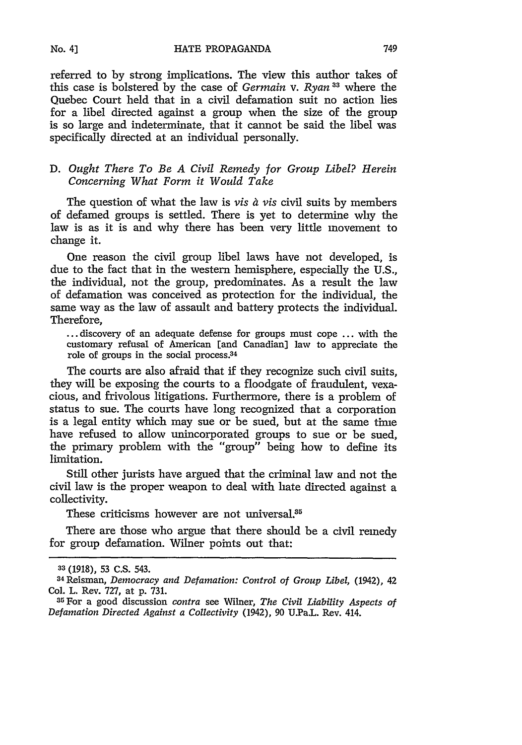referred to by strong implications. The view this author takes of this case is bolstered by the case of *Germain* v. *Ryan* [33] where the Quebec Court held that in a civil defamation suit no action lies for a libel directed against a group when the size of the group is so large and indeterminate, that it cannot be said the libel was specifically directed at an individual personally.

### D. *Ought There To Be A Civil Remedy for Group Libel? Herein Concerning What Form it Would Take*

The question of what the law is *vis à vis* civil suits by members of defamed groups is settled. There is yet to determine why the law is as it is and why there has been very little movement to change it.

One reason the civil group libel laws have not developed, is due to the fact that in the western hemisphere, especially the U.S., the individual, not the group, predominates. As a result the law of defamation was conceived as protection for the individual, the same way as the law of assault and battery protects the individual. Therefore,

> ... discovery of an adequate defense for groups must cope ... with the customary refusal of American [and Canadian] law to appreciate the role of groups in the social process.[34]

The courts are also afraid that if they recognize such civil suits, they will be exposing the courts to a floodgate of fraudulent, vexacious, and frivolous litigations. Furthermore, there is a problem of status to sue. The courts have long recognized that a corporation is a legal entity which may sue or be sued, but at the same time have refused to allow unincorporated groups to sue or be sued, the primary problem with the "group" being how to define its limitation.

Still other jurists have argued that the criminal law and not the civil law is the proper weapon to deal with hate directed against a collectivity.

These criticisms however are not universal.[35]

There are those who argue that there should be a civil remedy for group defamation. Wilner points out that:

---

[33] (1918), 53 C.S. 543.

[34] Reisman, *Democracy and Defamation: Control of Group Libel,* (1942), 42 Col. L. Rev. 727, at p. 731.

[35] For a good discussion *contra* see Wilner, *The Civil Liability Aspects of Defamation Directed Against a Collectivity* (1942), 90 U.Pa.L. Rev. 414.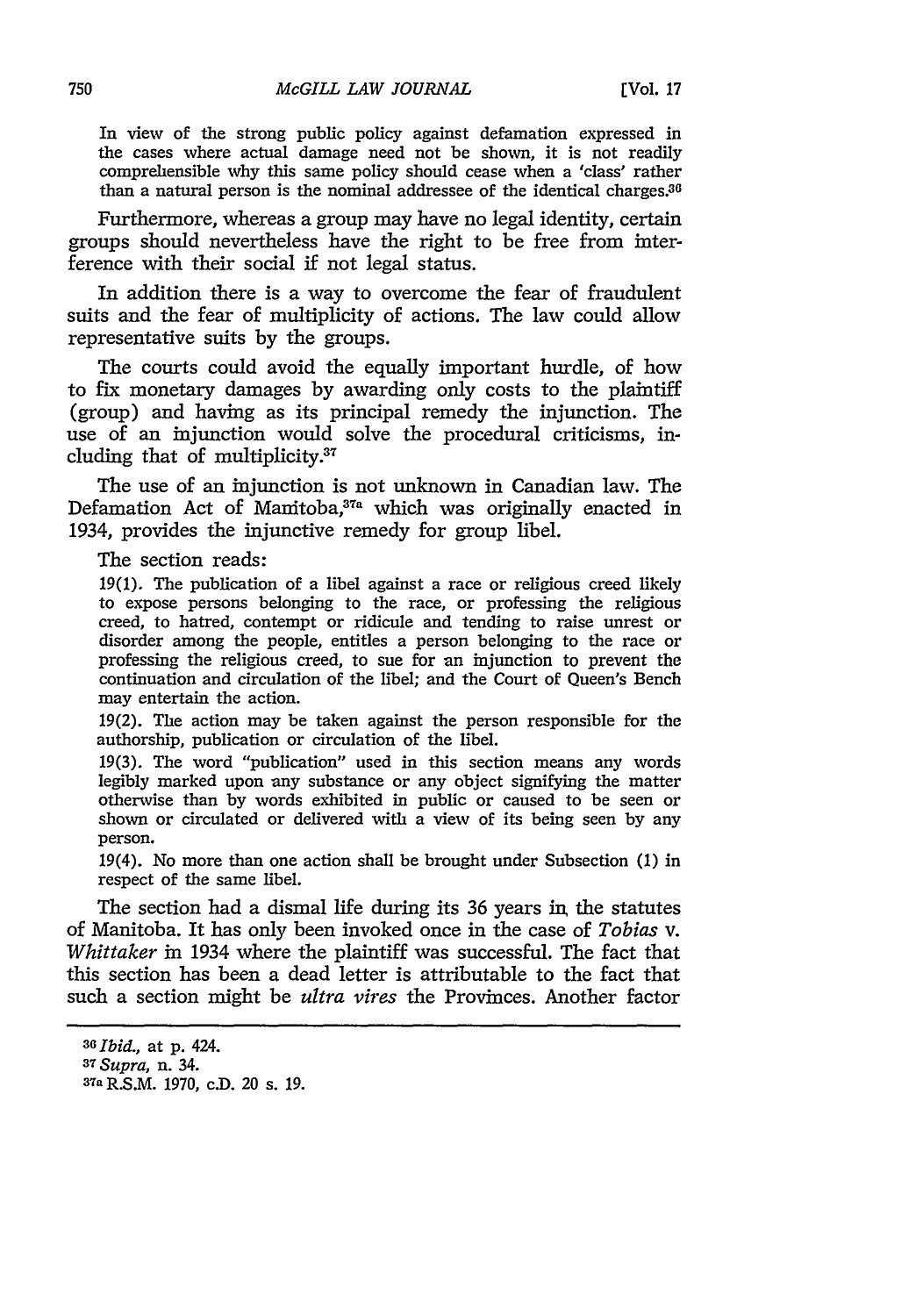In view of the strong public policy against defamation expressed in the cases where actual damage need not be shown, it is not readily comprehensible why this same policy should cease when a 'class' rather than a natural person is the nominal addressee of the identical charges.[36]

Furthermore, whereas a group may have no legal identity, certain groups should nevertheless have the right to be free from interference with their social if not legal status.

In addition there is a way to overcome the fear of fraudulent suits and the fear of multiplicity of actions. The law could allow representative suits by the groups.

The courts could avoid the equally important hurdle, of how to fix monetary damages by awarding only costs to the plaintiff (group) and having as its principal remedy the injunction. The use of an injunction would solve the procedural criticisms, including that of multiplicity.[37]

The use of an injunction is not unknown in Canadian law. The Defamation Act of Manitoba,[37a] which was originally enacted in 1934, provides the injunctive remedy for group libel.

The section reads:

> 19(1). The publication of a libel against a race or religious creed likely to expose persons belonging to the race, or professing the religious creed, to hatred, contempt or ridicule and tending to raise unrest or disorder among the people, entitles a person belonging to the race or professing the religious creed, to sue for an injunction to prevent the continuation and circulation of the libel; and the Court of Queen's Bench may entertain the action.
>
> 19(2). The action may be taken against the person responsible for the authorship, publication or circulation of the libel.
>
> 19(3). The word "publication" used in this section means any words legibly marked upon any substance or any object signifying the matter otherwise than by words exhibited in public or caused to be seen or shown or circulated or delivered with a view of its being seen by any person.
>
> 19(4). No more than one action shall be brought under Subsection (1) in respect of the same libel.

The section had a dismal life during its 36 years in the statutes of Manitoba. It has only been invoked once in the case of *Tobias* v. *Whittaker* in 1934 where the plaintiff was successful. The fact that this section has been a dead letter is attributable to the fact that such a section might be *ultra vires* the Provinces. Another factor

---

[36] *Ibid.*, at p. 424.

[37] *Supra*, n. 34.

[37a] R.S.M. 1970, c.D. 20 s. 19.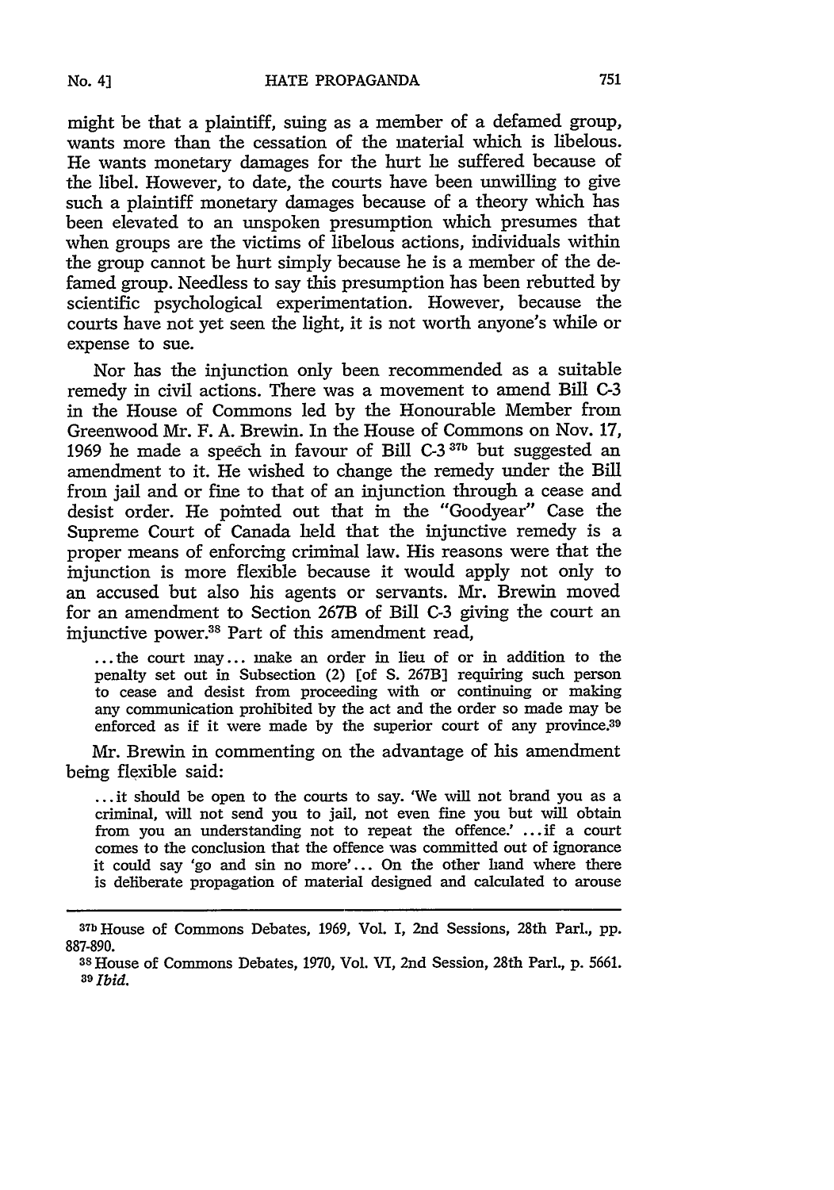might be that a plaintiff, suing as a member of a defamed group, wants more than the cessation of the material which is libelous. He wants monetary damages for the hurt he suffered because of the libel. However, to date, the courts have been unwilling to give such a plaintiff monetary damages because of a theory which has been elevated to an unspoken presumption which presumes that when groups are the victims of libelous actions, individuals within the group cannot be hurt simply because he is a member of the defamed group. Needless to say this presumption has been rebutted by scientific psychological experimentation. However, because the courts have not yet seen the light, it is not worth anyone's while or expense to sue.

Nor has the injunction only been recommended as a suitable remedy in civil actions. There was a movement to amend Bill C-3 in the House of Commons led by the Honourable Member from Greenwood Mr. F. A. Brewin. In the House of Commons on Nov. 17, 1969 he made a speech in favour of Bill C-3 [37b] but suggested an amendment to it. He wished to change the remedy under the Bill from jail and or fine to that of an injunction through a cease and desist order. He pointed out that in the "Goodyear" Case the Supreme Court of Canada held that the injunctive remedy is a proper means of enforcing criminal law. His reasons were that the injunction is more flexible because it would apply not only to an accused but also his agents or servants. Mr. Brewin moved for an amendment to Section 267B of Bill C-3 giving the court an injunctive power.[38] Part of this amendment read,

> ...the court may... make an order in lieu of or in addition to the penalty set out in Subsection (2) [of S. 267B] requiring such person to cease and desist from proceeding with or continuing or making any communication prohibited by the act and the order so made may be enforced as if it were made by the superior court of any province.[39]

Mr. Brewin in commenting on the advantage of his amendment being flexible said:

> ...it should be open to the courts to say. 'We will not brand you as a criminal, will not send you to jail, not even fine you but will obtain from you an understanding not to repeat the offence.' ...if a court comes to the conclusion that the offence was committed out of ignorance it could say 'go and sin no more'... On the other hand where there is deliberate propagation of material designed and calculated to arouse

---

[37b] House of Commons Debates, 1969, Vol. I, 2nd Sessions, 28th Parl., pp. 887-890.

[38] House of Commons Debates, 1970, Vol. VI, 2nd Session, 28th Parl., p. 5661.

[39] *Ibid.*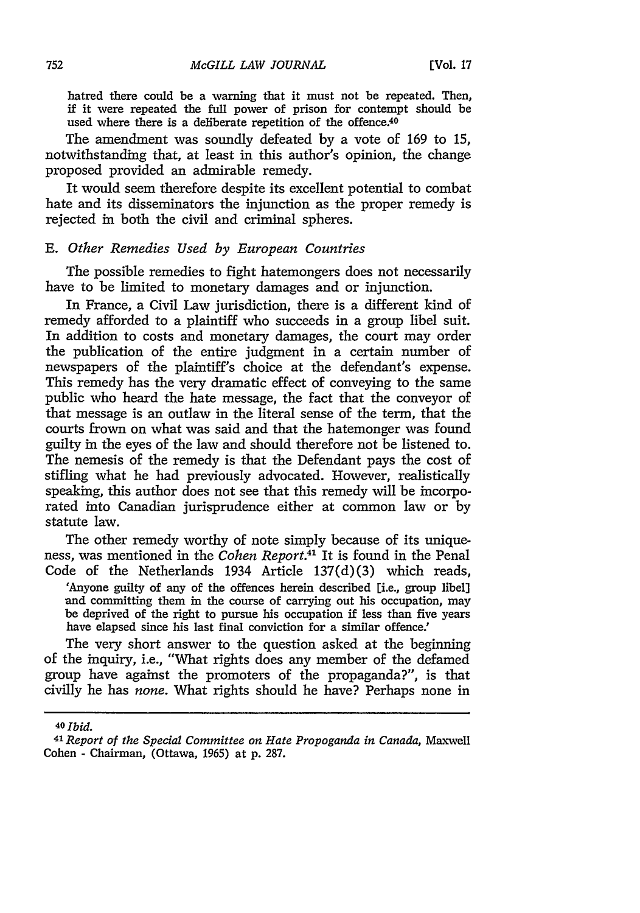hatred there could be a warning that it must not be repeated. Then, if it were repeated the full power of prison for contempt should be used where there is a deliberate repetition of the offence.[40]

The amendment was soundly defeated by a vote of 169 to 15, notwithstanding that, at least in this author's opinion, the change proposed provided an admirable remedy.

It would seem therefore despite its excellent potential to combat hate and its disseminators the injunction as the proper remedy is rejected in both the civil and criminal spheres.

### E. *Other Remedies Used by European Countries*

The possible remedies to fight hatemongers does not necessarily have to be limited to monetary damages and or injunction.

In France, a Civil Law jurisdiction, there is a different kind of remedy afforded to a plaintiff who succeeds in a group libel suit. In addition to costs and monetary damages, the court may order the publication of the entire judgment in a certain number of newspapers of the plaintiff's choice at the defendant's expense. This remedy has the very dramatic effect of conveying to the same public who heard the hate message, the fact that the conveyor of that message is an outlaw in the literal sense of the term, that the courts frown on what was said and that the hatemonger was found guilty in the eyes of the law and should therefore not be listened to. The nemesis of the remedy is that the Defendant pays the cost of stifling what he had previously advocated. However, realistically speaking, this author does not see that this remedy will be incorporated into Canadian jurisprudence either at common law or by statute law.

The other remedy worthy of note simply because of its uniqueness, was mentioned in the *Cohen Report*.[41] It is found in the Penal Code of the Netherlands 1934 Article 137(d)(3) which reads,

> 'Anyone guilty of any of the offences herein described [i.e., group libel] and committing them in the course of carrying out his occupation, may be deprived of the right to pursue his occupation if less than five years have elapsed since his last final conviction for a similar offence.'

The very short answer to the question asked at the beginning of the inquiry, i.e., "What rights does any member of the defamed group have against the promoters of the propaganda?", is that civilly he has *none*. What rights should he have? Perhaps none in

---

[40] *Ibid.*

[41] *Report of the Special Committee on Hate Propoganda in Canada*, Maxwell Cohen - Chairman, (Ottawa, 1965) at p. 287.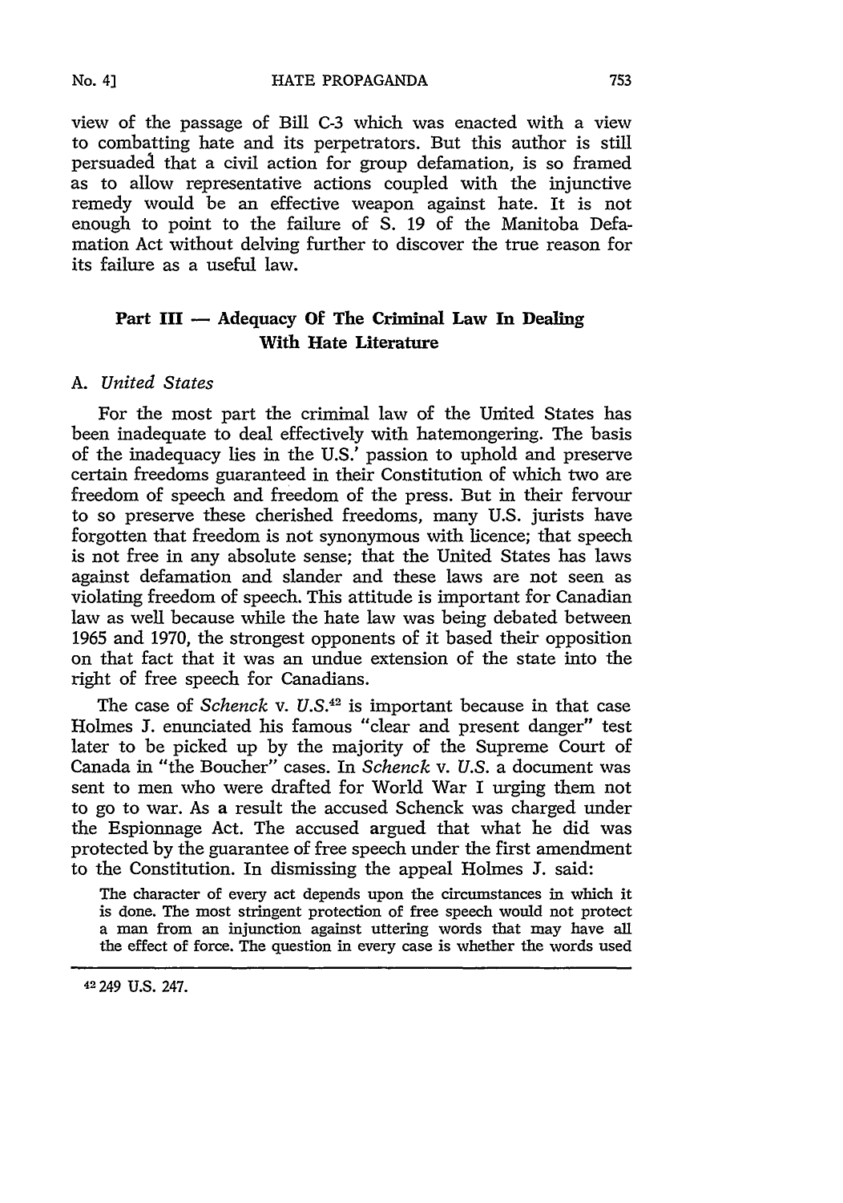view of the passage of Bill C-3 which was enacted with a view to combatting hate and its perpetrators. But this author is still persuaded that a civil action for group defamation, is so framed as to allow representative actions coupled with the injunctive remedy would be an effective weapon against hate. It is not enough to point to the failure of S. 19 of the Manitoba Defamation Act without delving further to discover the true reason for its failure as a useful law.

## Part III — Adequacy Of The Criminal Law In Dealing With Hate Literature

### A. *United States*

For the most part the criminal law of the United States has been inadequate to deal effectively with hatemongering. The basis of the inadequacy lies in the U.S.' passion to uphold and preserve certain freedoms guaranteed in their Constitution of which two are freedom of speech and freedom of the press. But in their fervour to so preserve these cherished freedoms, many U.S. jurists have forgotten that freedom is not synonymous with licence; that speech is not free in any absolute sense; that the United States has laws against defamation and slander and these laws are not seen as violating freedom of speech. This attitude is important for Canadian law as well because while the hate law was being debated between 1965 and 1970, the strongest opponents of it based their opposition on that fact that it was an undue extension of the state into the right of free speech for Canadians.

The case of *Schenck* v. *U.S.*[42] is important because in that case Holmes J. enunciated his famous "clear and present danger" test later to be picked up by the majority of the Supreme Court of Canada in "the Boucher" cases. In *Schenck* v. *U.S.* a document was sent to men who were drafted for World War I urging them not to go to war. As a result the accused Schenck was charged under the Espionnage Act. The accused argued that what he did was protected by the guarantee of free speech under the first amendment to the Constitution. In dismissing the appeal Holmes J. said:

> The character of every act depends upon the circumstances in which it is done. The most stringent protection of free speech would not protect a man from an injunction against uttering words that may have all the effect of force. The question in every case is whether the words used

[42] 249 U.S. 247.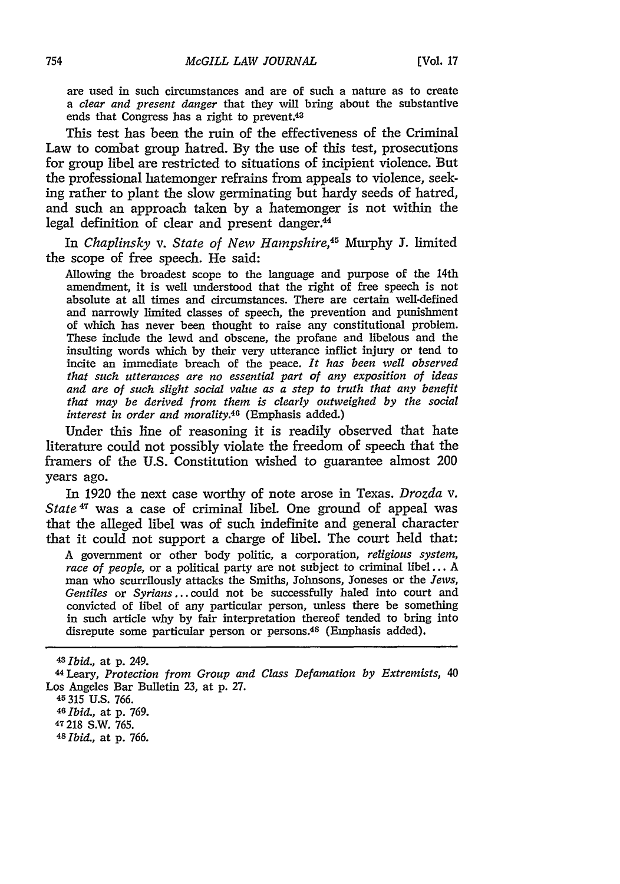are used in such circumstances and are of such a nature as to create a *clear and present danger* that they will bring about the substantive ends that Congress has a right to prevent.[43]

This test has been the ruin of the effectiveness of the Criminal Law to combat group hatred. By the use of this test, prosecutions for group libel are restricted to situations of incipient violence. But the professional hatemonger refrains from appeals to violence, seeking rather to plant the slow germinating but hardy seeds of hatred, and such an approach taken by a hatemonger is not within the legal definition of clear and present danger.[44]

In *Chaplinsky* v. *State of New Hampshire*,[45] Murphy J. limited the scope of free speech. He said:

> Allowing the broadest scope to the language and purpose of the 14th amendment, it is well understood that the right of free speech is not absolute at all times and circumstances. There are certain well-defined and narrowly limited classes of speech, the prevention and punishment of which has never been thought to raise any constitutional problem. These include the lewd and obscene, the profane and libelous and the insulting words which by their very utterance inflict injury or tend to incite an immediate breach of the peace. *It has been well observed that such utterances are no essential part of any exposition of ideas and are of such slight social value as a step to truth that any benefit that may be derived from them is clearly outweighed by the social interest in order and morality.*[46] (Emphasis added.)

Under this line of reasoning it is readily observed that hate literature could not possibly violate the freedom of speech that the framers of the U.S. Constitution wished to guarantee almost 200 years ago.

In 1920 the next case worthy of note arose in Texas. *Drozda* v. *State*[47] was a case of criminal libel. One ground of appeal was that the alleged libel was of such indefinite and general character that it could not support a charge of libel. The court held that:

> A government or other body politic, a corporation, *religious system, race of people*, or a political party are not subject to criminal libel... A man who scurrilously attacks the Smiths, Johnsons, Joneses or the *Jews, Gentiles* or *Syrians*... could not be successfully haled into court and convicted of libel of any particular person, unless there be something in such article why by fair interpretation thereof tended to bring into disrepute some particular person or persons.[48] (Emphasis added).

---

[43] *Ibid.*, at p. 249.

[44] Leary, *Protection from Group and Class Defamation by Extremists*, 40 Los Angeles Bar Bulletin 23, at p. 27.

[45] 315 U.S. 766.

[46] *Ibid.*, at p. 769.

[47] 218 S.W. 765.

[48] *Ibid.*, at p. 766.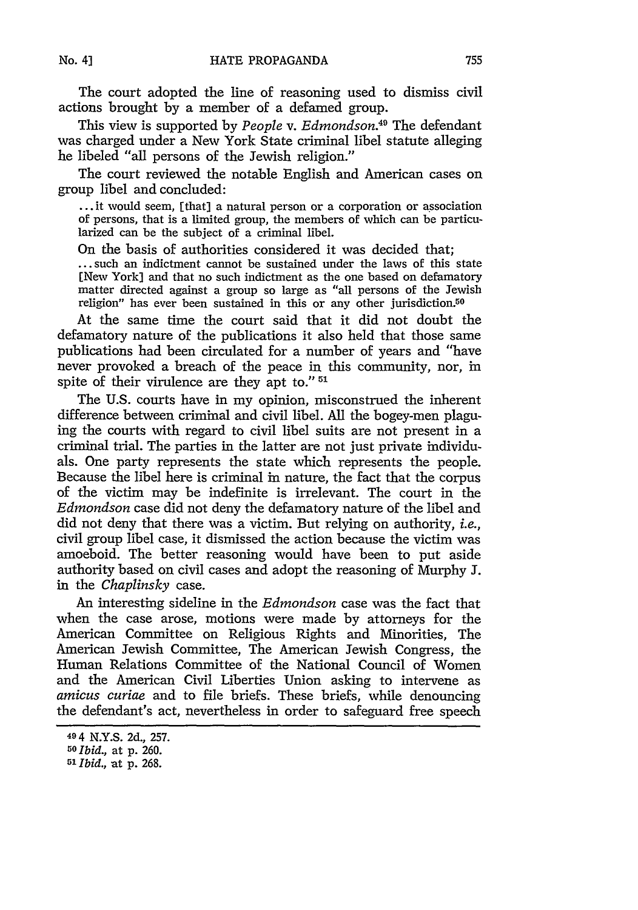The court adopted the line of reasoning used to dismiss civil actions brought by a member of a defamed group.

This view is supported by *People* v. *Edmondson*.[49] The defendant was charged under a New York State criminal libel statute alleging he libeled "all persons of the Jewish religion."

The court reviewed the notable English and American cases on group libel and concluded:

> ... it would seem, [that] a natural person or a corporation or association of persons, that is a limited group, the members of which can be particularized can be the subject of a criminal libel.

On the basis of authorities considered it was decided that;

> ... such an indictment cannot be sustained under the laws of this state [New York] and that no such indictment as the one based on defamatory matter directed against a group so large as "all persons of the Jewish religion" has ever been sustained in this or any other jurisdiction.[50]

At the same time the court said that it did not doubt the defamatory nature of the publications it also held that those same publications had been circulated for a number of years and "have never provoked a breach of the peace in this community, nor, in spite of their virulence are they apt to." [51]

The U.S. courts have in my opinion, misconstrued the inherent difference between criminal and civil libel. All the bogey-men plaguing the courts with regard to civil libel suits are not present in a criminal trial. The parties in the latter are not just private individuals. One party represents the state which represents the people. Because the libel here is criminal in nature, the fact that the corpus of the victim may be indefinite is irrelevant. The court in the *Edmondson* case did not deny the defamatory nature of the libel and did not deny that there was a victim. But relying on authority, *i.e.*, civil group libel case, it dismissed the action because the victim was amoeboid. The better reasoning would have been to put aside authority based on civil cases and adopt the reasoning of Murphy J. in the *Chaplinsky* case.

An interesting sideline in the *Edmondson* case was the fact that when the case arose, motions were made by attorneys for the American Committee on Religious Rights and Minorities, The American Jewish Committee, The American Jewish Congress, the Human Relations Committee of the National Council of Women and the American Civil Liberties Union asking to intervene as *amicus curiae* and to file briefs. These briefs, while denouncing the defendant's act, nevertheless in order to safeguard free speech

---

[49] 4 N.Y.S. 2d., 257.

[50] *Ibid.*, at p. 260.

[51] *Ibid.*, at p. 268.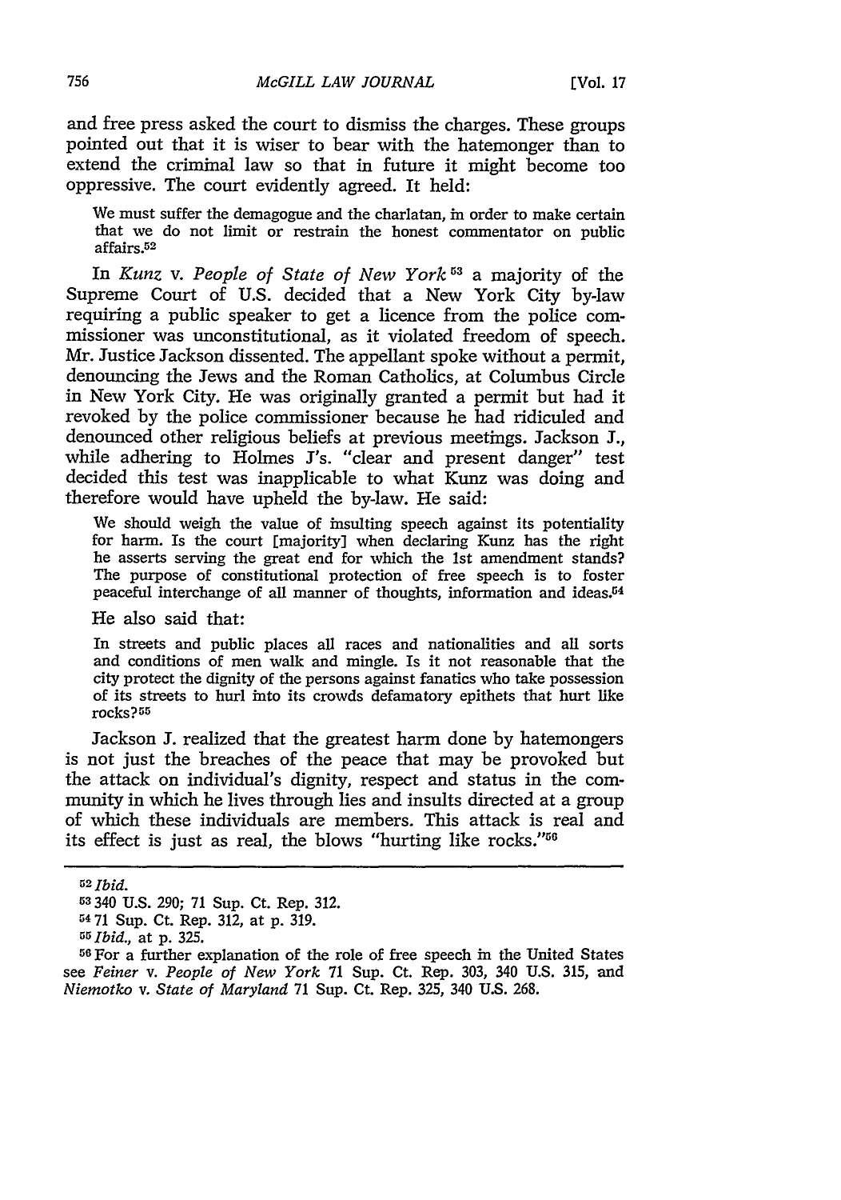and free press asked the court to dismiss the charges. These groups pointed out that it is wiser to bear with the hatemonger than to extend the criminal law so that in future it might become too oppressive. The court evidently agreed. It held:

> We must suffer the demagogue and the charlatan, in order to make certain that we do not limit or restrain the honest commentator on public affairs.[52]

In *Kunz* v. *People of State of New York*[53] a majority of the Supreme Court of U.S. decided that a New York City by-law requiring a public speaker to get a licence from the police commissioner was unconstitutional, as it violated freedom of speech. Mr. Justice Jackson dissented. The appellant spoke without a permit, denouncing the Jews and the Roman Catholics, at Columbus Circle in New York City. He was originally granted a permit but had it revoked by the police commissioner because he had ridiculed and denounced other religious beliefs at previous meetings. Jackson J., while adhering to Holmes J's. "clear and present danger" test decided this test was inapplicable to what Kunz was doing and therefore would have upheld the by-law. He said:

> We should weigh the value of insulting speech against its potentiality for harm. Is the court [majority] when declaring Kunz has the right he asserts serving the great end for which the 1st amendment stands? The purpose of constitutional protection of free speech is to foster peaceful interchange of all manner of thoughts, information and ideas.[54]

He also said that:

> In streets and public places all races and nationalities and all sorts and conditions of men walk and mingle. Is it not reasonable that the city protect the dignity of the persons against fanatics who take possession of its streets to hurl into its crowds defamatory epithets that hurt like rocks?[55]

Jackson J. realized that the greatest harm done by hatemongers is not just the breaches of the peace that may be provoked but the attack on individual's dignity, respect and status in the community in which he lives through lies and insults directed at a group of which these individuals are members. This attack is real and its effect is just as real, the blows "hurting like rocks."[56]

---

[52] *Ibid.*

[53] 340 U.S. 290; 71 Sup. Ct. Rep. 312.

[54] 71 Sup. Ct. Rep. 312, at p. 319.

[55] *Ibid.*, at p. 325.

[56] For a further explanation of the role of free speech in the United States see *Feiner* v. *People of New York* 71 Sup. Ct. Rep. 303, 340 U.S. 315, and *Niemotko* v. *State of Maryland* 71 Sup. Ct. Rep. 325, 340 U.S. 268.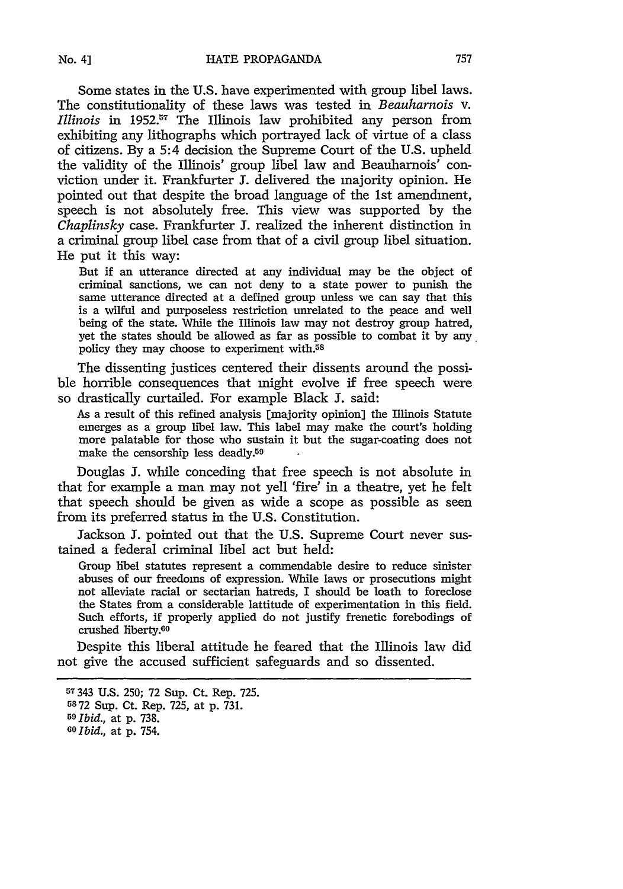Some states in the U.S. have experimented with group libel laws. The constitutionality of these laws was tested in *Beauharnois v. Illinois* in 1952.[57] The Illinois law prohibited any person from exhibiting any lithographs which portrayed lack of virtue of a class of citizens. By a 5:4 decision the Supreme Court of the U.S. upheld the validity of the Illinois' group libel law and Beauharnois' conviction under it. Frankfurter J. delivered the majority opinion. He pointed out that despite the broad language of the 1st amendment, speech is not absolutely free. This view was supported by the *Chaplinsky* case. Frankfurter J. realized the inherent distinction in a criminal group libel case from that of a civil group libel situation. He put it this way:

> But if an utterance directed at any individual may be the object of criminal sanctions, we can not deny to a state power to punish the same utterance directed at a defined group unless we can say that this is a wilful and purposeless restriction unrelated to the peace and well being of the state. While the Illinois law may not destroy group hatred, yet the states should be allowed as far as possible to combat it by any policy they may choose to experiment with.[58]

The dissenting justices centered their dissents around the possible horrible consequences that might evolve if free speech were so drastically curtailed. For example Black J. said:

> As a result of this refined analysis [majority opinion] the Illinois Statute emerges as a group libel law. This label may make the court's holding more palatable for those who sustain it but the sugar-coating does not make the censorship less deadly.[59]

Douglas J. while conceding that free speech is not absolute in that for example a man may not yell 'fire' in a theatre, yet he felt that speech should be given as wide a scope as possible as seen from its preferred status in the U.S. Constitution.

Jackson J. pointed out that the U.S. Supreme Court never sustained a federal criminal libel act but held:

> Group libel statutes represent a commendable desire to reduce sinister abuses of our freedoms of expression. While laws or prosecutions might not alleviate racial or sectarian hatreds, I should be loath to foreclose the States from a considerable lattitude of experimentation in this field. Such efforts, if properly applied do not justify frenetic forebodings of crushed liberty.[60]

Despite this liberal attitude he feared that the Illinois law did not give the accused sufficient safeguards and so dissented.

---

[57] 343 U.S. 250; 72 Sup. Ct. Rep. 725.

[58] 72 Sup. Ct. Rep. 725, at p. 731.

[59] *Ibid.*, at p. 738.

[60] *Ibid.*, at p. 754.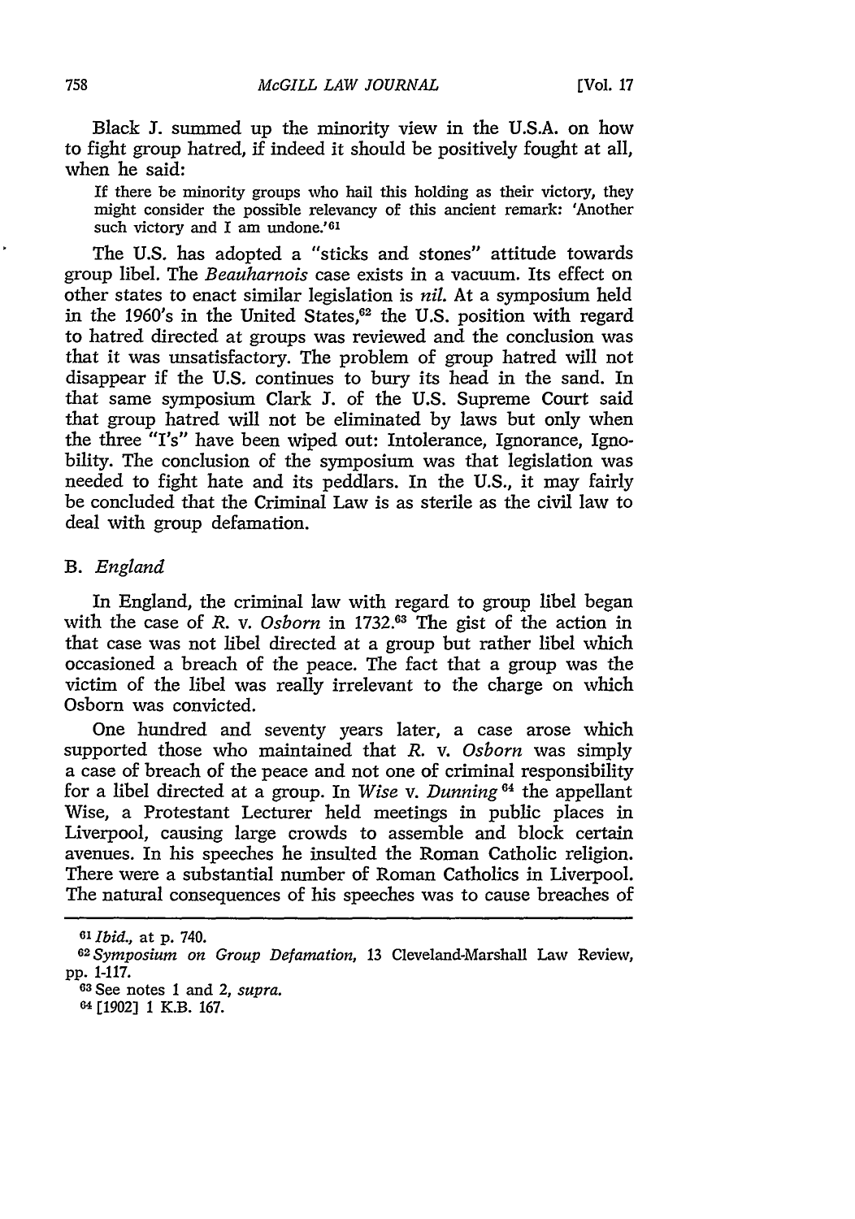Black J. summed up the minority view in the U.S.A. on how to fight group hatred, if indeed it should be positively fought at all, when he said:

> If there be minority groups who hail this holding as their victory, they might consider the possible relevancy of this ancient remark: 'Another such victory and I am undone.'[61]

The U.S. has adopted a "sticks and stones" attitude towards group libel. The *Beauharnois* case exists in a vacuum. Its effect on other states to enact similar legislation is *nil.* At a symposium held in the 1960's in the United States,[62] the U.S. position with regard to hatred directed at groups was reviewed and the conclusion was that it was unsatisfactory. The problem of group hatred will not disappear if the U.S. continues to bury its head in the sand. In that same symposium Clark J. of the U.S. Supreme Court said that group hatred will not be eliminated by laws but only when the three "I's" have been wiped out: Intolerance, Ignorance, Ignobility. The conclusion of the symposium was that legislation was needed to fight hate and its peddlars. In the U.S., it may fairly be concluded that the Criminal Law is as sterile as the civil law to deal with group defamation.

### B. *England*

In England, the criminal law with regard to group libel began with the case of *R.* v. *Osborn* in 1732.[63] The gist of the action in that case was not libel directed at a group but rather libel which occasioned a breach of the peace. The fact that a group was the victim of the libel was really irrelevant to the charge on which Osborn was convicted.

One hundred and seventy years later, a case arose which supported those who maintained that *R.* v. *Osborn* was simply a case of breach of the peace and not one of criminal responsibility for a libel directed at a group. In *Wise* v. *Dunning*[64] the appellant Wise, a Protestant Lecturer held meetings in public places in Liverpool, causing large crowds to assemble and block certain avenues. In his speeches he insulted the Roman Catholic religion. There were a substantial number of Roman Catholics in Liverpool. The natural consequences of his speeches was to cause breaches of

---

[61] *Ibid.*, at p. 740.

[62] *Symposium on Group Defamation*, 13 Cleveland-Marshall Law Review, pp. 1-117.

[63] See notes 1 and 2, *supra.*

[64] [1902] 1 K.B. 167.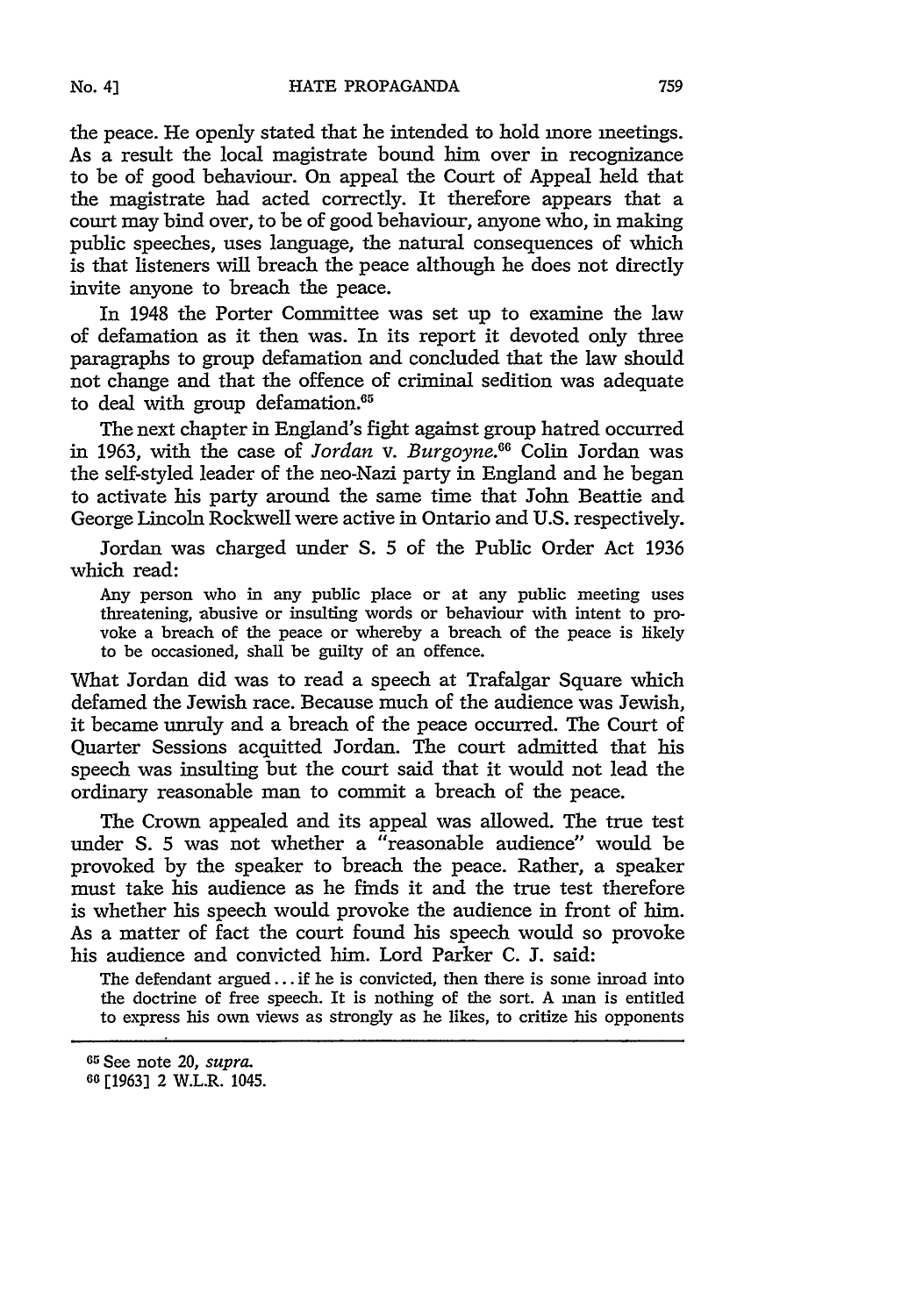the peace. He openly stated that he intended to hold more meetings. As a result the local magistrate bound him over in recognizance to be of good behaviour. On appeal the Court of Appeal held that the magistrate had acted correctly. It therefore appears that a court may bind over, to be of good behaviour, anyone who, in making public speeches, uses language, the natural consequences of which is that listeners will breach the peace although he does not directly invite anyone to breach the peace.

In 1948 the Porter Committee was set up to examine the law of defamation as it then was. In its report it devoted only three paragraphs to group defamation and concluded that the law should not change and that the offence of criminal sedition was adequate to deal with group defamation.[65]

The next chapter in England's fight against group hatred occurred in 1963, with the case of *Jordan* v. *Burgoyne*.[66] Colin Jordan was the self-styled leader of the neo-Nazi party in England and he began to activate his party around the same time that John Beattie and George Lincoln Rockwell were active in Ontario and U.S. respectively.

Jordan was charged under S. 5 of the Public Order Act 1936 which read:

> Any person who in any public place or at any public meeting uses threatening, abusive or insulting words or behaviour with intent to provoke a breach of the peace or whereby a breach of the peace is likely to be occasioned, shall be guilty of an offence.

What Jordan did was to read a speech at Trafalgar Square which defamed the Jewish race. Because much of the audience was Jewish, it became unruly and a breach of the peace occurred. The Court of Quarter Sessions acquitted Jordan. The court admitted that his speech was insulting but the court said that it would not lead the ordinary reasonable man to commit a breach of the peace.

The Crown appealed and its appeal was allowed. The true test under S. 5 was not whether a "reasonable audience" would be provoked by the speaker to breach the peace. Rather, a speaker must take his audience as he finds it and the true test therefore is whether his speech would provoke the audience in front of him. As a matter of fact the court found his speech would so provoke his audience and convicted him. Lord Parker C. J. said:

> The defendant argued ... if he is convicted, then there is some inroad into the doctrine of free speech. It is nothing of the sort. A man is entitled to express his own views as strongly as he likes, to critize his opponents

[65] See note 20, *supra*.

[66] [1963] 2 W.L.R. 1045.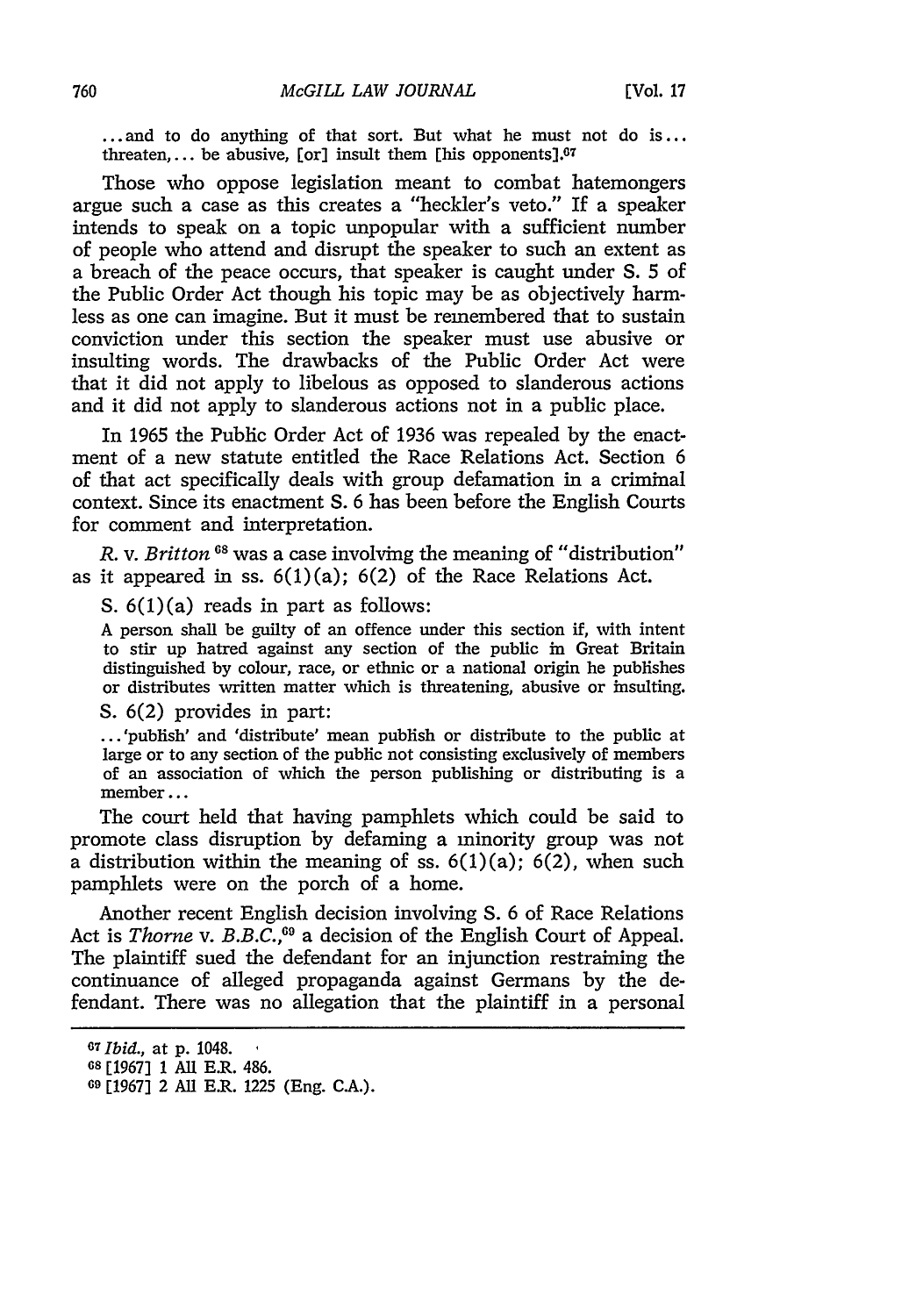> ...and to do anything of that sort. But what he must not do is... threaten,... be abusive, [or] insult them [his opponents].[67]

Those who oppose legislation meant to combat hatemongers argue such a case as this creates a "heckler's veto." If a speaker intends to speak on a topic unpopular with a sufficient number of people who attend and disrupt the speaker to such an extent as a breach of the peace occurs, that speaker is caught under S. 5 of the Public Order Act though his topic may be as objectively harmless as one can imagine. But it must be remembered that to sustain conviction under this section the speaker must use abusive or insulting words. The drawbacks of the Public Order Act were that it did not apply to libelous as opposed to slanderous actions and it did not apply to slanderous actions not in a public place.

In 1965 the Public Order Act of 1936 was repealed by the enactment of a new statute entitled the Race Relations Act. Section 6 of that act specifically deals with group defamation in a criminal context. Since its enactment S. 6 has been before the English Courts for comment and interpretation.

*R.* v. *Britton*[68] was a case involving the meaning of "distribution" as it appeared in ss. 6(1)(a); 6(2) of the Race Relations Act.

S. 6(1)(a) reads in part as follows:

> A person shall be guilty of an offence under this section if, with intent to stir up hatred against any section of the public in Great Britain distinguished by colour, race, or ethnic or a national origin he publishes or distributes written matter which is threatening, abusive or insulting.

S. 6(2) provides in part:

> ...'publish' and 'distribute' mean publish or distribute to the public at large or to any section of the public not consisting exclusively of members of an association of which the person publishing or distributing is a member...

The court held that having pamphlets which could be said to promote class disruption by defaming a minority group was not a distribution within the meaning of ss. 6(1)(a); 6(2), when such pamphlets were on the porch of a home.

Another recent English decision involving S. 6 of Race Relations Act is *Thorne* v. *B.B.C.*,[69] a decision of the English Court of Appeal. The plaintiff sued the defendant for an injunction restraining the continuance of alleged propaganda against Germans by the defendant. There was no allegation that the plaintiff in a personal

---

[67] *Ibid.*, at p. 1048.

[68] [1967] 1 All E.R. 486.

[69] [1967] 2 All E.R. 1225 (Eng. C.A.).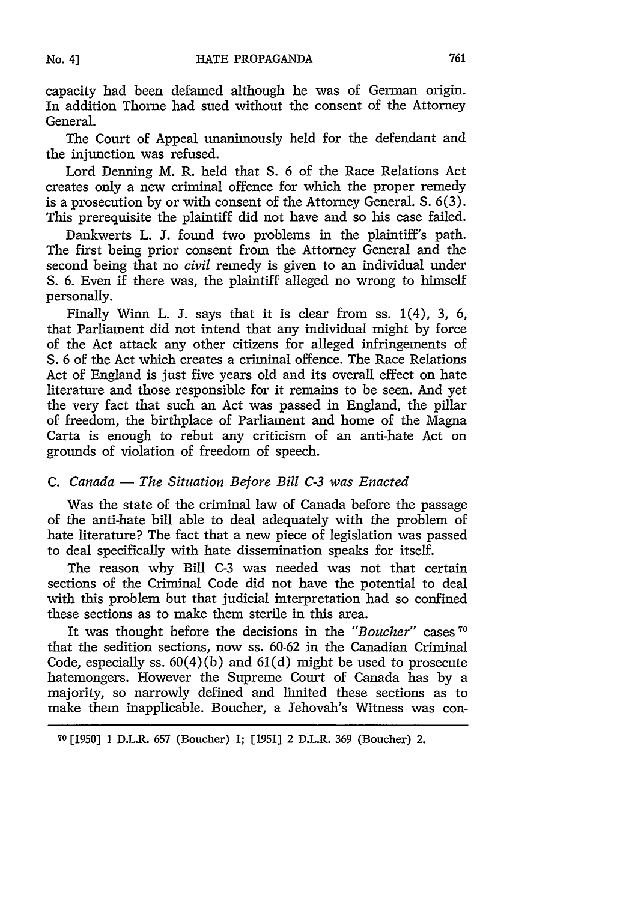capacity had been defamed although he was of German origin. In addition Thorne had sued without the consent of the Attorney General.

The Court of Appeal unanimously held for the defendant and the injunction was refused.

Lord Denning M. R. held that S. 6 of the Race Relations Act creates only a new criminal offence for which the proper remedy is a prosecution by or with consent of the Attorney General. S. 6(3). This prerequisite the plaintiff did not have and so his case failed.

Dankwerts L. J. found two problems in the plaintiff's path. The first being prior consent from the Attorney General and the second being that no *civil* remedy is given to an individual under S. 6. Even if there was, the plaintiff alleged no wrong to himself personally.

Finally Winn L. J. says that it is clear from ss. 1(4), 3, 6, that Parliament did not intend that any individual might by force of the Act attack any other citizens for alleged infringements of S. 6 of the Act which creates a criminal offence. The Race Relations Act of England is just five years old and its overall effect on hate literature and those responsible for it remains to be seen. And yet the very fact that such an Act was passed in England, the pillar of freedom, the birthplace of Parliament and home of the Magna Carta is enough to rebut any criticism of an anti-hate Act on grounds of violation of freedom of speech.

### C. *Canada — The Situation Before Bill C-3 was Enacted*

Was the state of the criminal law of Canada before the passage of the anti-hate bill able to deal adequately with the problem of hate literature? The fact that a new piece of legislation was passed to deal specifically with hate dissemination speaks for itself.

The reason why Bill C-3 was needed was not that certain sections of the Criminal Code did not have the potential to deal with this problem but that judicial interpretation had so confined these sections as to make them sterile in this area.

It was thought before the decisions in the *"Boucher"* cases [70] that the sedition sections, now ss. 60-62 in the Canadian Criminal Code, especially ss. 60(4)(b) and 61(d) might be used to prosecute hatemongers. However the Supreme Court of Canada has by a majority, so narrowly defined and limited these sections as to make them inapplicable. Boucher, a Jehovah's Witness was con-

[70] [1950] 1 D.L.R. 657 (Boucher) 1; [1951] 2 D.L.R. 369 (Boucher) 2.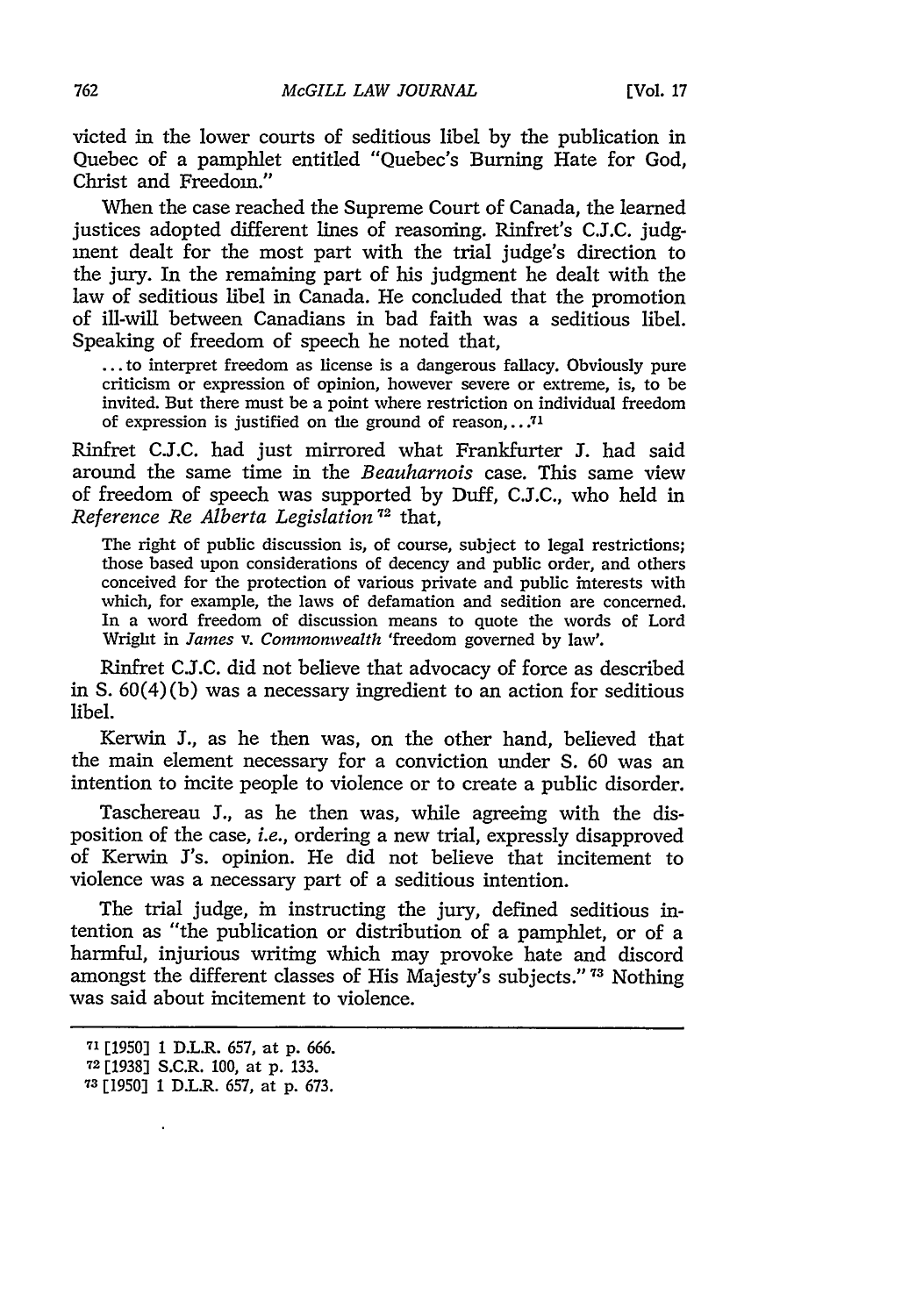victed in the lower courts of seditious libel by the publication in Quebec of a pamphlet entitled "Quebec's Burning Hate for God, Christ and Freedom."

When the case reached the Supreme Court of Canada, the learned justices adopted different lines of reasoning. Rinfret's C.J.C. judgment dealt for the most part with the trial judge's direction to the jury. In the remaining part of his judgment he dealt with the law of seditious libel in Canada. He concluded that the promotion of ill-will between Canadians in bad faith was a seditious libel. Speaking of freedom of speech he noted that,

> ... to interpret freedom as license is a dangerous fallacy. Obviously pure criticism or expression of opinion, however severe or extreme, is, to be invited. But there must be a point where restriction on individual freedom of expression is justified on the ground of reason, ...[71]

Rinfret C.J.C. had just mirrored what Frankfurter J. had said around the same time in the *Beauharnois* case. This same view of freedom of speech was supported by Duff, C.J.C., who held in *Reference Re Alberta Legislation*[72] that,

> The right of public discussion is, of course, subject to legal restrictions; those based upon considerations of decency and public order, and others conceived for the protection of various private and public interests with which, for example, the laws of defamation and sedition are concerned. In a word freedom of discussion means to quote the words of Lord Wright in *James v. Commonwealth* 'freedom governed by law'.

Rinfret C.J.C. did not believe that advocacy of force as described in S. 60(4)(b) was a necessary ingredient to an action for seditious libel.

Kerwin J., as he then was, on the other hand, believed that the main element necessary for a conviction under S. 60 was an intention to incite people to violence or to create a public disorder.

Taschereau J., as he then was, while agreeing with the disposition of the case, *i.e.*, ordering a new trial, expressly disapproved of Kerwin J's. opinion. He did not believe that incitement to violence was a necessary part of a seditious intention.

The trial judge, in instructing the jury, defined seditious intention as "the publication or distribution of a pamphlet, or of a harmful, injurious writing which may provoke hate and discord amongst the different classes of His Majesty's subjects."[73] Nothing was said about incitement to violence.

---

[71] [1950] 1 D.L.R. 657, at p. 666.

[72] [1938] S.C.R. 100, at p. 133.

[73] [1950] 1 D.L.R. 657, at p. 673.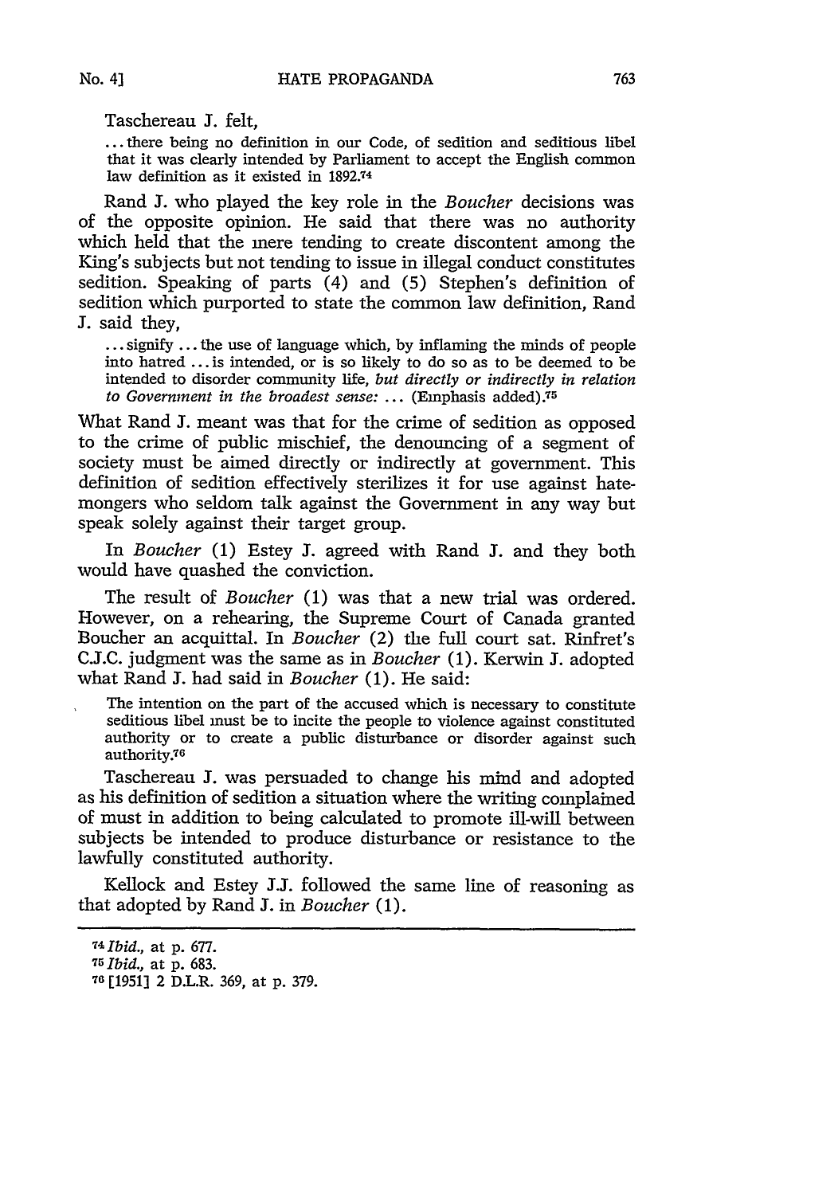Taschereau J. felt,

> ... there being no definition in our Code, of sedition and seditious libel that it was clearly intended by Parliament to accept the English common law definition as it existed in 1892.[74]

Rand J. who played the key role in the *Boucher* decisions was of the opposite opinion. He said that there was no authority which held that the mere tending to create discontent among the King's subjects but not tending to issue in illegal conduct constitutes sedition. Speaking of parts (4) and (5) Stephen's definition of sedition which purported to state the common law definition, Rand J. said they,

> ... signify ... the use of language which, by inflaming the minds of people into hatred ... is intended, or is so likely to do so as to be deemed to be intended to disorder community life, *but directly or indirectly in relation to Government in the broadest sense:* ... (Emphasis added).[75]

What Rand J. meant was that for the crime of sedition as opposed to the crime of public mischief, the denouncing of a segment of society must be aimed directly or indirectly at government. This definition of sedition effectively sterilizes it for use against hate-mongers who seldom talk against the Government in any way but speak solely against their target group.

In *Boucher* (1) Estey J. agreed with Rand J. and they both would have quashed the conviction.

The result of *Boucher* (1) was that a new trial was ordered. However, on a rehearing, the Supreme Court of Canada granted Boucher an acquittal. In *Boucher* (2) the full court sat. Rinfret's C.J.C. judgment was the same as in *Boucher* (1). Kerwin J. adopted what Rand J. had said in *Boucher* (1). He said:

> The intention on the part of the accused which is necessary to constitute seditious libel must be to incite the people to violence against constituted authority or to create a public disturbance or disorder against such authority.[76]

Taschereau J. was persuaded to change his mind and adopted as his definition of sedition a situation where the writing complained of must in addition to being calculated to promote ill-will between subjects be intended to produce disturbance or resistance to the lawfully constituted authority.

Kellock and Estey JJ. followed the same line of reasoning as that adopted by Rand J. in *Boucher* (1).

---

[74] *Ibid.*, at p. 677.

[75] *Ibid.*, at p. 683.

[76] [1951] 2 D.L.R. 369, at p. 379.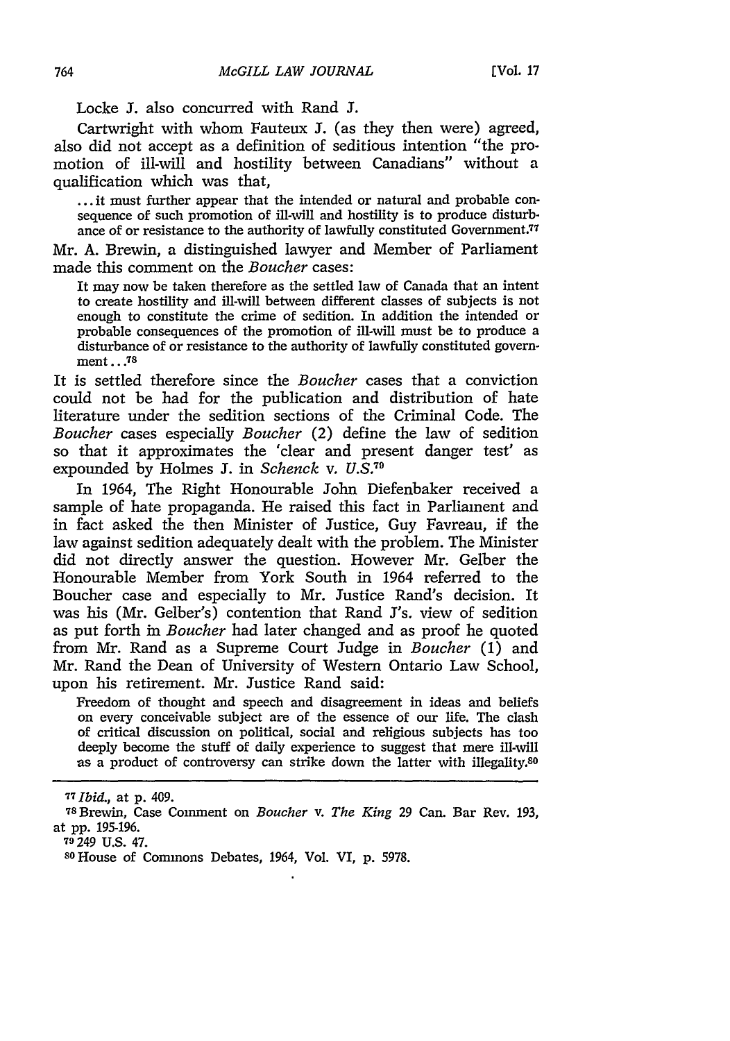Locke J. also concurred with Rand J.

Cartwright with whom Fauteux J. (as they then were) agreed, also did not accept as a definition of seditious intention "the promotion of ill-will and hostility between Canadians" without a qualification which was that,

> ... it must further appear that the intended or natural and probable consequence of such promotion of ill-will and hostility is to produce disturbance of or resistance to the authority of lawfully constituted Government.[77]

Mr. A. Brewin, a distinguished lawyer and Member of Parliament made this comment on the *Boucher* cases:

> It may now be taken therefore as the settled law of Canada that an intent to create hostility and ill-will between different classes of subjects is not enough to constitute the crime of sedition. In addition the intended or probable consequences of the promotion of ill-will must be to produce a disturbance of or resistance to the authority of lawfully constituted government...[78]

It is settled therefore since the *Boucher* cases that a conviction could not be had for the publication and distribution of hate literature under the sedition sections of the Criminal Code. The *Boucher* cases especially *Boucher* (2) define the law of sedition so that it approximates the 'clear and present danger test' as expounded by Holmes J. in *Schenck* v. *U.S.*[79]

In 1964, The Right Honourable John Diefenbaker received a sample of hate propaganda. He raised this fact in Parliament and in fact asked the then Minister of Justice, Guy Favreau, if the law against sedition adequately dealt with the problem. The Minister did not directly answer the question. However Mr. Gelber the Honourable Member from York South in 1964 referred to the Boucher case and especially to Mr. Justice Rand's decision. It was his (Mr. Gelber's) contention that Rand J's. view of sedition as put forth in *Boucher* had later changed and as proof he quoted from Mr. Rand as a Supreme Court Judge in *Boucher* (1) and Mr. Rand the Dean of University of Western Ontario Law School, upon his retirement. Mr. Justice Rand said:

> Freedom of thought and speech and disagreement in ideas and beliefs on every conceivable subject are of the essence of our life. The clash of critical discussion on political, social and religious subjects has too deeply become the stuff of daily experience to suggest that mere ill-will as a product of controversy can strike down the latter with illegality.[80]

---

[77] *Ibid.*, at p. 409.

[78] Brewin, Case Comment on *Boucher* v. *The King* 29 Can. Bar Rev. 193, at pp. 195-196.

[79] 249 U.S. 47.

[80] House of Commons Debates, 1964, Vol. VI, p. 5978.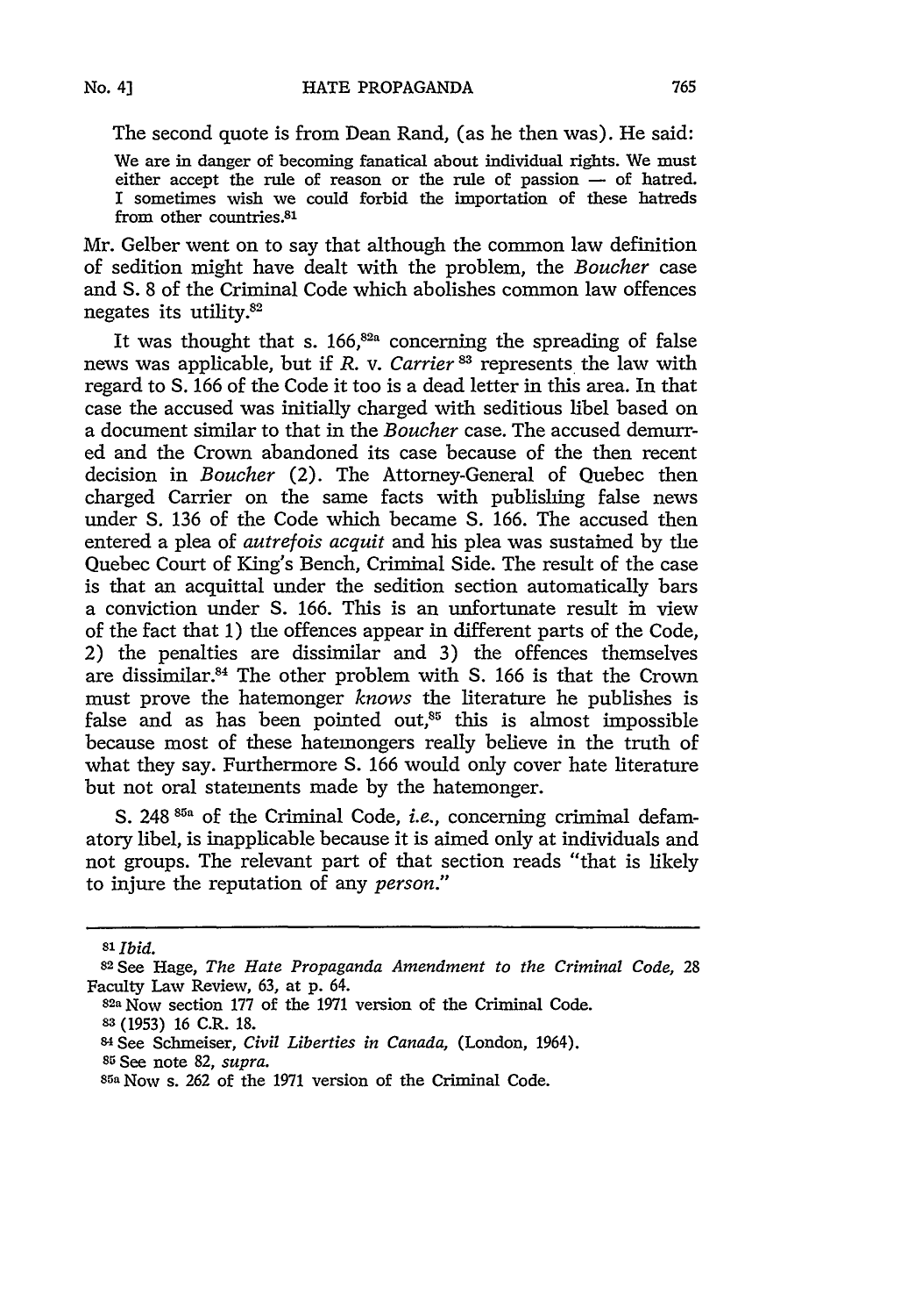The second quote is from Dean Rand, (as he then was). He said:

> We are in danger of becoming fanatical about individual rights. We must either accept the rule of reason or the rule of passion — of hatred. I sometimes wish we could forbid the importation of these hatreds from other countries.[81]

Mr. Gelber went on to say that although the common law definition of sedition might have dealt with the problem, the *Boucher* case and S. 8 of the Criminal Code which abolishes common law offences negates its utility.[82]

It was thought that s. 166,[82a] concerning the spreading of false news was applicable, but if *R. v. Carrier*[83] represents the law with regard to S. 166 of the Code it too is a dead letter in this area. In that case the accused was initially charged with seditious libel based on a document similar to that in the *Boucher* case. The accused demurred and the Crown abandoned its case because of the then recent decision in *Boucher* (2). The Attorney-General of Quebec then charged Carrier on the same facts with publishing false news under S. 136 of the Code which became S. 166. The accused then entered a plea of *autrefois acquit* and his plea was sustained by the Quebec Court of King's Bench, Criminal Side. The result of the case is that an acquittal under the sedition section automatically bars a conviction under S. 166. This is an unfortunate result in view of the fact that 1) the offences appear in different parts of the Code, 2) the penalties are dissimilar and 3) the offences themselves are dissimilar.[84] The other problem with S. 166 is that the Crown must prove the hatemonger *knows* the literature he publishes is false and as has been pointed out,[85] this is almost impossible because most of these hatemongers really believe in the truth of what they say. Furthermore S. 166 would only cover hate literature but not oral statements made by the hatemonger.

S. 248[85a] of the Criminal Code, *i.e.*, concerning criminal defamatory libel, is inapplicable because it is aimed only at individuals and not groups. The relevant part of that section reads "that is likely to injure the reputation of any *person*."

---

[81] *Ibid.*

[82] See Hage, *The Hate Propaganda Amendment to the Criminal Code*, 28 Faculty Law Review, 63, at p. 64.

[82a] Now section 177 of the 1971 version of the Criminal Code.

[83] (1953) 16 C.R. 18.

[84] See Schmeiser, *Civil Liberties in Canada*, (London, 1964).

[85] See note 82, *supra*.

[85a] Now s. 262 of the 1971 version of the Criminal Code.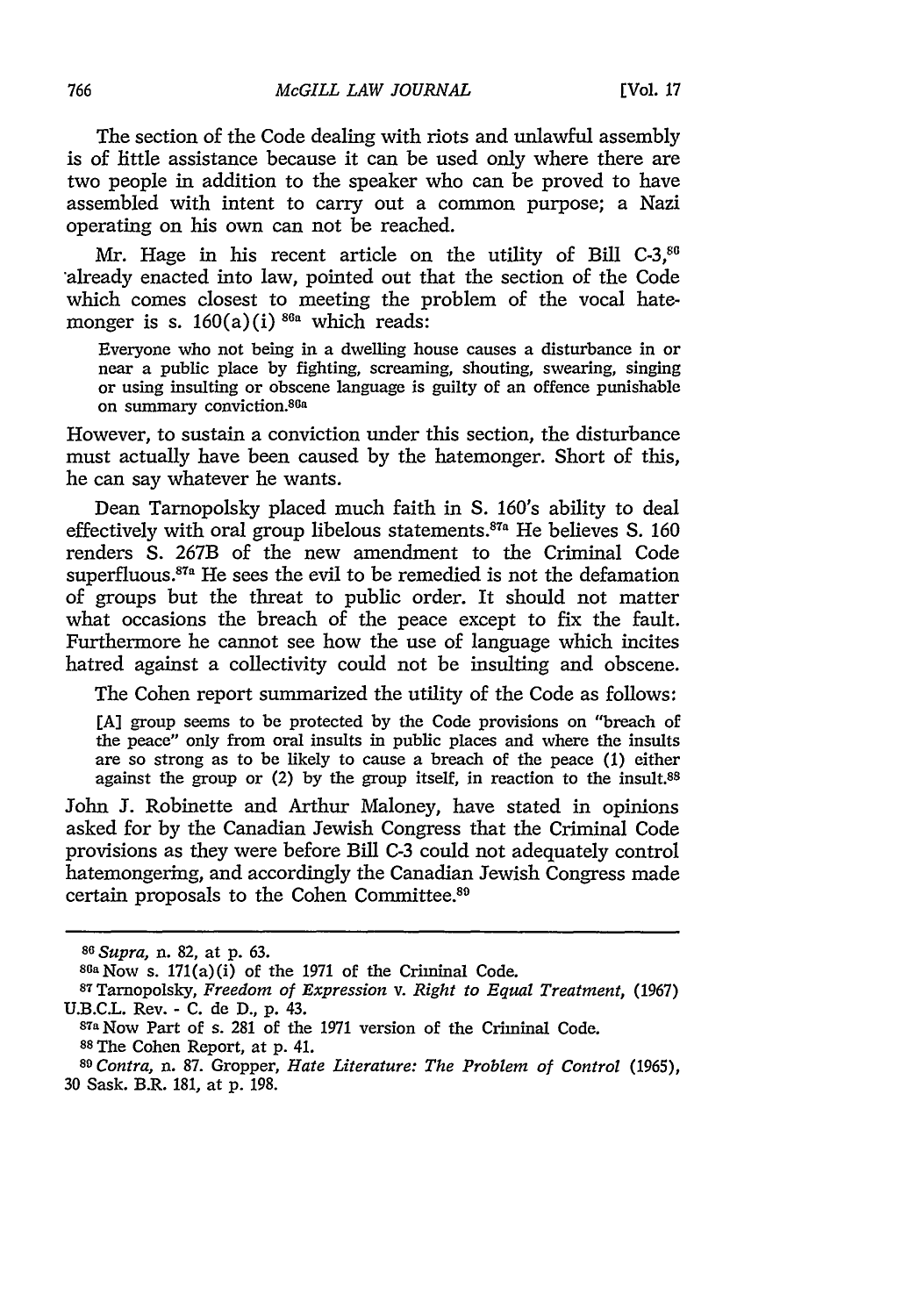The section of the Code dealing with riots and unlawful assembly is of little assistance because it can be used only where there are two people in addition to the speaker who can be proved to have assembled with intent to carry out a common purpose; a Nazi operating on his own can not be reached.

Mr. Hage in his recent article on the utility of Bill C-3,[86] already enacted into law, pointed out that the section of the Code which comes closest to meeting the problem of the vocal hatemonger is s. 160(a)(i) [86a] which reads:

> Everyone who not being in a dwelling house causes a disturbance in or near a public place by fighting, screaming, shouting, swearing, singing or using insulting or obscene language is guilty of an offence punishable on summary conviction.[86a]

However, to sustain a conviction under this section, the disturbance must actually have been caused by the hatemonger. Short of this, he can say whatever he wants.

Dean Tarnopolsky placed much faith in S. 160's ability to deal effectively with oral group libelous statements.[87a] He believes S. 160 renders S. 267B of the new amendment to the Criminal Code superfluous.[87a] He sees the evil to be remedied is not the defamation of groups but the threat to public order. It should not matter what occasions the breach of the peace except to fix the fault. Furthermore he cannot see how the use of language which incites hatred against a collectivity could not be insulting and obscene.

The Cohen report summarized the utility of the Code as follows:

> [A] group seems to be protected by the Code provisions on "breach of the peace" only from oral insults in public places and where the insults are so strong as to be likely to cause a breach of the peace (1) either against the group or (2) by the group itself, in reaction to the insult.[88]

John J. Robinette and Arthur Maloney, have stated in opinions asked for by the Canadian Jewish Congress that the Criminal Code provisions as they were before Bill C-3 could not adequately control hatemongering, and accordingly the Canadian Jewish Congress made certain proposals to the Cohen Committee.[89]

---

[86] *Supra*, n. 82, at p. 63.

[86a] Now s. 171(a)(i) of the 1971 of the Criminal Code.

[87] Tarnopolsky, *Freedom of Expression v. Right to Equal Treatment*, (1967) U.B.C.L. Rev. - C. de D., p. 43.

[87a] Now Part of s. 281 of the 1971 version of the Criminal Code.

[88] The Cohen Report, at p. 41.

[89] *Contra*, n. 87. Gropper, *Hate Literature: The Problem of Control* (1965), 30 Sask. B.R. 181, at p. 198.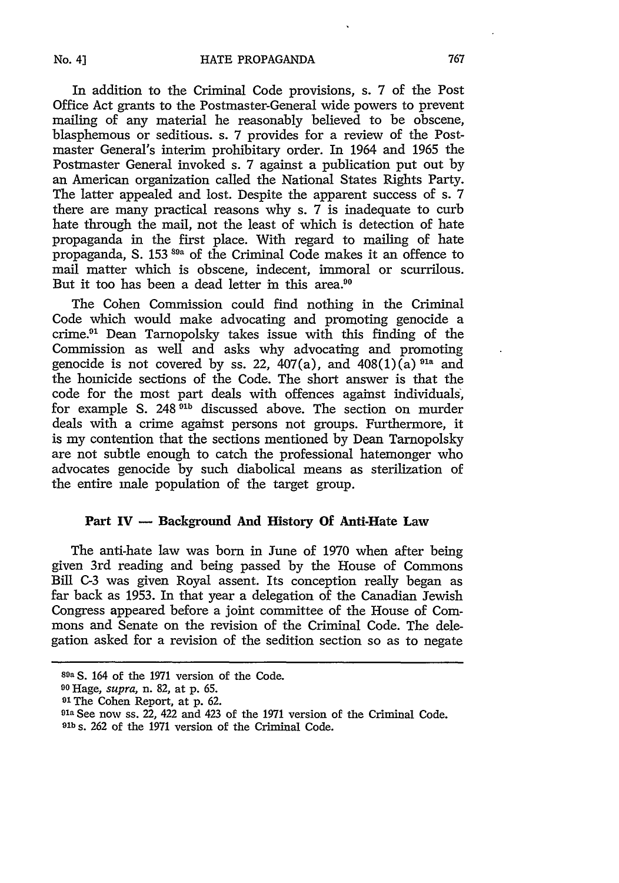In addition to the Criminal Code provisions, s. 7 of the Post Office Act grants to the Postmaster-General wide powers to prevent mailing of any material he reasonably believed to be obscene, blasphemous or seditious. s. 7 provides for a review of the Postmaster General's interim prohibitary order. In 1964 and 1965 the Postmaster General invoked s. 7 against a publication put out by an American organization called the National States Rights Party. The latter appealed and lost. Despite the apparent success of s. 7 there are many practical reasons why s. 7 is inadequate to curb hate through the mail, not the least of which is detection of hate propaganda in the first place. With regard to mailing of hate propaganda, S. 153 [89a] of the Criminal Code makes it an offence to mail matter which is obscene, indecent, immoral or scurrilous. But it too has been a dead letter in this area.[90]

The Cohen Commission could find nothing in the Criminal Code which would make advocating and promoting genocide a crime.[91] Dean Tarnopolsky takes issue with this finding of the Commission as well and asks why advocating and promoting genocide is not covered by ss. 22, 407(a), and 408(1)(a) [91a] and the homicide sections of the Code. The short answer is that the code for the most part deals with offences against individuals, for example S. 248 [91b] discussed above. The section on murder deals with a crime against persons not groups. Furthermore, it is my contention that the sections mentioned by Dean Tarnopolsky are not subtle enough to catch the professional hatemonger who advocates genocide by such diabolical means as sterilization of the entire male population of the target group.

#### Part IV — Background And History Of Anti-Hate Law

The anti-hate law was born in June of 1970 when after being given 3rd reading and being passed by the House of Commons Bill C-3 was given Royal assent. Its conception really began as far back as 1953. In that year a delegation of the Canadian Jewish Congress appeared before a joint committee of the House of Commons and Senate on the revision of the Criminal Code. The delegation asked for a revision of the sedition section so as to negate

---

[89a] S. 164 of the 1971 version of the Code.

[90] Hage, *supra*, n. 82, at p. 65.

[91] The Cohen Report, at p. 62.

[91a] See now ss. 22, 422 and 423 of the 1971 version of the Criminal Code.

[91b] s. 262 of the 1971 version of the Criminal Code.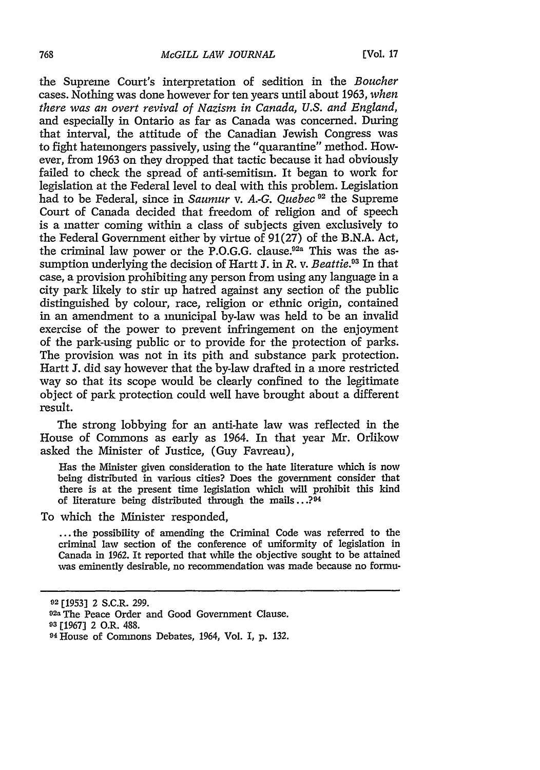the Supreme Court's interpretation of sedition in the *Boucher* cases. Nothing was done however for ten years until about 1963, *when there was an overt revival of Nazism in Canada, U.S. and England,* and especially in Ontario as far as Canada was concerned. During that interval, the attitude of the Canadian Jewish Congress was to fight hatemongers passively, using the "quarantine" method. However, from 1963 on they dropped that tactic because it had obviously failed to check the spread of anti-semitism. It began to work for legislation at the Federal level to deal with this problem. Legislation had to be Federal, since in *Saumur* v. *A.-G. Quebec* [92] the Supreme Court of Canada decided that freedom of religion and of speech is a matter coming within a class of subjects given exclusively to the Federal Government either by virtue of 91(27) of the B.N.A. Act, the criminal law power or the P.O.G.G. clause.[92a] This was the assumption underlying the decision of Hartt J. in *R.* v. *Beattie*.[93] In that case, a provision prohibiting any person from using any language in a city park likely to stir up hatred against any section of the public distinguished by colour, race, religion or ethnic origin, contained in an amendment to a municipal by-law was held to be an invalid exercise of the power to prevent infringement on the enjoyment of the park-using public or to provide for the protection of parks. The provision was not in its pith and substance park protection. Hartt J. did say however that the by-law drafted in a more restricted way so that its scope would be clearly confined to the legitimate object of park protection could well have brought about a different result.

The strong lobbying for an anti-hate law was reflected in the House of Commons as early as 1964. In that year Mr. Orlikow asked the Minister of Justice, (Guy Favreau),

> Has the Minister given consideration to the hate literature which is now being distributed in various cities? Does the government consider that there is at the present time legislation which will prohibit this kind of literature being distributed through the mails...?[94]

To which the Minister responded,

> ...the possibility of amending the Criminal Code was referred to the criminal law section of the conference of uniformity of legislation in Canada in 1962. It reported that while the objective sought to be attained was eminently desirable, no recommendation was made because no formu-

---

[92] [1953] 2 S.C.R. 299.

[92a] The Peace Order and Good Government Clause.

[93] [1967] 2 O.R. 488.

[94] House of Commons Debates, 1964, Vol. I, p. 132.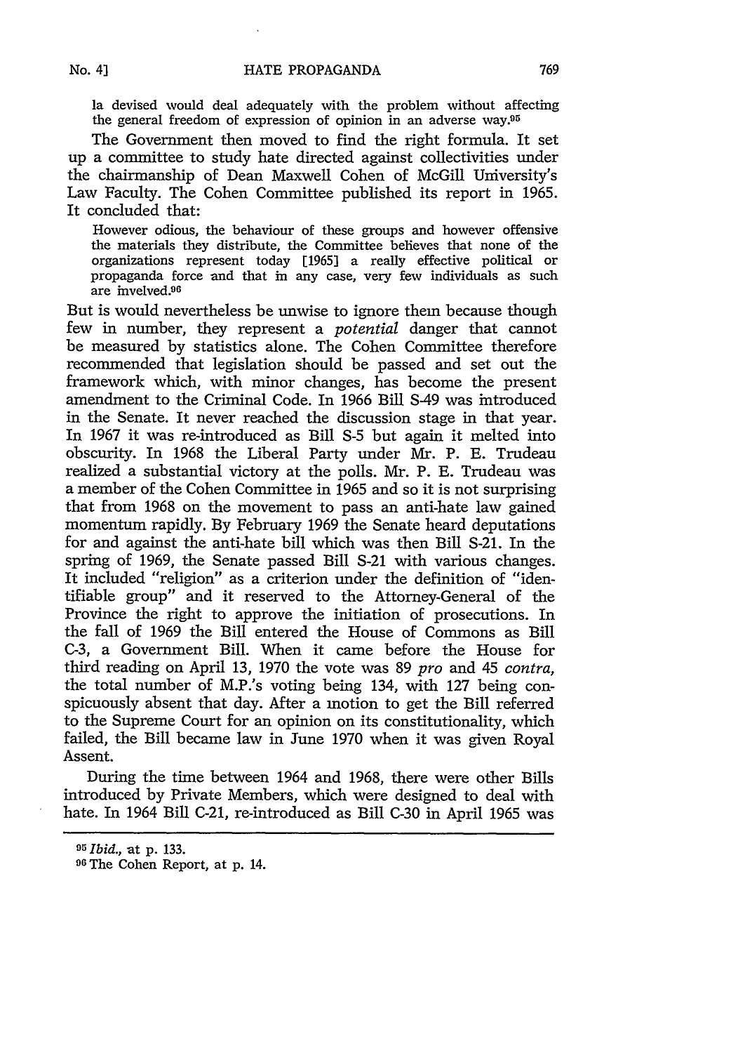la devised would deal adequately with the problem without affecting the general freedom of expression of opinion in an adverse way.[95]

The Government then moved to find the right formula. It set up a committee to study hate directed against collectivities under the chairmanship of Dean Maxwell Cohen of McGill University's Law Faculty. The Cohen Committee published its report in 1965. It concluded that:

> However odious, the behaviour of these groups and however offensive the materials they distribute, the Committee believes that none of the organizations represent today [1965] a really effective political or propaganda force and that in any case, very few individuals as such are involved.[96]

But is would nevertheless be unwise to ignore them because though few in number, they represent a *potential* danger that cannot be measured by statistics alone. The Cohen Committee therefore recommended that legislation should be passed and set out the framework which, with minor changes, has become the present amendment to the Criminal Code. In 1966 Bill S-49 was introduced in the Senate. It never reached the discussion stage in that year. In 1967 it was re-introduced as Bill S-5 but again it melted into obscurity. In 1968 the Liberal Party under Mr. P. E. Trudeau realized a substantial victory at the polls. Mr. P. E. Trudeau was a member of the Cohen Committee in 1965 and so it is not surprising that from 1968 on the movement to pass an anti-hate law gained momentum rapidly. By February 1969 the Senate heard deputations for and against the anti-hate bill which was then Bill S-21. In the spring of 1969, the Senate passed Bill S-21 with various changes. It included "religion" as a criterion under the definition of "identifiable group" and it reserved to the Attorney-General of the Province the right to approve the initiation of prosecutions. In the fall of 1969 the Bill entered the House of Commons as Bill C-3, a Government Bill. When it came before the House for third reading on April 13, 1970 the vote was 89 *pro* and 45 *contra*, the total number of M.P.'s voting being 134, with 127 being conspicuously absent that day. After a motion to get the Bill referred to the Supreme Court for an opinion on its constitutionality, which failed, the Bill became law in June 1970 when it was given Royal Assent.

During the time between 1964 and 1968, there were other Bills introduced by Private Members, which were designed to deal with hate. In 1964 Bill C-21, re-introduced as Bill C-30 in April 1965 was

---

[95] *Ibid.*, at p. 133.

[96] The Cohen Report, at p. 14.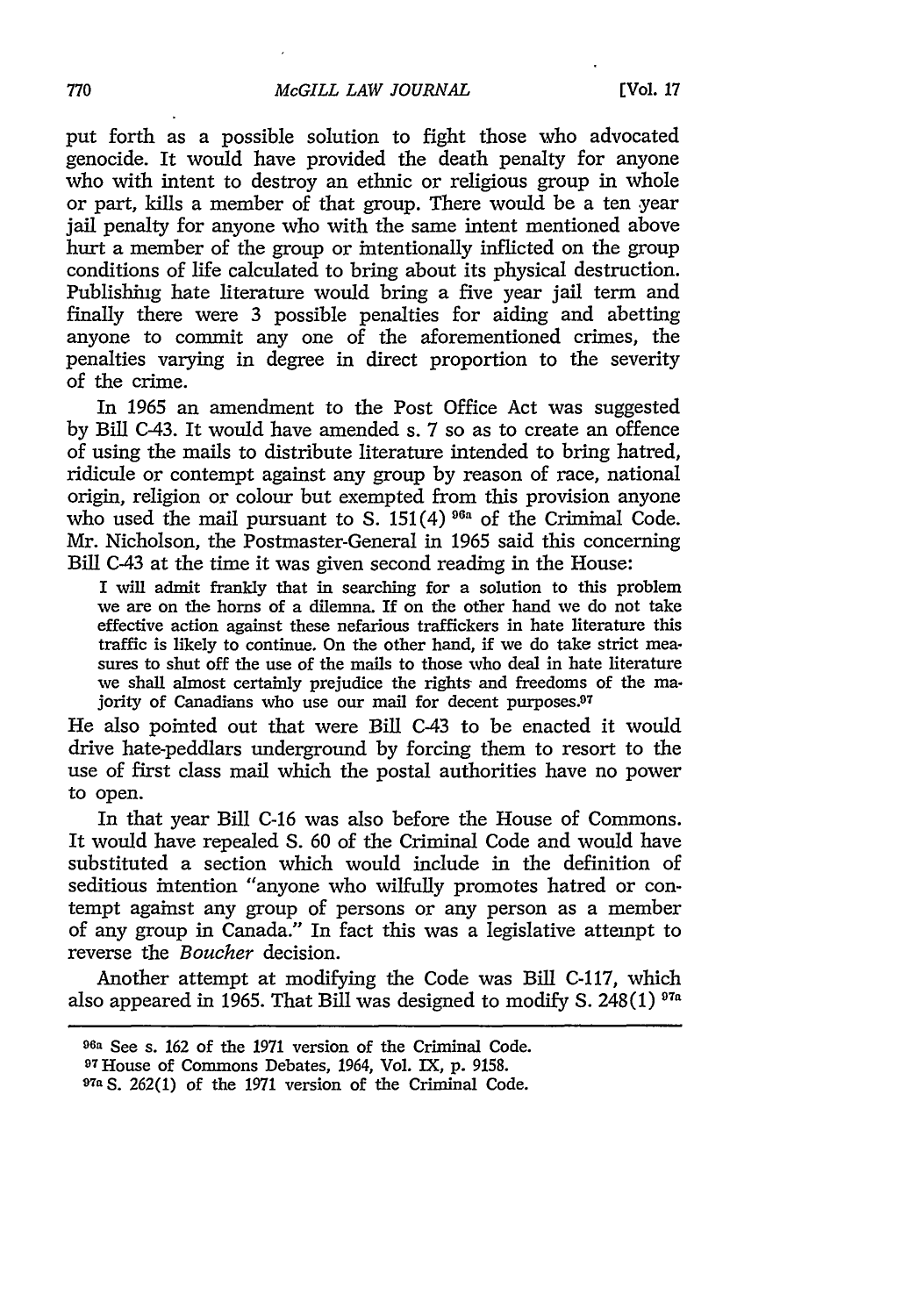put forth as a possible solution to fight those who advocated genocide. It would have provided the death penalty for anyone who with intent to destroy an ethnic or religious group in whole or part, kills a member of that group. There would be a ten year jail penalty for anyone who with the same intent mentioned above hurt a member of the group or intentionally inflicted on the group conditions of life calculated to bring about its physical destruction. Publishing hate literature would bring a five year jail term and finally there were 3 possible penalties for aiding and abetting anyone to commit any one of the aforementioned crimes, the penalties varying in degree in direct proportion to the severity of the crime.

In 1965 an amendment to the Post Office Act was suggested by Bill C-43. It would have amended s. 7 so as to create an offence of using the mails to distribute literature intended to bring hatred, ridicule or contempt against any group by reason of race, national origin, religion or colour but exempted from this provision anyone who used the mail pursuant to S. 151(4) [96a] of the Criminal Code. Mr. Nicholson, the Postmaster-General in 1965 said this concerning Bill C-43 at the time it was given second reading in the House:

> I will admit frankly that in searching for a solution to this problem we are on the horns of a dilemna. If on the other hand we do not take effective action against these nefarious traffickers in hate literature this traffic is likely to continue. On the other hand, if we do take strict measures to shut off the use of the mails to those who deal in hate literature we shall almost certainly prejudice the rights and freedoms of the majority of Canadians who use our mail for decent purposes.[97]

He also pointed out that were Bill C-43 to be enacted it would drive hate-peddlars underground by forcing them to resort to the use of first class mail which the postal authorities have no power to open.

In that year Bill C-16 was also before the House of Commons. It would have repealed S. 60 of the Criminal Code and would have substituted a section which would include in the definition of seditious intention "anyone who wilfully promotes hatred or contempt against any group of persons or any person as a member of any group in Canada." In fact this was a legislative attempt to reverse the *Boucher* decision.

Another attempt at modifying the Code was Bill C-117, which also appeared in 1965. That Bill was designed to modify S. 248(1) [97a]

---

[96a] See s. 162 of the 1971 version of the Criminal Code.

[97] House of Commons Debates, 1964, Vol. IX, p. 9158.

[97a] S. 262(1) of the 1971 version of the Criminal Code.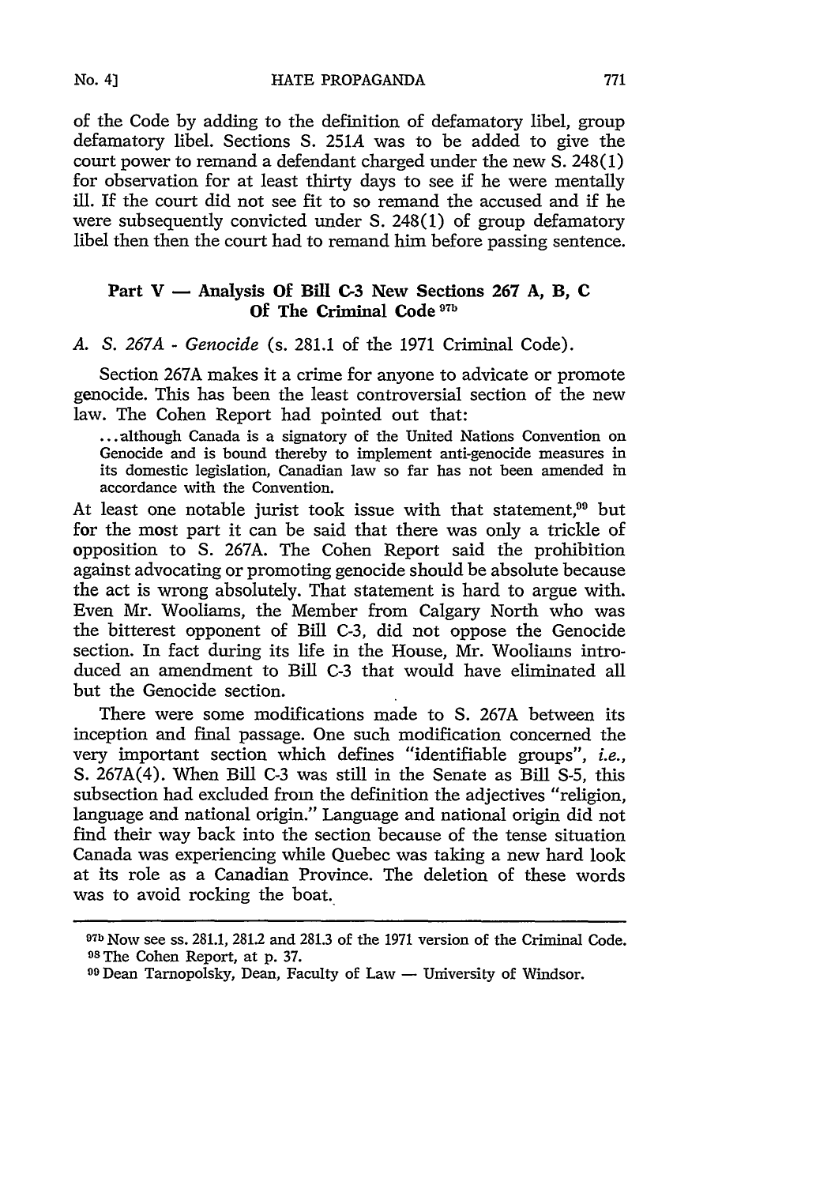of the Code by adding to the definition of defamatory libel, group defamatory libel. Sections S. 251A was to be added to give the court power to remand a defendant charged under the new S. 248(1) for observation for at least thirty days to see if he were mentally ill. If the court did not see fit to so remand the accused and if he were subsequently convicted under S. 248(1) of group defamatory libel then then the court had to remand him before passing sentence.

## Part V — Analysis Of Bill C-3 New Sections 267 A, B, C Of The Criminal Code[97b]

### A. *S. 267A - Genocide* (s. 281.1 of the 1971 Criminal Code).

Section 267A makes it a crime for anyone to advicate or promote genocide. This has been the least controversial section of the new law. The Cohen Report had pointed out that:

> ...although Canada is a signatory of the United Nations Convention on Genocide and is bound thereby to implement anti-genocide measures in its domestic legislation, Canadian law so far has not been amended in accordance with the Convention.

At least one notable jurist took issue with that statement,[99] but for the most part it can be said that there was only a trickle of opposition to S. 267A. The Cohen Report said the prohibition against advocating or promoting genocide should be absolute because the act is wrong absolutely. That statement is hard to argue with. Even Mr. Wooliams, the Member from Calgary North who was the bitterest opponent of Bill C-3, did not oppose the Genocide section. In fact during its life in the House, Mr. Wooliams introduced an amendment to Bill C-3 that would have eliminated all but the Genocide section.

There were some modifications made to S. 267A between its inception and final passage. One such modification concerned the very important section which defines "identifiable groups", *i.e.*, S. 267A(4). When Bill C-3 was still in the Senate as Bill S-5, this subsection had excluded from the definition the adjectives "religion, language and national origin." Language and national origin did not find their way back into the section because of the tense situation Canada was experiencing while Quebec was taking a new hard look at its role as a Canadian Province. The deletion of these words was to avoid rocking the boat.

---

[97b] Now see ss. 281.1, 281.2 and 281.3 of the 1971 version of the Criminal Code.

[98] The Cohen Report, at p. 37.

[99] Dean Tarnopolsky, Dean, Faculty of Law — University of Windsor.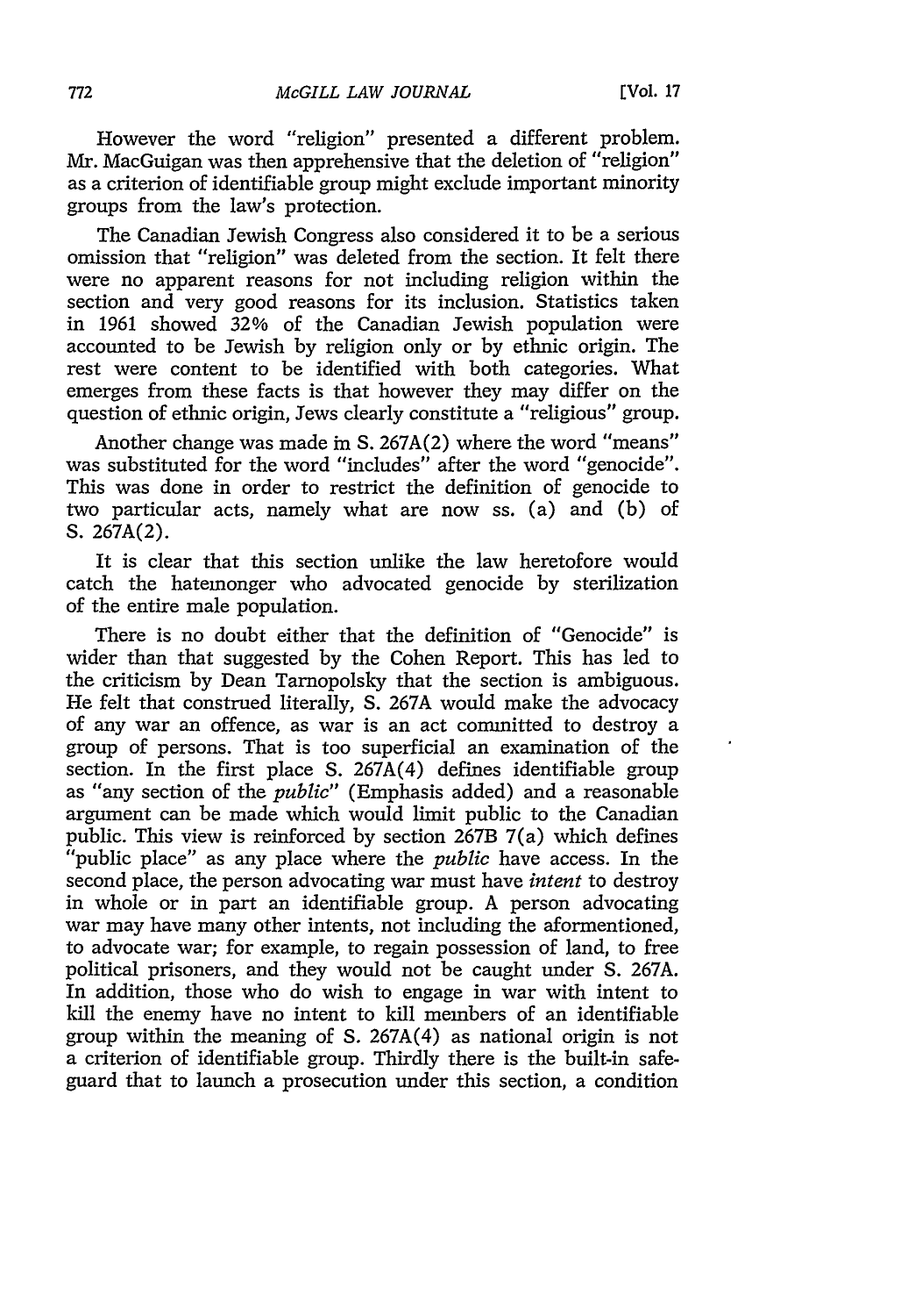However the word "religion" presented a different problem. Mr. MacGuigan was then apprehensive that the deletion of "religion" as a criterion of identifiable group might exclude important minority groups from the law's protection.

The Canadian Jewish Congress also considered it to be a serious omission that "religion" was deleted from the section. It felt there were no apparent reasons for not including religion within the section and very good reasons for its inclusion. Statistics taken in 1961 showed 32% of the Canadian Jewish population were accounted to be Jewish by religion only or by ethnic origin. The rest were content to be identified with both categories. What emerges from these facts is that however they may differ on the question of ethnic origin, Jews clearly constitute a "religious" group.

Another change was made in S. 267A(2) where the word "means" was substituted for the word "includes" after the word "genocide". This was done in order to restrict the definition of genocide to two particular acts, namely what are now ss. (a) and (b) of S. 267A(2).

It is clear that this section unlike the law heretofore would catch the hatemonger who advocated genocide by sterilization of the entire male population.

There is no doubt either that the definition of "Genocide" is wider than that suggested by the Cohen Report. This has led to the criticism by Dean Tarnopolsky that the section is ambiguous. He felt that construed literally, S. 267A would make the advocacy of any war an offence, as war is an act committed to destroy a group of persons. That is too superficial an examination of the section. In the first place S. 267A(4) defines identifiable group as "any section of the *public*" (Emphasis added) and a reasonable argument can be made which would limit public to the Canadian public. This view is reinforced by section 267B 7(a) which defines "public place" as any place where the *public* have access. In the second place, the person advocating war must have *intent* to destroy in whole or in part an identifiable group. A person advocating war may have many other intents, not including the aforementioned, to advocate war; for example, to regain possession of land, to free political prisoners, and they would not be caught under S. 267A. In addition, those who do wish to engage in war with intent to kill the enemy have no intent to kill members of an identifiable group within the meaning of S. 267A(4) as national origin is not a criterion of identifiable group. Thirdly there is the built-in safeguard that to launch a prosecution under this section, a condition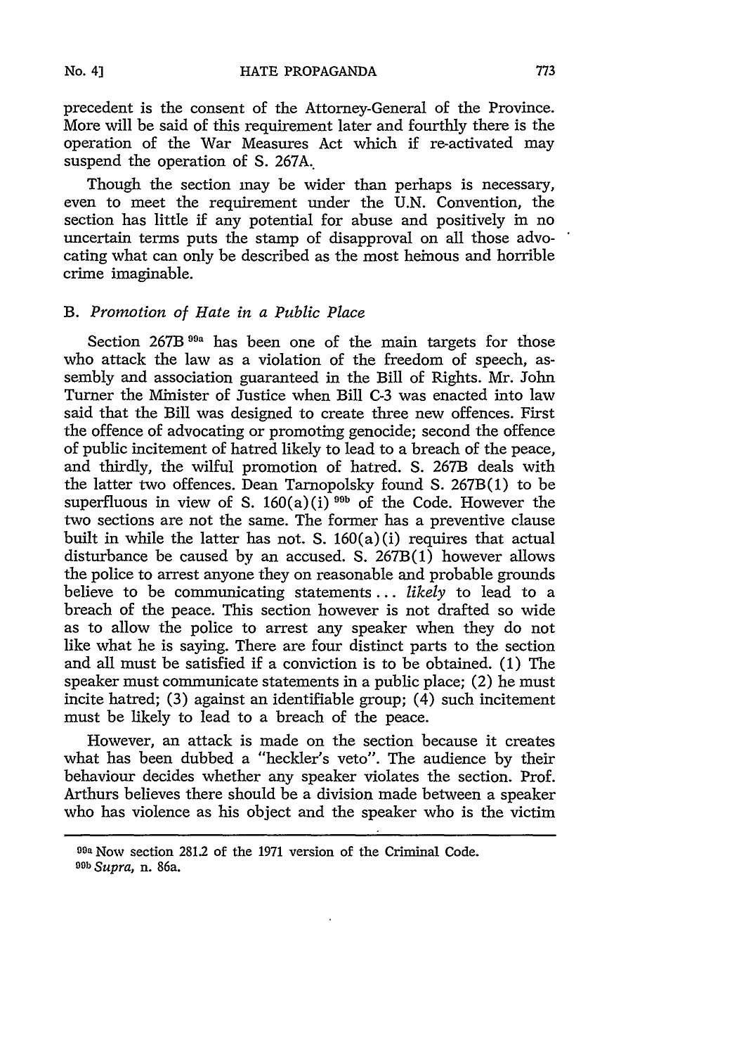precedent is the consent of the Attorney-General of the Province. More will be said of this requirement later and fourthly there is the operation of the War Measures Act which if re-activated may suspend the operation of S. 267A.

Though the section may be wider than perhaps is necessary, even to meet the requirement under the U.N. Convention, the section has little if any potential for abuse and positively in no uncertain terms puts the stamp of disapproval on all those advocating what can only be described as the most heinous and horrible crime imaginable.

### B. *Promotion of Hate in a Public Place*

Section 267B [99a] has been one of the main targets for those who attack the law as a violation of the freedom of speech, assembly and association guaranteed in the Bill of Rights. Mr. John Turner the Minister of Justice when Bill C-3 was enacted into law said that the Bill was designed to create three new offences. First the offence of advocating or promoting genocide; second the offence of public incitement of hatred likely to lead to a breach of the peace, and thirdly, the wilful promotion of hatred. S. 267B deals with the latter two offences. Dean Tarnopolsky found S. 267B(1) to be superfluous in view of S. 160(a)(i) [99b] of the Code. However the two sections are not the same. The former has a preventive clause built in while the latter has not. S. 160(a)(i) requires that actual disturbance be caused by an accused. S. 267B(1) however allows the police to arrest anyone they on reasonable and probable grounds believe to be communicating statements ... *likely* to lead to a breach of the peace. This section however is not drafted so wide as to allow the police to arrest any speaker when they do not like what he is saying. There are four distinct parts to the section and all must be satisfied if a conviction is to be obtained. (1) The speaker must communicate statements in a public place; (2) he must incite hatred; (3) against an identifiable group; (4) such incitement must be likely to lead to a breach of the peace.

However, an attack is made on the section because it creates what has been dubbed a "heckler's veto". The audience by their behaviour decides whether any speaker violates the section. Prof. Arthurs believes there should be a division made between a speaker who has violence as his object and the speaker who is the victim

---

[99a] Now section 281.2 of the 1971 version of the Criminal Code.

[99b] *Supra*, n. 86a.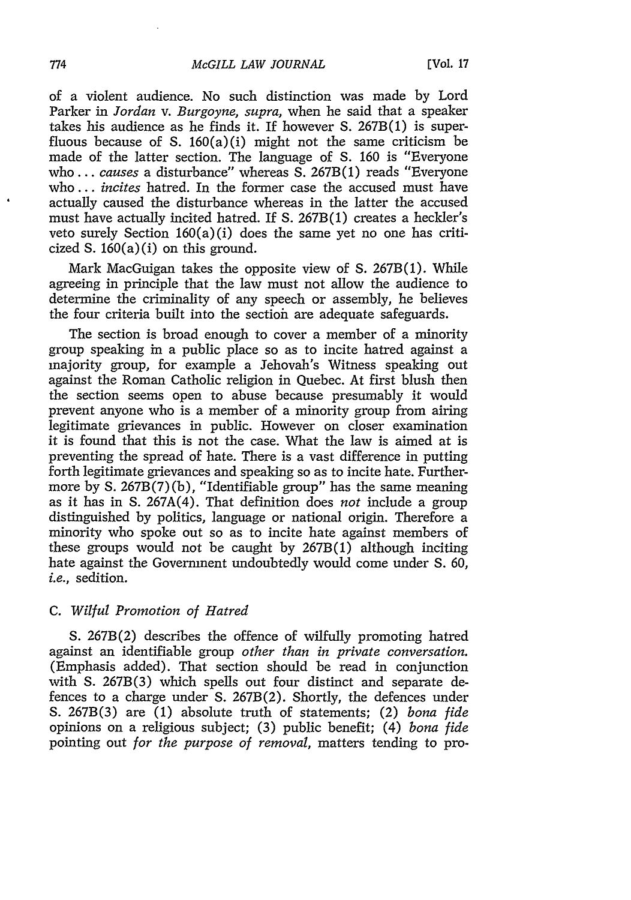of a violent audience. No such distinction was made by Lord Parker in *Jordan* v. *Burgoyne, supra,* when he said that a speaker takes his audience as he finds it. If however S. 267B(1) is superfluous because of S. 160(a)(i) might not the same criticism be made of the latter section. The language of S. 160 is "Everyone who ... *causes* a disturbance" whereas S. 267B(1) reads "Everyone who ... *incites* hatred. In the former case the accused must have actually caused the disturbance whereas in the latter the accused must have actually incited hatred. If S. 267B(1) creates a heckler's veto surely Section 160(a)(i) does the same yet no one has criticized S. 160(a)(i) on this ground.

Mark MacGuigan takes the opposite view of S. 267B(1). While agreeing in principle that the law must not allow the audience to determine the criminality of any speech or assembly, he believes the four criteria built into the section are adequate safeguards.

The section is broad enough to cover a member of a minority group speaking in a public place so as to incite hatred against a majority group, for example a Jehovah's Witness speaking out against the Roman Catholic religion in Quebec. At first blush then the section seems open to abuse because presumably it would prevent anyone who is a member of a minority group from airing legitimate grievances in public. However on closer examination it is found that this is not the case. What the law is aimed at is preventing the spread of hate. There is a vast difference in putting forth legitimate grievances and speaking so as to incite hate. Furthermore by S. 267B(7)(b), "Identifiable group" has the same meaning as it has in S. 267A(4). That definition does *not* include a group distinguished by politics, language or national origin. Therefore a minority who spoke out so as to incite hate against members of these groups would not be caught by 267B(1) although inciting hate against the Government undoubtedly would come under S. 60, *i.e.*, sedition.

### C. *Wilful Promotion of Hatred*

S. 267B(2) describes the offence of wilfully promoting hatred against an identifiable group *other than in private conversation.* (Emphasis added). That section should be read in conjunction with S. 267B(3) which spells out four distinct and separate defences to a charge under S. 267B(2). Shortly, the defences under S. 267B(3) are (1) absolute truth of statements; (2) *bona fide* opinions on a religious subject; (3) public benefit; (4) *bona fide* pointing out *for the purpose of removal,* matters tending to pro-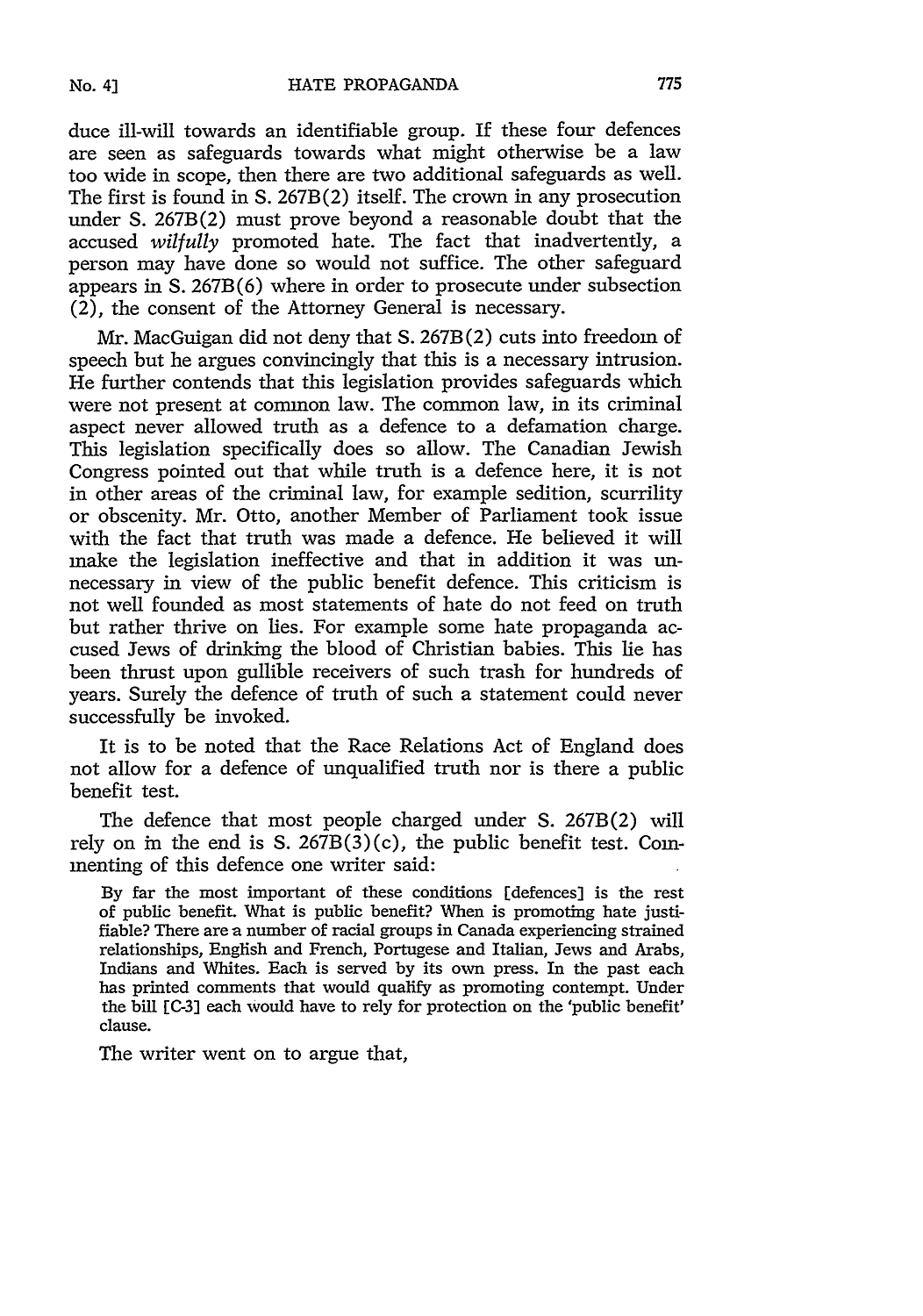duce ill-will towards an identifiable group. If these four defences are seen as safeguards towards what might otherwise be a law too wide in scope, then there are two additional safeguards as well. The first is found in S. 267B(2) itself. The crown in any prosecution under S. 267B(2) must prove beyond a reasonable doubt that the accused *wilfully* promoted hate. The fact that inadvertently, a person may have done so would not suffice. The other safeguard appears in S. 267B(6) where in order to prosecute under subsection (2), the consent of the Attorney General is necessary.

Mr. MacGuigan did not deny that S. 267B(2) cuts into freedom of speech but he argues convincingly that this is a necessary intrusion. He further contends that this legislation provides safeguards which were not present at common law. The common law, in its criminal aspect never allowed truth as a defence to a defamation charge. This legislation specifically does so allow. The Canadian Jewish Congress pointed out that while truth is a defence here, it is not in other areas of the criminal law, for example sedition, scurrility or obscenity. Mr. Otto, another Member of Parliament took issue with the fact that truth was made a defence. He believed it will make the legislation ineffective and that in addition it was unnecessary in view of the public benefit defence. This criticism is not well founded as most statements of hate do not feed on truth but rather thrive on lies. For example some hate propaganda accused Jews of drinking the blood of Christian babies. This lie has been thrust upon gullible receivers of such trash for hundreds of years. Surely the defence of truth of such a statement could never successfully be invoked.

It is to be noted that the Race Relations Act of England does not allow for a defence of unqualified truth nor is there a public benefit test.

The defence that most people charged under S. 267B(2) will rely on in the end is S. 267B(3)(c), the public benefit test. Commenting of this defence one writer said:

> By far the most important of these conditions [defences] is the rest of public benefit. What is public benefit? When is promoting hate justifiable? There are a number of racial groups in Canada experiencing strained relationships, English and French, Portugese and Italian, Jews and Arabs, Indians and Whites. Each is served by its own press. In the past each has printed comments that would qualify as promoting contempt. Under the bill [C-3] each would have to rely for protection on the 'public benefit' clause.

The writer went on to argue that,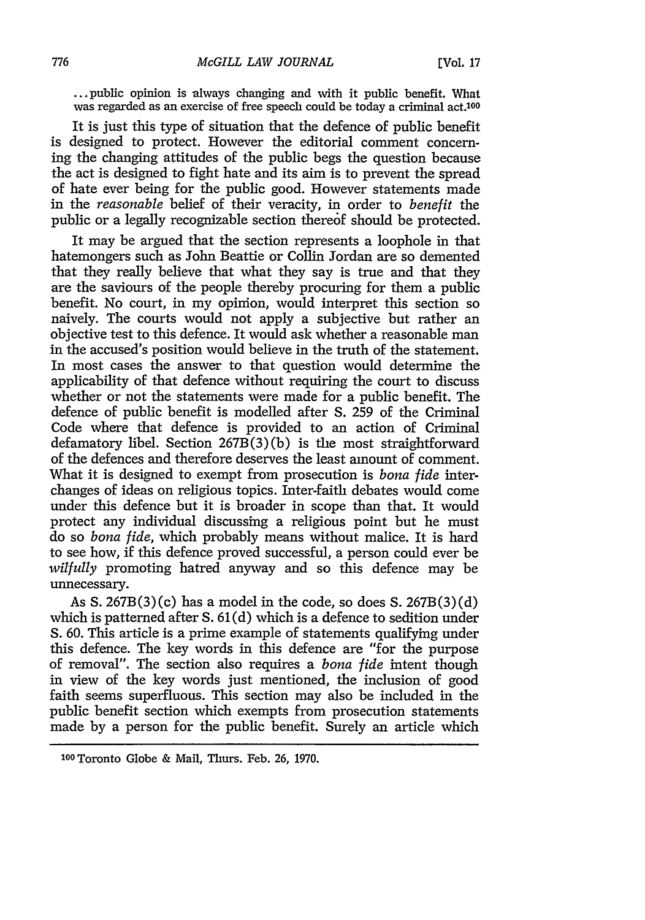> ...public opinion is always changing and with it public benefit. What was regarded as an exercise of free speech could be today a criminal act.[100]

It is just this type of situation that the defence of public benefit is designed to protect. However the editorial comment concerning the changing attitudes of the public begs the question because the act is designed to fight hate and its aim is to prevent the spread of hate ever being for the public good. However statements made in the *reasonable* belief of their veracity, in order to *benefit* the public or a legally recognizable section thereof should be protected.

It may be argued that the section represents a loophole in that hatemongers such as John Beattie or Collin Jordan are so demented that they really believe that what they say is true and that they are the saviours of the people thereby procuring for them a public benefit. No court, in my opinion, would interpret this section so naively. The courts would not apply a subjective but rather an objective test to this defence. It would ask whether a reasonable man in the accused's position would believe in the truth of the statement. In most cases the answer to that question would determine the applicability of that defence without requiring the court to discuss whether or not the statements were made for a public benefit. The defence of public benefit is modelled after S. 259 of the Criminal Code where that defence is provided to an action of Criminal defamatory libel. Section 267B(3)(b) is the most straightforward of the defences and therefore deserves the least amount of comment. What it is designed to exempt from prosecution is *bona fide* interchanges of ideas on religious topics. Inter-faith debates would come under this defence but it is broader in scope than that. It would protect any individual discussing a religious point but he must do so *bona fide*, which probably means without malice. It is hard to see how, if this defence proved successful, a person could ever be *wilfully* promoting hatred anyway and so this defence may be unnecessary.

As S. 267B(3)(c) has a model in the code, so does S. 267B(3)(d) which is patterned after S. 61(d) which is a defence to sedition under S. 60. This article is a prime example of statements qualifying under this defence. The key words in this defence are "for the purpose of removal". The section also requires a *bona fide* intent though in view of the key words just mentioned, the inclusion of good faith seems superfluous. This section may also be included in the public benefit section which exempts from prosecution statements made by a person for the public benefit. Surely an article which

---

[100] Toronto Globe & Mail, Thurs. Feb. 26, 1970.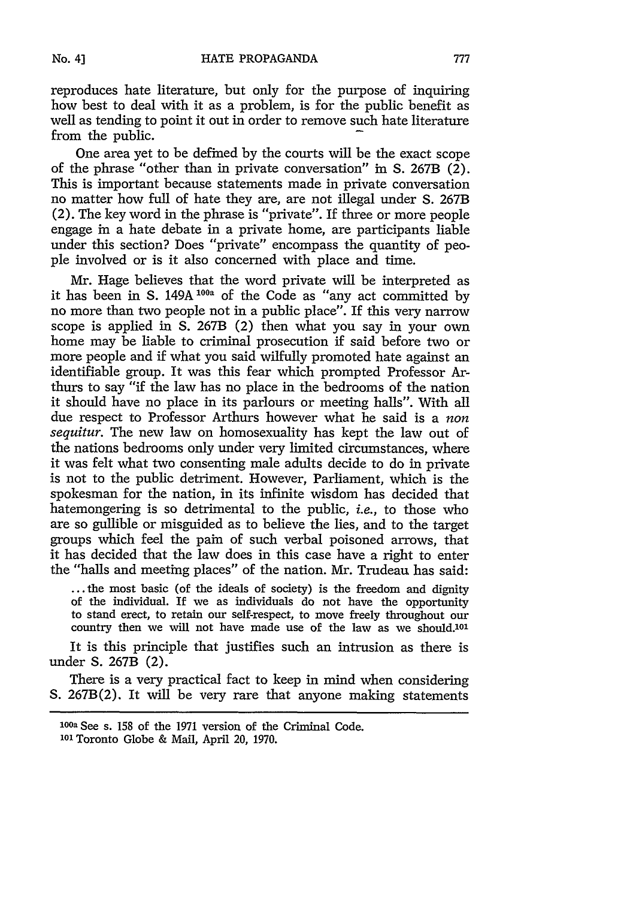reproduces hate literature, but only for the purpose of inquiring how best to deal with it as a problem, is for the public benefit as well as tending to point it out in order to remove such hate literature from the public.

One area yet to be defined by the courts will be the exact scope of the phrase "other than in private conversation" in S. 267B (2). This is important because statements made in private conversation no matter how full of hate they are, are not illegal under S. 267B (2). The key word in the phrase is "private". If three or more people engage in a hate debate in a private home, are participants liable under this section? Does "private" encompass the quantity of people involved or is it also concerned with place and time.

Mr. Hage believes that the word private will be interpreted as it has been in S. 149A [100a] of the Code as "any act committed by no more than two people not in a public place". If this very narrow scope is applied in S. 267B (2) then what you say in your own home may be liable to criminal prosecution if said before two or more people and if what you said wilfully promoted hate against an identifiable group. It was this fear which prompted Professor Arthurs to say "if the law has no place in the bedrooms of the nation it should have no place in its parlours or meeting halls". With all due respect to Professor Arthurs however what he said is a *non sequitur*. The new law on homosexuality has kept the law out of the nations bedrooms only under very limited circumstances, where it was felt what two consenting male adults decide to do in private is not to the public detriment. However, Parliament, which is the spokesman for the nation, in its infinite wisdom has decided that hatemongering is so detrimental to the public, *i.e.*, to those who are so gullible or misguided as to believe the lies, and to the target groups which feel the pain of such verbal poisoned arrows, that it has decided that the law does in this case have a right to enter the "halls and meeting places" of the nation. Mr. Trudeau has said:

> ... the most basic (of the ideals of society) is the freedom and dignity of the individual. If we as individuals do not have the opportunity to stand erect, to retain our self-respect, to move freely throughout our country then we will not have made use of the law as we should.[101]

It is this principle that justifies such an intrusion as there is under S. 267B (2).

There is a very practical fact to keep in mind when considering S. 267B(2). It will be very rare that anyone making statements

---

[100a] See s. 158 of the 1971 version of the Criminal Code.

[101] Toronto Globe & Mail, April 20, 1970.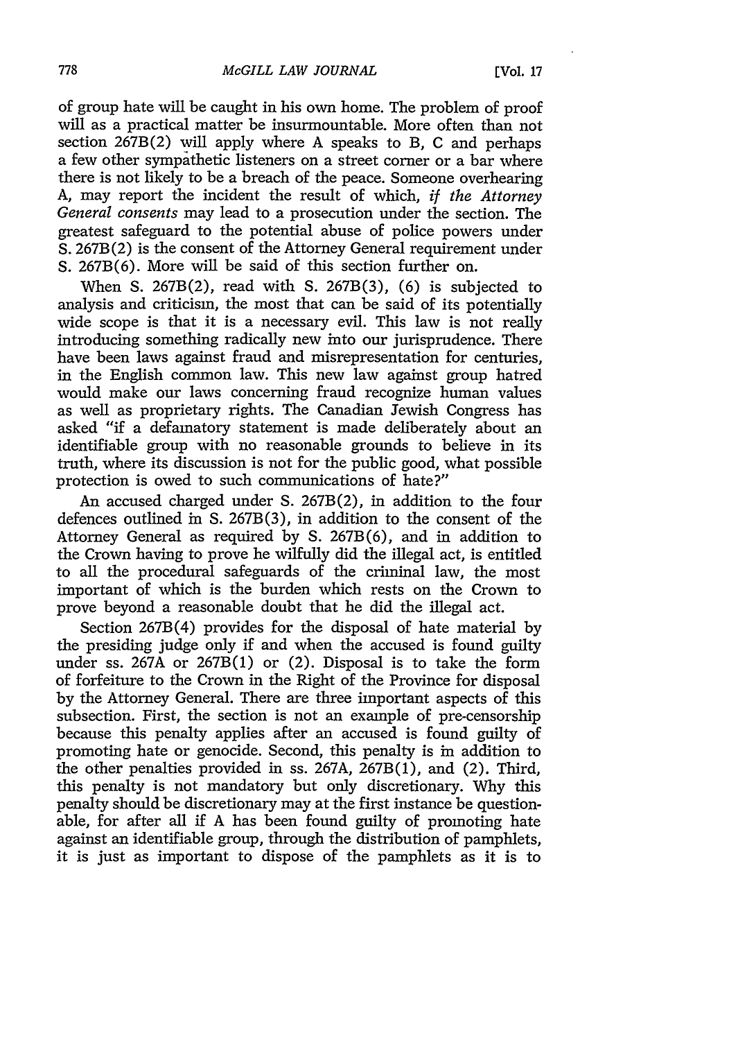of group hate will be caught in his own home. The problem of proof will as a practical matter be insurmountable. More often than not section 267B(2) will apply where A speaks to B, C and perhaps a few other sympathetic listeners on a street corner or a bar where there is not likely to be a breach of the peace. Someone overhearing A, may report the incident the result of which, *if the Attorney General consents* may lead to a prosecution under the section. The greatest safeguard to the potential abuse of police powers under S. 267B(2) is the consent of the Attorney General requirement under S. 267B(6). More will be said of this section further on.

When S. 267B(2), read with S. 267B(3), (6) is subjected to analysis and criticism, the most that can be said of its potentially wide scope is that it is a necessary evil. This law is not really introducing something radically new into our jurisprudence. There have been laws against fraud and misrepresentation for centuries, in the English common law. This new law against group hatred would make our laws concerning fraud recognize human values as well as proprietary rights. The Canadian Jewish Congress has asked "if a defamatory statement is made deliberately about an identifiable group with no reasonable grounds to believe in its truth, where its discussion is not for the public good, what possible protection is owed to such communications of hate?"

An accused charged under S. 267B(2), in addition to the four defences outlined in S. 267B(3), in addition to the consent of the Attorney General as required by S. 267B(6), and in addition to the Crown having to prove he wilfully did the illegal act, is entitled to all the procedural safeguards of the criminal law, the most important of which is the burden which rests on the Crown to prove beyond a reasonable doubt that he did the illegal act.

Section 267B(4) provides for the disposal of hate material by the presiding judge only if and when the accused is found guilty under ss. 267A or 267B(1) or (2). Disposal is to take the form of forfeiture to the Crown in the Right of the Province for disposal by the Attorney General. There are three important aspects of this subsection. First, the section is not an example of pre-censorship because this penalty applies after an accused is found guilty of promoting hate or genocide. Second, this penalty is in addition to the other penalties provided in ss. 267A, 267B(1), and (2). Third, this penalty is not mandatory but only discretionary. Why this penalty should be discretionary may at the first instance be questionable, for after all if A has been found guilty of promoting hate against an identifiable group, through the distribution of pamphlets, it is just as important to dispose of the pamphlets as it is to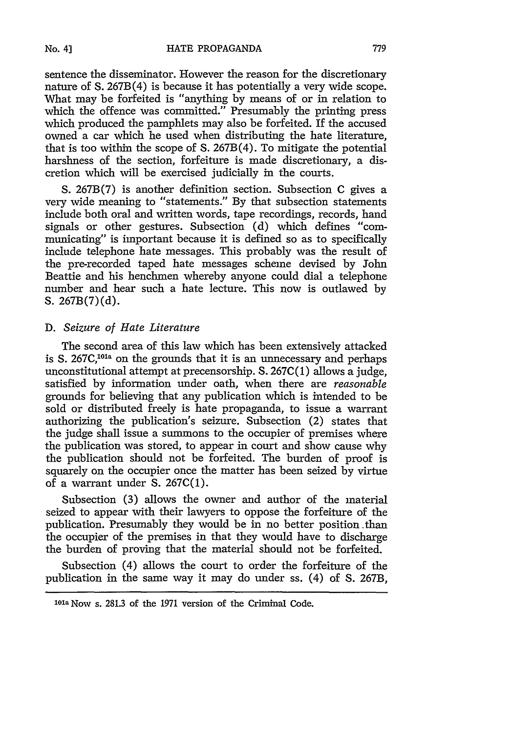sentence the disseminator. However the reason for the discretionary nature of S. 267B(4) is because it has potentially a very wide scope. What may be forfeited is "anything by means of or in relation to which the offence was committed." Presumably the printing press which produced the pamphlets may also be forfeited. If the accused owned a car which he used when distributing the hate literature, that is too within the scope of S. 267B(4). To mitigate the potential harshness of the section, forfeiture is made discretionary, a discretion which will be exercised judicially in the courts.

S. 267B(7) is another definition section. Subsection C gives a very wide meaning to "statements." By that subsection statements include both oral and written words, tape recordings, records, hand signals or other gestures. Subsection (d) which defines "communicating" is important because it is defined so as to specifically include telephone hate messages. This probably was the result of the pre-recorded taped hate messages scheme devised by John Beattie and his henchmen whereby anyone could dial a telephone number and hear such a hate lecture. This now is outlawed by S. 267B(7)(d).

### D. *Seizure of Hate Literature*

The second area of this law which has been extensively attacked is S. 267C,[101a] on the grounds that it is an unnecessary and perhaps unconstitutional attempt at precensorship. S. 267C(1) allows a judge, satisfied by information under oath, when there are *reasonable* grounds for believing that any publication which is intended to be sold or distributed freely is hate propaganda, to issue a warrant authorizing the publication's seizure. Subsection (2) states that the judge shall issue a summons to the occupier of premises where the publication was stored, to appear in court and show cause why the publication should not be forfeited. The burden of proof is squarely on the occupier once the matter has been seized by virtue of a warrant under S. 267C(1).

Subsection (3) allows the owner and author of the material seized to appear with their lawyers to oppose the forfeiture of the publication. Presumably they would be in no better position than the occupier of the premises in that they would have to discharge the burden of proving that the material should not be forfeited.

Subsection (4) allows the court to order the forfeiture of the publication in the same way it may do under ss. (4) of S. 267B,

---

[101a] Now s. 281.3 of the 1971 version of the Criminal Code.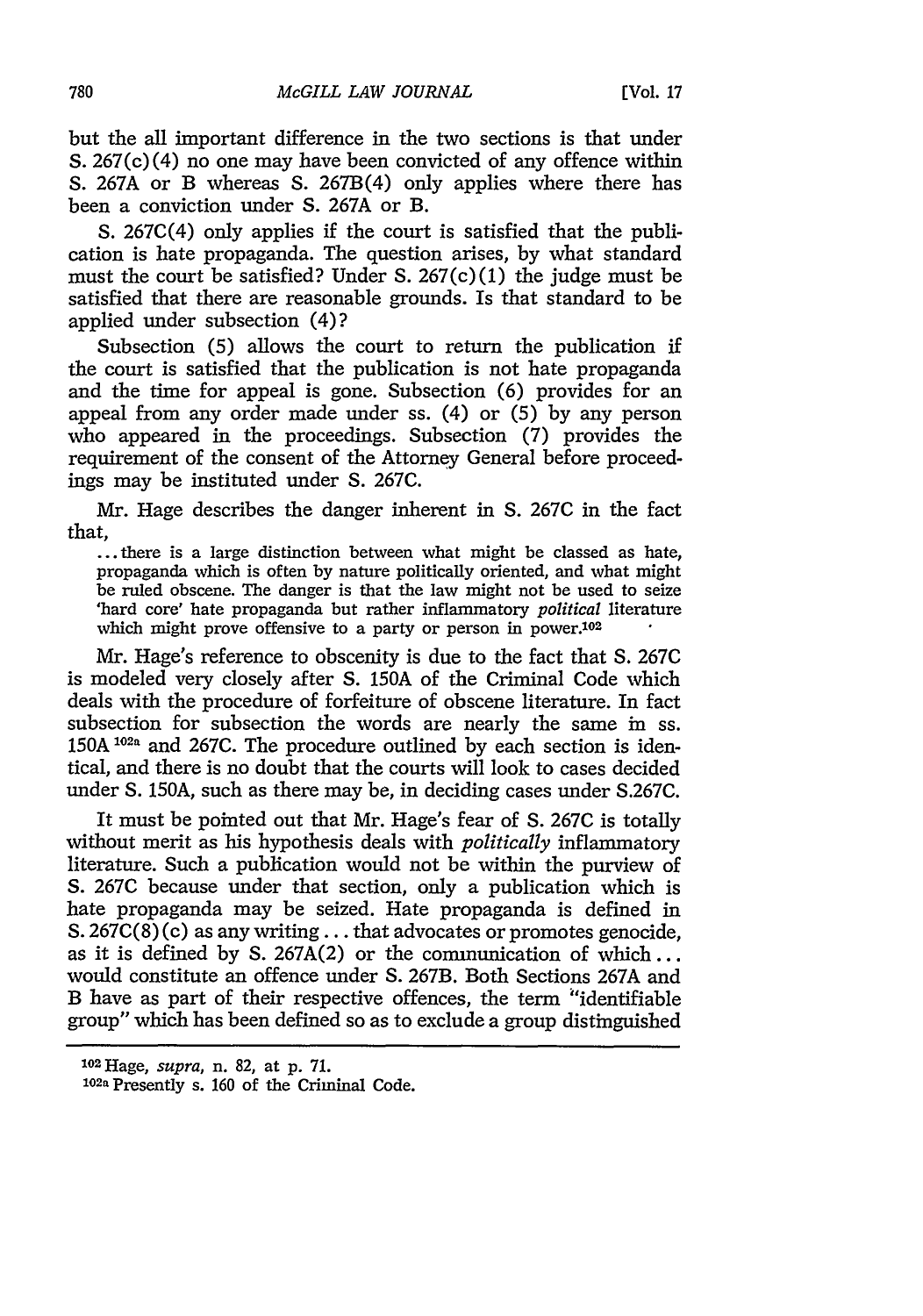but the all important difference in the two sections is that under S. 267(c)(4) no one may have been convicted of any offence within S. 267A or B whereas S. 267B(4) only applies where there has been a conviction under S. 267A or B.

S. 267C(4) only applies if the court is satisfied that the publication is hate propaganda. The question arises, by what standard must the court be satisfied? Under S. 267(c)(1) the judge must be satisfied that there are reasonable grounds. Is that standard to be applied under subsection (4)?

Subsection (5) allows the court to return the publication if the court is satisfied that the publication is not hate propaganda and the time for appeal is gone. Subsection (6) provides for an appeal from any order made under ss. (4) or (5) by any person who appeared in the proceedings. Subsection (7) provides the requirement of the consent of the Attorney General before proceedings may be instituted under S. 267C.

Mr. Hage describes the danger inherent in S. 267C in the fact that,

> ... there is a large distinction between what might be classed as hate, propaganda which is often by nature politically oriented, and what might be ruled obscene. The danger is that the law might not be used to seize 'hard core' hate propaganda but rather inflammatory *political* literature which might prove offensive to a party or person in power.[102]

Mr. Hage's reference to obscenity is due to the fact that S. 267C is modeled very closely after S. 150A of the Criminal Code which deals with the procedure of forfeiture of obscene literature. In fact subsection for subsection the words are nearly the same in ss. 150A [102a] and 267C. The procedure outlined by each section is identical, and there is no doubt that the courts will look to cases decided under S. 150A, such as there may be, in deciding cases under S.267C.

It must be pointed out that Mr. Hage's fear of S. 267C is totally without merit as his hypothesis deals with *politically* inflammatory literature. Such a publication would not be within the purview of S. 267C because under that section, only a publication which is hate propaganda may be seized. Hate propaganda is defined in S. 267C(8)(c) as any writing ... that advocates or promotes genocide, as it is defined by S. 267A(2) or the communication of which ... would constitute an offence under S. 267B. Both Sections 267A and B have as part of their respective offences, the term "identifiable group" which has been defined so as to exclude a group distinguished

---

[102] Hage, *supra*, n. 82, at p. 71.

[102a] Presently s. 160 of the Criminal Code.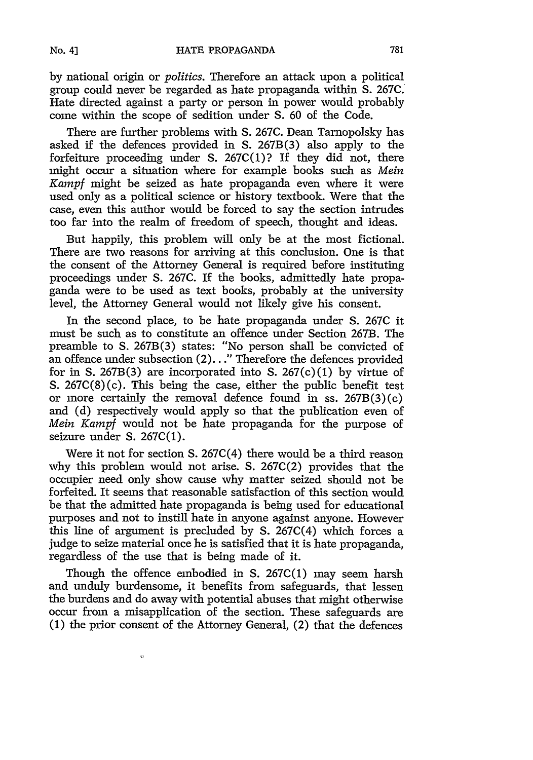by national origin or *politics*. Therefore an attack upon a political group could never be regarded as hate propaganda within S. 267C. Hate directed against a party or person in power would probably come within the scope of sedition under S. 60 of the Code.

There are further problems with S. 267C. Dean Tarnopolsky has asked if the defences provided in S. 267B(3) also apply to the forfeiture proceeding under S. 267C(1)? If they did not, there might occur a situation where for example books such as *Mein Kampf* might be seized as hate propaganda even where it were used only as a political science or history textbook. Were that the case, even this author would be forced to say the section intrudes too far into the realm of freedom of speech, thought and ideas.

But happily, this problem will only be at the most fictional. There are two reasons for arriving at this conclusion. One is that the consent of the Attorney General is required before instituting proceedings under S. 267C. If the books, admittedly hate propaganda were to be used as text books, probably at the university level, the Attorney General would not likely give his consent.

In the second place, to be hate propaganda under S. 267C it must be such as to constitute an offence under Section 267B. The preamble to S. 267B(3) states: "No person shall be convicted of an offence under subsection (2)..." Therefore the defences provided for in S. 267B(3) are incorporated into S. 267(c)(1) by virtue of S. 267C(8)(c). This being the case, either the public benefit test or more certainly the removal defence found in ss. 267B(3)(c) and (d) respectively would apply so that the publication even of *Mein Kampf* would not be hate propaganda for the purpose of seizure under S. 267C(1).

Were it not for section S. 267C(4) there would be a third reason why this problem would not arise. S. 267C(2) provides that the occupier need only show cause why matter seized should not be forfeited. It seems that reasonable satisfaction of this section would be that the admitted hate propaganda is being used for educational purposes and not to instill hate in anyone against anyone. However this line of argument is precluded by S. 267C(4) which forces a judge to seize material once he is satisfied that it is hate propaganda, regardless of the use that is being made of it.

Though the offence embodied in S. 267C(1) may seem harsh and unduly burdensome, it benefits from safeguards, that lessen the burdens and do away with potential abuses that might otherwise occur from a misapplication of the section. These safeguards are (1) the prior consent of the Attorney General, (2) that the defences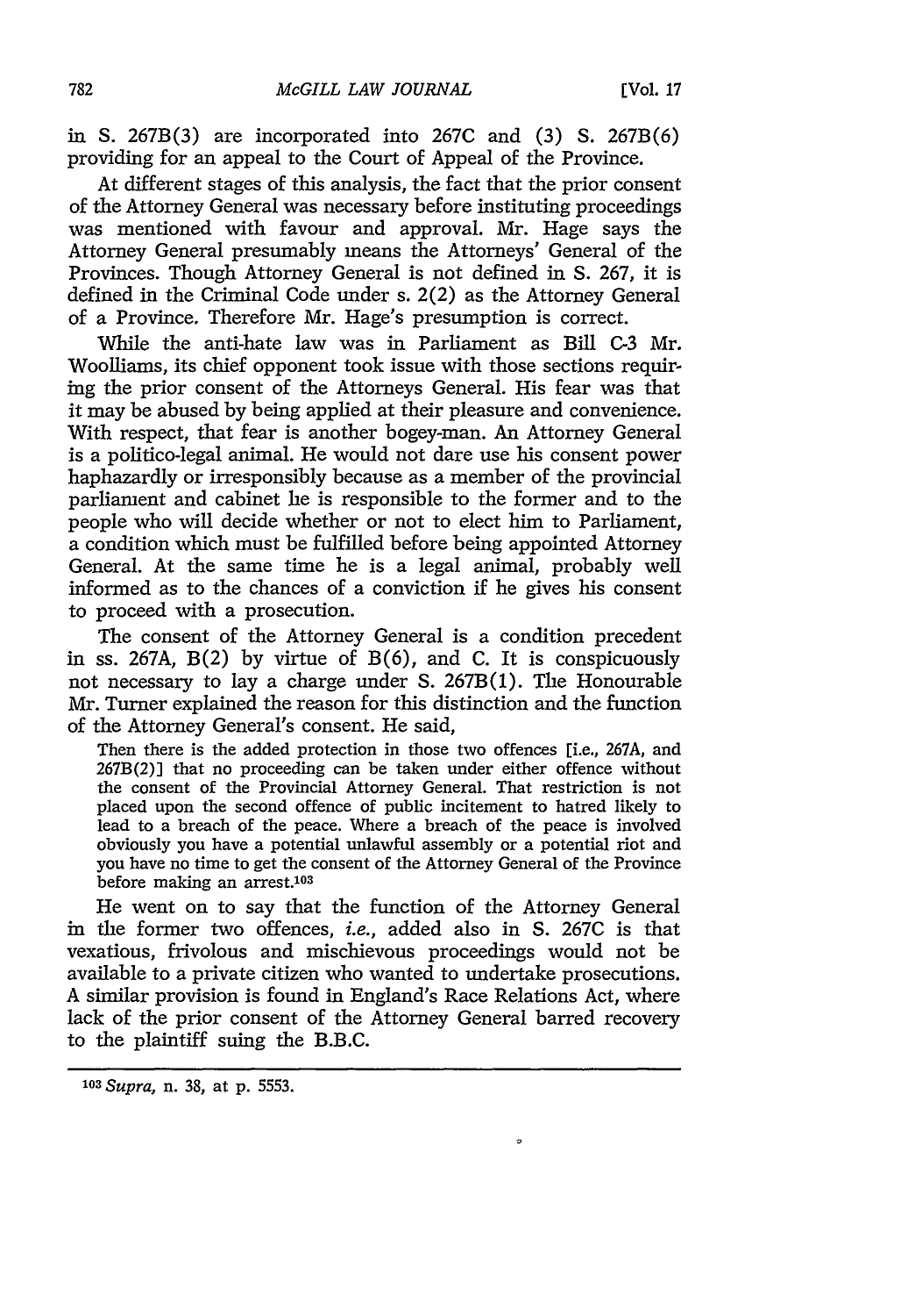in S. 267B(3) are incorporated into 267C and (3) S. 267B(6) providing for an appeal to the Court of Appeal of the Province.

At different stages of this analysis, the fact that the prior consent of the Attorney General was necessary before instituting proceedings was mentioned with favour and approval. Mr. Hage says the Attorney General presumably means the Attorneys' General of the Provinces. Though Attorney General is not defined in S. 267, it is defined in the Criminal Code under s. 2(2) as the Attorney General of a Province. Therefore Mr. Hage's presumption is correct.

While the anti-hate law was in Parliament as Bill C-3 Mr. Woolliams, its chief opponent took issue with those sections requiring the prior consent of the Attorneys General. His fear was that it may be abused by being applied at their pleasure and convenience. With respect, that fear is another bogey-man. An Attorney General is a politico-legal animal. He would not dare use his consent power haphazardly or irresponsibly because as a member of the provincial parliament and cabinet he is responsible to the former and to the people who will decide whether or not to elect him to Parliament, a condition which must be fulfilled before being appointed Attorney General. At the same time he is a legal animal, probably well informed as to the chances of a conviction if he gives his consent to proceed with a prosecution.

The consent of the Attorney General is a condition precedent in ss. 267A, B(2) by virtue of B(6), and C. It is conspicuously not necessary to lay a charge under S. 267B(1). The Honourable Mr. Turner explained the reason for this distinction and the function of the Attorney General's consent. He said,

> Then there is the added protection in those two offences [i.e., 267A, and 267B(2)] that no proceeding can be taken under either offence without the consent of the Provincial Attorney General. That restriction is not placed upon the second offence of public incitement to hatred likely to lead to a breach of the peace. Where a breach of the peace is involved obviously you have a potential unlawful assembly or a potential riot and you have no time to get the consent of the Attorney General of the Province before making an arrest.[103]

He went on to say that the function of the Attorney General in the former two offences, *i.e.*, added also in S. 267C is that vexatious, frivolous and mischievous proceedings would not be available to a private citizen who wanted to undertake prosecutions. A similar provision is found in England's Race Relations Act, where lack of the prior consent of the Attorney General barred recovery to the plaintiff suing the B.B.C.

---

[103] *Supra*, n. 38, at p. 5553.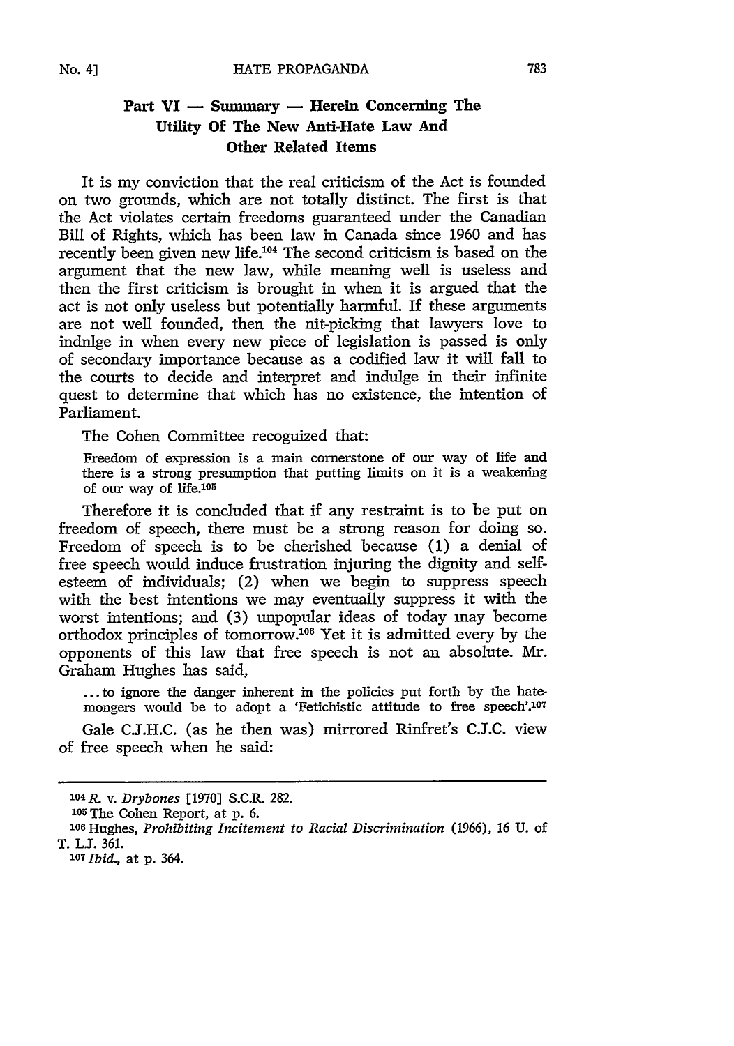## Part VI — Summary — Herein Concerning The Utility Of The New Anti-Hate Law And Other Related Items

It is my conviction that the real criticism of the Act is founded on two grounds, which are not totally distinct. The first is that the Act violates certain freedoms guaranteed under the Canadian Bill of Rights, which has been law in Canada since 1960 and has recently been given new life.[104] The second criticism is based on the argument that the new law, while meaning well is useless and then the first criticism is brought in when it is argued that the act is not only useless but potentially harmful. If these arguments are not well founded, then the nit-picking that lawyers love to indnlge in when every new piece of legislation is passed is only of secondary importance because as a codified law it will fall to the courts to decide and interpret and indulge in their infinite quest to determine that which has no existence, the intention of Parliament.

The Cohen Committee recoguized that:

> Freedom of expression is a main cornerstone of our way of life and there is a strong presumption that putting limits on it is a weakening of our way of life.[105]

Therefore it is concluded that if any restraint is to be put on freedom of speech, there must be a strong reason for doing so. Freedom of speech is to be cherished because (1) a denial of free speech would induce frustration injuring the dignity and self-esteem of individuals; (2) when we begin to suppress speech with the best intentions we may eventually suppress it with the worst intentions; and (3) unpopular ideas of today may become orthodox principles of tomorrow.[106] Yet it is admitted every by the opponents of this law that free speech is not an absolute. Mr. Graham Hughes has said,

> ... to ignore the danger inherent in the policies put forth by the hate-mongers would be to adopt a 'Fetichistic attitude to free speech'.[107]

Gale C.J.H.C. (as he then was) mirrored Rinfret's C.J.C. view of free speech when he said:

---

[104] *R.* v. *Drybones* [1970] S.C.R. 282.

[105] The Cohen Report, at p. 6.

[106] Hughes, *Prohibiting Incitement to Racial Discrimination* (1966), 16 U. of T. L.J. 361.

[107] *Ibid.*, at p. 364.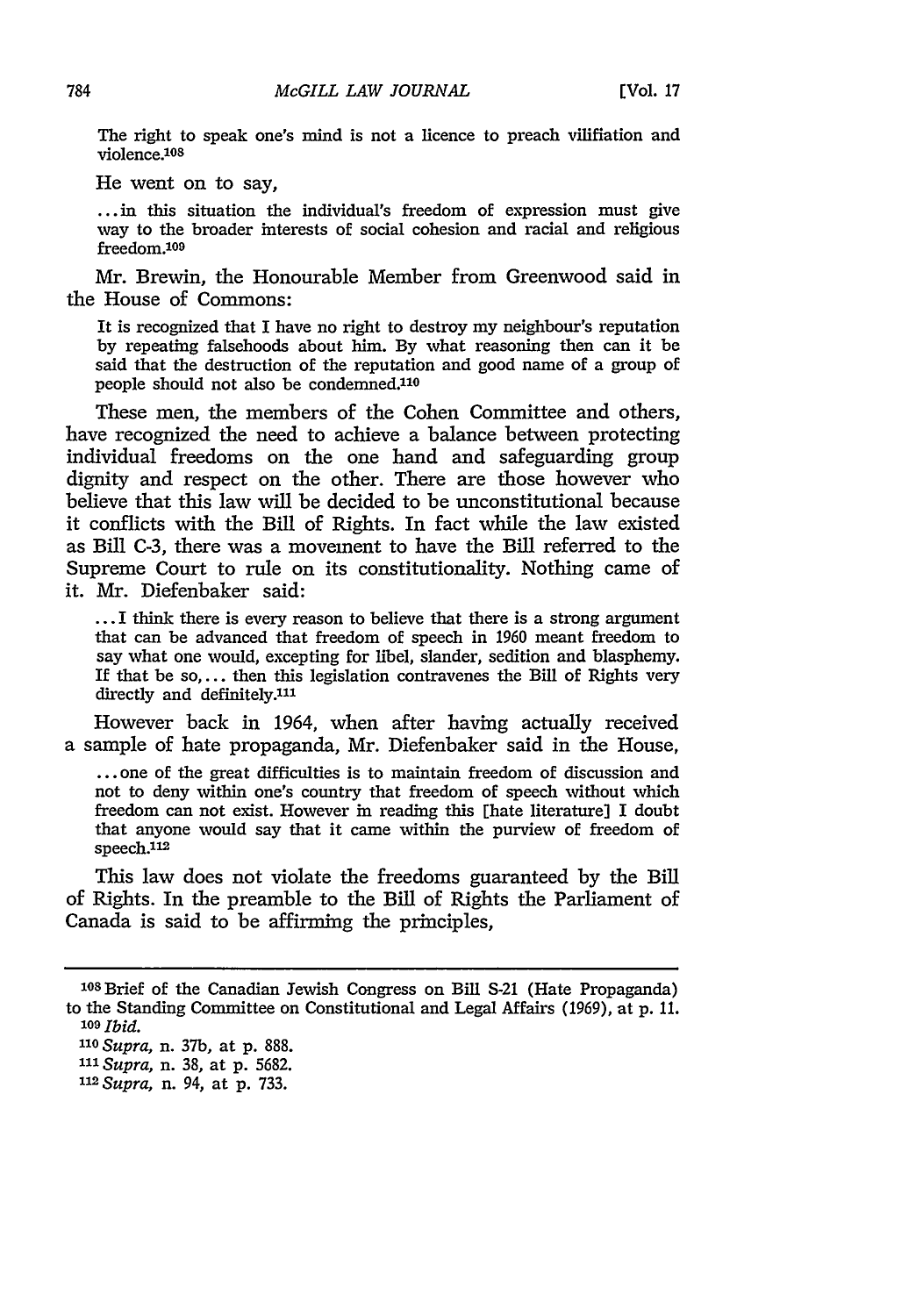> The right to speak one's mind is not a licence to preach vilifiation and violence.[108]

He went on to say,

> ...in this situation the individual's freedom of expression must give way to the broader interests of social cohesion and racial and religious freedom.[109]

Mr. Brewin, the Honourable Member from Greenwood said in the House of Commons:

> It is recognized that I have no right to destroy my neighbour's reputation by repeating falsehoods about him. By what reasoning then can it be said that the destruction of the reputation and good name of a group of people should not also be condemned.[110]

These men, the members of the Cohen Committee and others, have recognized the need to achieve a balance between protecting individual freedoms on the one hand and safeguarding group dignity and respect on the other. There are those however who believe that this law will be decided to be unconstitutional because it conflicts with the Bill of Rights. In fact while the law existed as Bill C-3, there was a movement to have the Bill referred to the Supreme Court to rule on its constitutionality. Nothing came of it. Mr. Diefenbaker said:

> ...I think there is every reason to believe that there is a strong argument that can be advanced that freedom of speech in 1960 meant freedom to say what one would, excepting for libel, slander, sedition and blasphemy. If that be so,... then this legislation contravenes the Bill of Rights very directly and definitely.[111]

However back in 1964, when after having actually received a sample of hate propaganda, Mr. Diefenbaker said in the House,

> ...one of the great difficulties is to maintain freedom of discussion and not to deny within one's country that freedom of speech without which freedom can not exist. However in reading this [hate literature] I doubt that anyone would say that it came within the purview of freedom of speech.[112]

This law does not violate the freedoms guaranteed by the Bill of Rights. In the preamble to the Bill of Rights the Parliament of Canada is said to be affirming the principles,

---

[108] Brief of the Canadian Jewish Congress on Bill S-21 (Hate Propaganda) to the Standing Committee on Constitutional and Legal Affairs (1969), at p. 11.

[109] *Ibid.*

[110] *Supra*, n. 37b, at p. 888.

[111] *Supra*, n. 38, at p. 5682.

[112] *Supra*, n. 94, at p. 733.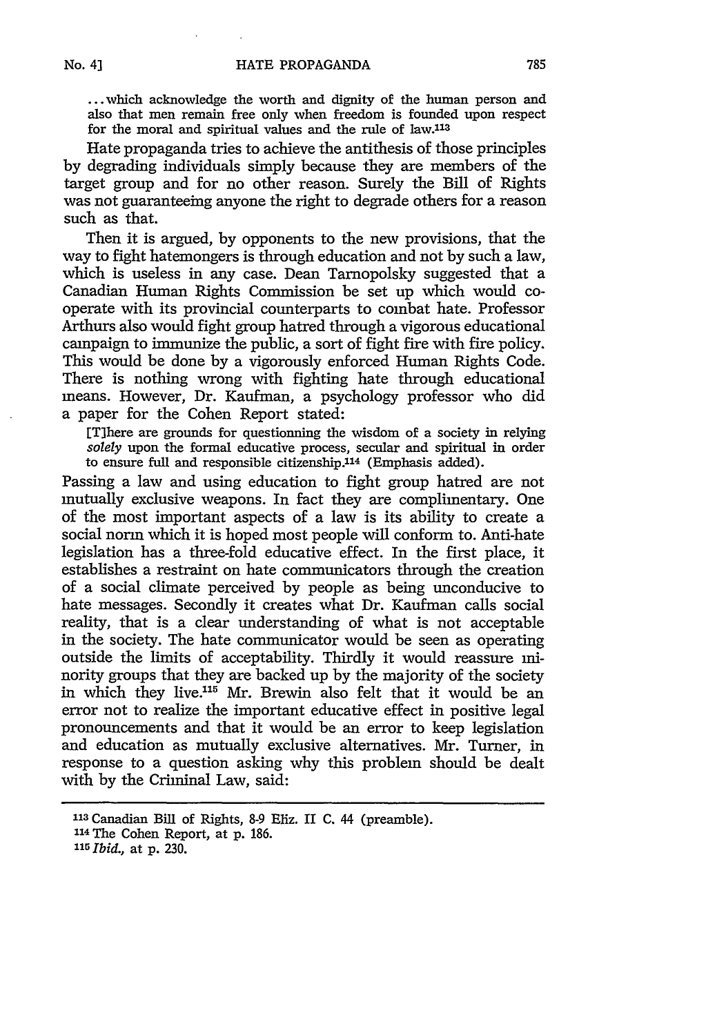> ...which acknowledge the worth and dignity of the human person and also that men remain free only when freedom is founded upon respect for the moral and spiritual values and the rule of law.[113]

Hate propaganda tries to achieve the antithesis of those principles by degrading individuals simply because they are members of the target group and for no other reason. Surely the Bill of Rights was not guaranteeing anyone the right to degrade others for a reason such as that.

Then it is argued, by opponents to the new provisions, that the way to fight hatemongers is through education and not by such a law, which is useless in any case. Dean Tarnopolsky suggested that a Canadian Human Rights Commission be set up which would co-operate with its provincial counterparts to combat hate. Professor Arthurs also would fight group hatred through a vigorous educational campaign to immunize the public, a sort of fight fire with fire policy. This would be done by a vigorously enforced Human Rights Code. There is nothing wrong with fighting hate through educational means. However, Dr. Kaufman, a psychology professor who did a paper for the Cohen Report stated:

> [T]here are grounds for questionning the wisdom of a society in relying *solely* upon the formal educative process, secular and spiritual in order to ensure full and responsible citizenship.[114] (Emphasis added).

Passing a law and using education to fight group hatred are not mutually exclusive weapons. In fact they are complimentary. One of the most important aspects of a law is its ability to create a social norm which it is hoped most people will conform to. Anti-hate legislation has a three-fold educative effect. In the first place, it establishes a restraint on hate communicators through the creation of a social climate perceived by people as being unconducive to hate messages. Secondly it creates what Dr. Kaufman calls social reality, that is a clear understanding of what is not acceptable in the society. The hate communicator would be seen as operating outside the limits of acceptability. Thirdly it would reassure minority groups that they are backed up by the majority of the society in which they live.[115] Mr. Brewin also felt that it would be an error not to realize the important educative effect in positive legal pronouncements and that it would be an error to keep legislation and education as mutually exclusive alternatives. Mr. Turner, in response to a question asking why this problem should be dealt with by the Criminal Law, said:

---

[113] Canadian Bill of Rights, 8-9 Eliz. II C. 44 (preamble).

[114] The Cohen Report, at p. 186.

[115] *Ibid.*, at p. 230.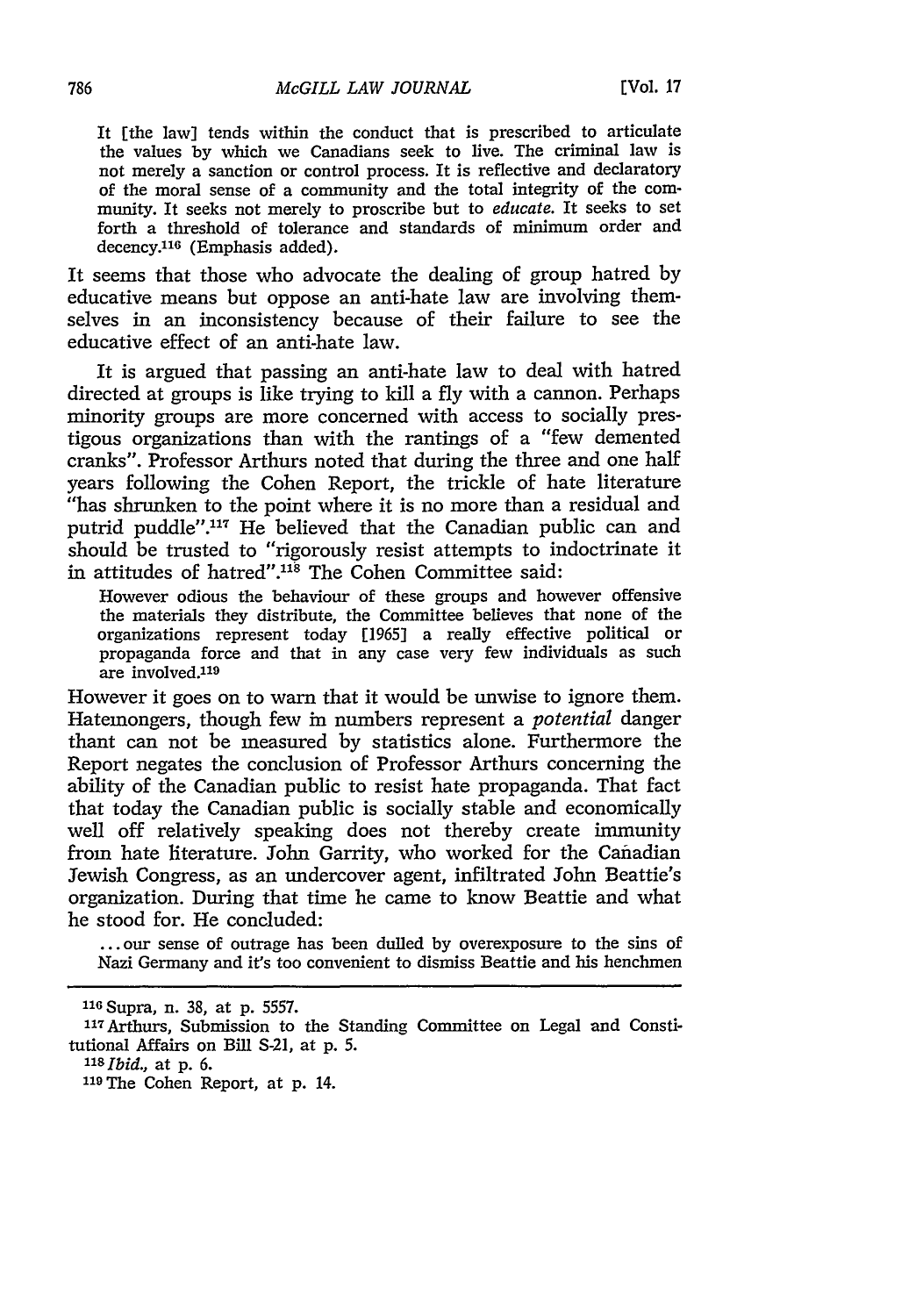> It [the law] tends within the conduct that is prescribed to articulate the values by which we Canadians seek to live. The criminal law is not merely a sanction or control process. It is reflective and declaratory of the moral sense of a community and the total integrity of the community. It seeks not merely to proscribe but to *educate*. It seeks to set forth a threshold of tolerance and standards of minimum order and decency.[116] (Emphasis added).

It seems that those who advocate the dealing of group hatred by educative means but oppose an anti-hate law are involving themselves in an inconsistency because of their failure to see the educative effect of an anti-hate law.

It is argued that passing an anti-hate law to deal with hatred directed at groups is like trying to kill a fly with a cannon. Perhaps minority groups are more concerned with access to socially prestigous organizations than with the rantings of a "few demented cranks". Professor Arthurs noted that during the three and one half years following the Cohen Report, the trickle of hate literature "has shrunken to the point where it is no more than a residual and putrid puddle".[117] He believed that the Canadian public can and should be trusted to "rigorously resist attempts to indoctrinate it in attitudes of hatred".[118] The Cohen Committee said:

> However odious the behaviour of these groups and however offensive the materials they distribute, the Committee believes that none of the organizations represent today [1965] a really effective political or propaganda force and that in any case very few individuals as such are involved.[119]

However it goes on to warn that it would be unwise to ignore them. Hatemongers, though few in numbers represent a *potential* danger thant can not be measured by statistics alone. Furthermore the Report negates the conclusion of Professor Arthurs concerning the ability of the Canadian public to resist hate propaganda. That fact that today the Canadian public is socially stable and economically well off relatively speaking does not thereby create immunity from hate literature. John Garrity, who worked for the Canadian Jewish Congress, as an undercover agent, infiltrated John Beattie's organization. During that time he came to know Beattie and what he stood for. He concluded:

> ... our sense of outrage has been dulled by overexposure to the sins of Nazi Germany and it's too convenient to dismiss Beattie and his henchmen

---

[116] Supra, n. 38, at p. 5557.

[117] Arthurs, Submission to the Standing Committee on Legal and Constitutional Affairs on Bill S-21, at p. 5.

[118] *Ibid.*, at p. 6.

[119] The Cohen Report, at p. 14.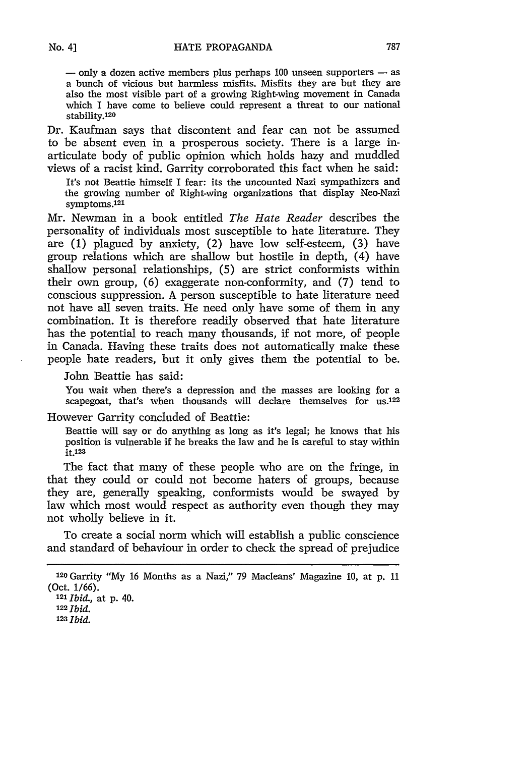> — only a dozen active members plus perhaps 100 unseen supporters — as a bunch of vicious but harmless misfits. Misfits they are but they are also the most visible part of a growing Right-wing movement in Canada which I have come to believe could represent a threat to our national stability.[120]

Dr. Kaufman says that discontent and fear can not be assumed to be absent even in a prosperous society. There is a large inarticulate body of public opinion which holds hazy and muddled views of a racist kind. Garrity corroborated this fact when he said:

> It's not Beattie himself I fear: its the uncounted Nazi sympathizers and the growing number of Right-wing organizations that display Neo-Nazi symptoms.[121]

Mr. Newman in a book entitled *The Hate Reader* describes the personality of individuals most susceptible to hate literature. They are (1) plagued by anxiety, (2) have low self-esteem, (3) have group relations which are shallow but hostile in depth, (4) have shallow personal relationships, (5) are strict conformists within their own group, (6) exaggerate non-conformity, and (7) tend to conscious suppression. A person susceptible to hate literature need not have all seven traits. He need only have some of them in any combination. It is therefore readily observed that hate literature has the potential to reach many thousands, if not more, of people in Canada. Having these traits does not automatically make these people hate readers, but it only gives them the potential to be.

John Beattie has said:

> You wait when there's a depression and the masses are looking for a scapegoat, that's when thousands will declare themselves for us.[122]

However Garrity concluded of Beattie:

> Beattie will say or do anything as long as it's legal; he knows that his position is vulnerable if he breaks the law and he is careful to stay within it.[123]

The fact that many of these people who are on the fringe, in that they could or could not become haters of groups, because they are, generally speaking, conformists would be swayed by law which most would respect as authority even though they may not wholly believe in it.

To create a social norm which will establish a public conscience and standard of behaviour in order to check the spread of prejudice

---

[120] Garrity "My 16 Months as a Nazi," 79 Macleans' Magazine 10, at p. 11 (Oct. 1/66).

[121] *Ibid.*, at p. 40.

[122] *Ibid.*

[123] *Ibid.*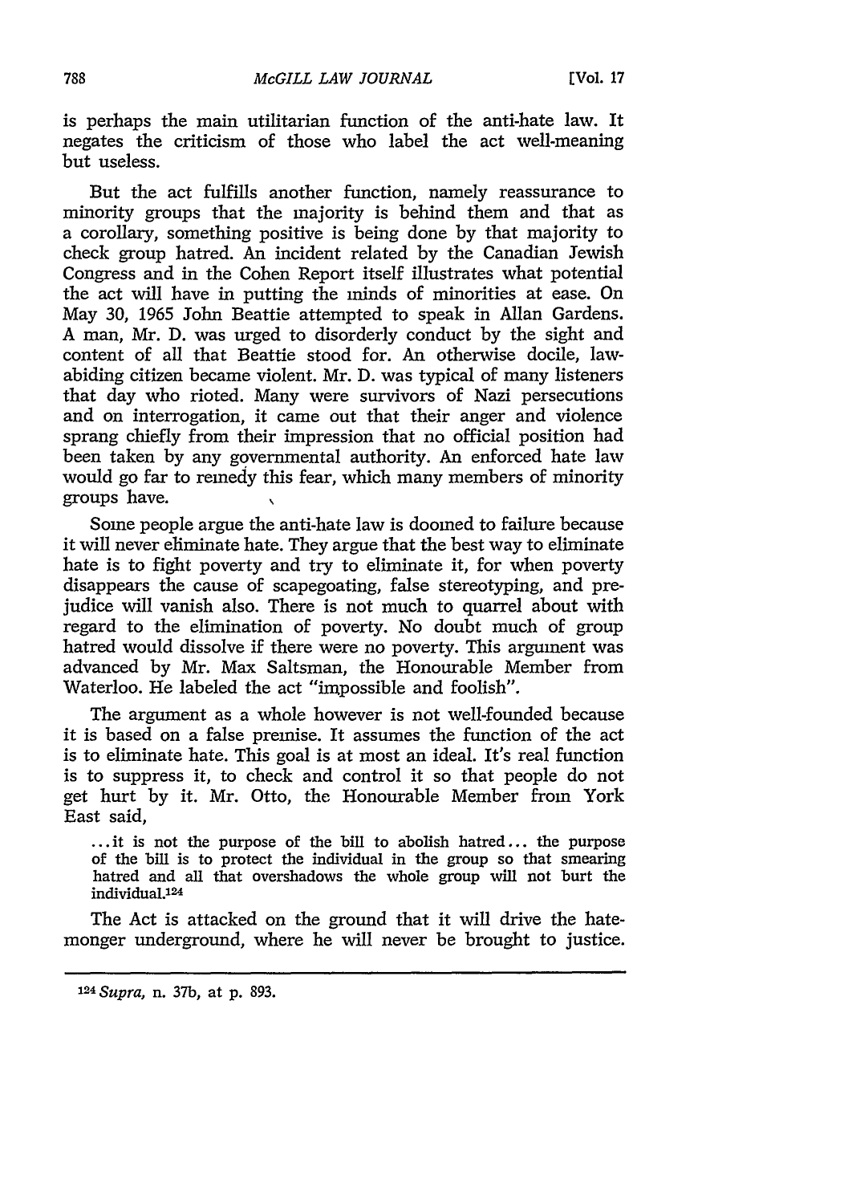is perhaps the main utilitarian function of the anti-hate law. It negates the criticism of those who label the act well-meaning but useless.

But the act fulfills another function, namely reassurance to minority groups that the majority is behind them and that as a corollary, something positive is being done by that majority to check group hatred. An incident related by the Canadian Jewish Congress and in the Cohen Report itself illustrates what potential the act will have in putting the minds of minorities at ease. On May 30, 1965 John Beattie attempted to speak in Allan Gardens. A man, Mr. D. was urged to disorderly conduct by the sight and content of all that Beattie stood for. An otherwise docile, law-abiding citizen became violent. Mr. D. was typical of many listeners that day who rioted. Many were survivors of Nazi persecutions and on interrogation, it came out that their anger and violence sprang chiefly from their impression that no official position had been taken by any governmental authority. An enforced hate law would go far to remedy this fear, which many members of minority groups have.

Some people argue the anti-hate law is doomed to failure because it will never eliminate hate. They argue that the best way to eliminate hate is to fight poverty and try to eliminate it, for when poverty disappears the cause of scapegoating, false stereotyping, and prejudice will vanish also. There is not much to quarrel about with regard to the elimination of poverty. No doubt much of group hatred would dissolve if there were no poverty. This argument was advanced by Mr. Max Saltsman, the Honourable Member from Waterloo. He labeled the act "impossible and foolish".

The argument as a whole however is not well-founded because it is based on a false premise. It assumes the function of the act is to eliminate hate. This goal is at most an ideal. It's real function is to suppress it, to check and control it so that people do not get hurt by it. Mr. Otto, the Honourable Member from York East said,

> ...it is not the purpose of the bill to abolish hatred... the purpose of the bill is to protect the individual in the group so that smearing hatred and all that overshadows the whole group will not hurt the individual.[124]

The Act is attacked on the ground that it will drive the hate-monger underground, where he will never be brought to justice.

---

[124] *Supra*, n. 37b, at p. 893.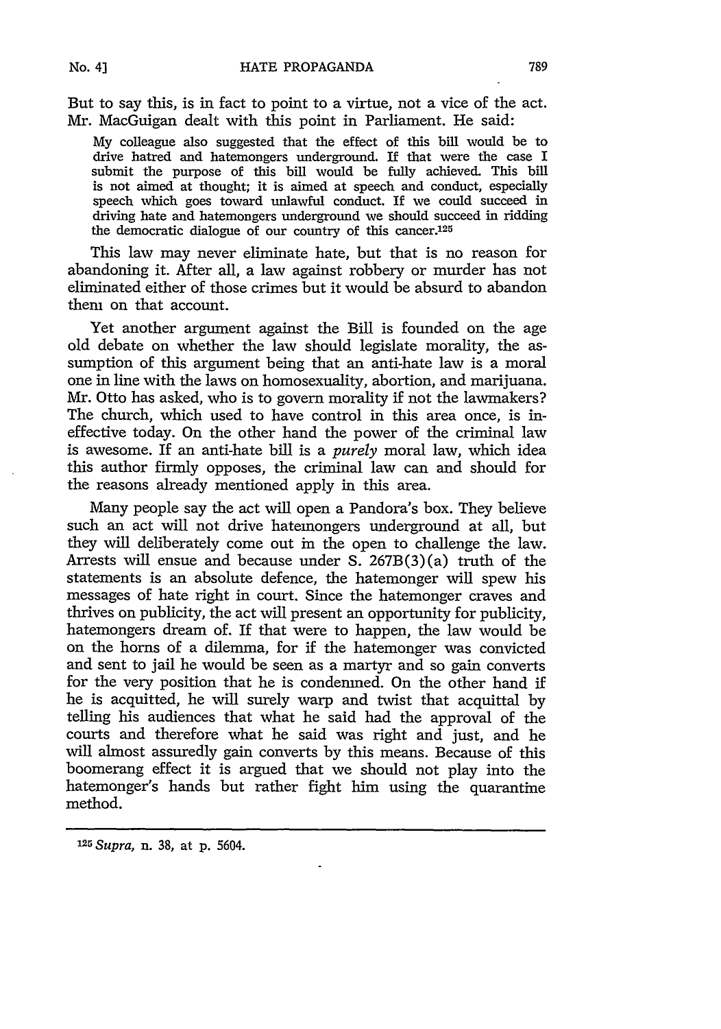But to say this, is in fact to point to a virtue, not a vice of the act. Mr. MacGuigan dealt with this point in Parliament. He said:

> My colleague also suggested that the effect of this bill would be to drive hatred and hatemongers underground. If that were the case I submit the purpose of this bill would be fully achieved. This bill is not aimed at thought; it is aimed at speech and conduct, especially speech which goes toward unlawful conduct. If we could succeed in driving hate and hatemongers underground we should succeed in ridding the democratic dialogue of our country of this cancer.[125]

This law may never eliminate hate, but that is no reason for abandoning it. After all, a law against robbery or murder has not eliminated either of those crimes but it would be absurd to abandon them on that account.

Yet another argument against the Bill is founded on the age old debate on whether the law should legislate morality, the assumption of this argument being that an anti-hate law is a moral one in line with the laws on homosexuality, abortion, and marijuana. Mr. Otto has asked, who is to govern morality if not the lawmakers? The church, which used to have control in this area once, is ineffective today. On the other hand the power of the criminal law is awesome. If an anti-hate bill is a *purely* moral law, which idea this author firmly opposes, the criminal law can and should for the reasons already mentioned apply in this area.

Many people say the act will open a Pandora's box. They believe such an act will not drive hatemongers underground at all, but they will deliberately come out in the open to challenge the law. Arrests will ensue and because under S. 267B(3)(a) truth of the statements is an absolute defence, the hatemonger will spew his messages of hate right in court. Since the hatemonger craves and thrives on publicity, the act will present an opportunity for publicity, hatemongers dream of. If that were to happen, the law would be on the horns of a dilemma, for if the hatemonger was convicted and sent to jail he would be seen as a martyr and so gain converts for the very position that he is condemned. On the other hand if he is acquitted, he will surely warp and twist that acquittal by telling his audiences that what he said had the approval of the courts and therefore what he said was right and just, and he will almost assuredly gain converts by this means. Because of this boomerang effect it is argued that we should not play into the hatemonger's hands but rather fight him using the quarantine method.

---

[125] *Supra*, n. 38, at p. 5604.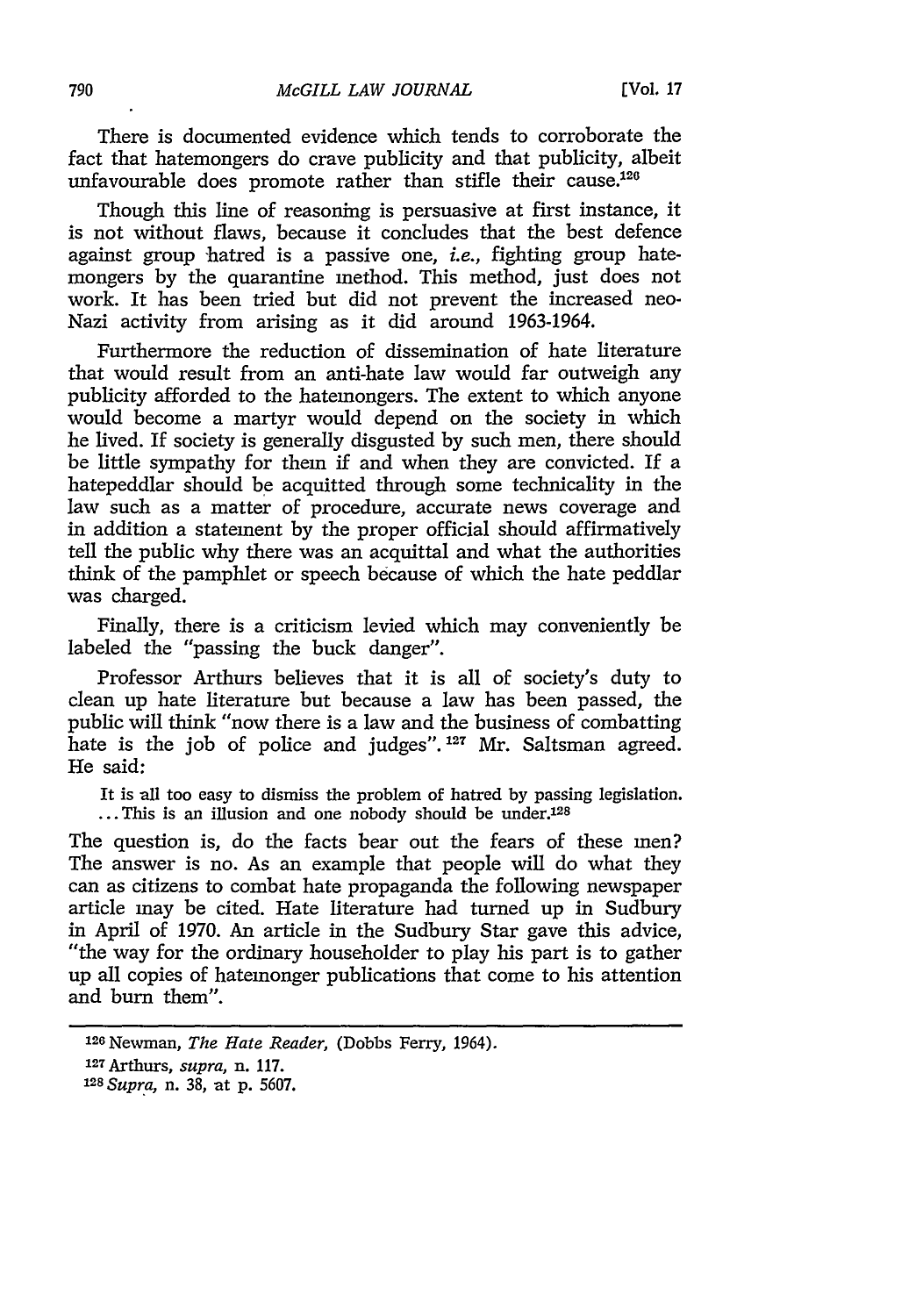There is documented evidence which tends to corroborate the fact that hatemongers do crave publicity and that publicity, albeit unfavourable does promote rather than stifle their cause.[126]

Though this line of reasoning is persuasive at first instance, it is not without flaws, because it concludes that the best defence against group hatred is a passive one, *i.e.*, fighting group hatemongers by the quarantine method. This method, just does not work. It has been tried but did not prevent the increased neo-Nazi activity from arising as it did around 1963-1964.

Furthermore the reduction of dissemination of hate literature that would result from an anti-hate law would far outweigh any publicity afforded to the hatemongers. The extent to which anyone would become a martyr would depend on the society in which he lived. If society is generally disgusted by such men, there should be little sympathy for them if and when they are convicted. If a hatepeddlar should be acquitted through some technicality in the law such as a matter of procedure, accurate news coverage and in addition a statement by the proper official should affirmatively tell the public why there was an acquittal and what the authorities think of the pamphlet or speech because of which the hate peddlar was charged.

Finally, there is a criticism levied which may conveniently be labeled the "passing the buck danger".

Professor Arthurs believes that it is all of society's duty to clean up hate literature but because a law has been passed, the public will think "now there is a law and the business of combatting hate is the job of police and judges".[127] Mr. Saltsman agreed. He said:

> It is all too easy to dismiss the problem of hatred by passing legislation. ... This is an illusion and one nobody should be under.[128]

The question is, do the facts bear out the fears of these men? The answer is no. As an example that people will do what they can as citizens to combat hate propaganda the following newspaper article may be cited. Hate literature had turned up in Sudbury in April of 1970. An article in the Sudbury Star gave this advice, "the way for the ordinary householder to play his part is to gather up all copies of hatemonger publications that come to his attention and burn them".

---

[126] Newman, *The Hate Reader*, (Dobbs Ferry, 1964).

[127] Arthurs, *supra*, n. 117.

[128] *Supra*, n. 38, at p. 5607.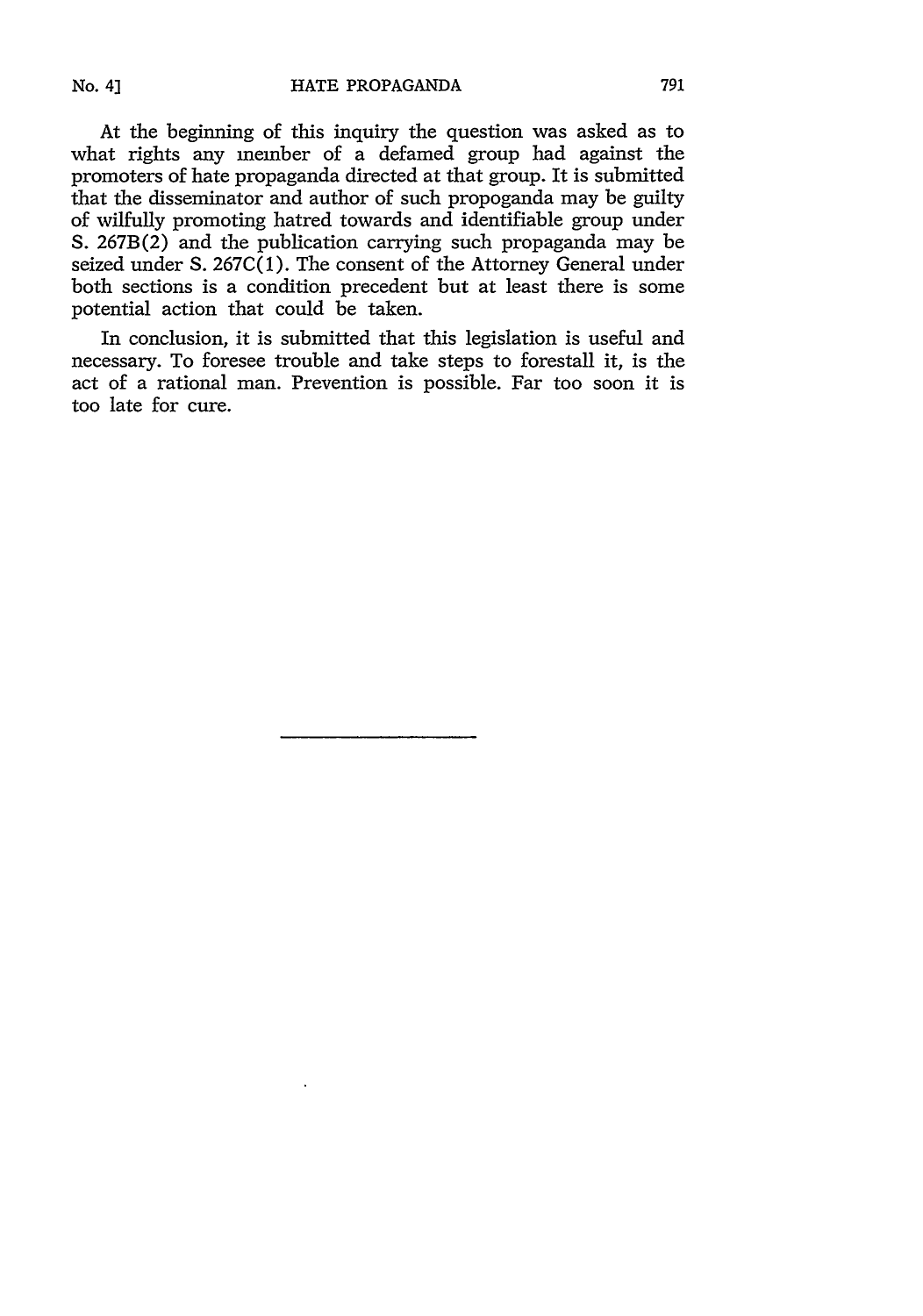At the beginning of this inquiry the question was asked as to what rights any member of a defamed group had against the promoters of hate propaganda directed at that group. It is submitted that the disseminator and author of such propoganda may be guilty of wilfully promoting hatred towards and identifiable group under S. 267B(2) and the publication carrying such propaganda may be seized under S. 267C(1). The consent of the Attorney General under both sections is a condition precedent but at least there is some potential action that could be taken.

In conclusion, it is submitted that this legislation is useful and necessary. To foresee trouble and take steps to forestall it, is the act of a rational man. Prevention is possible. Far too soon it is too late for cure.